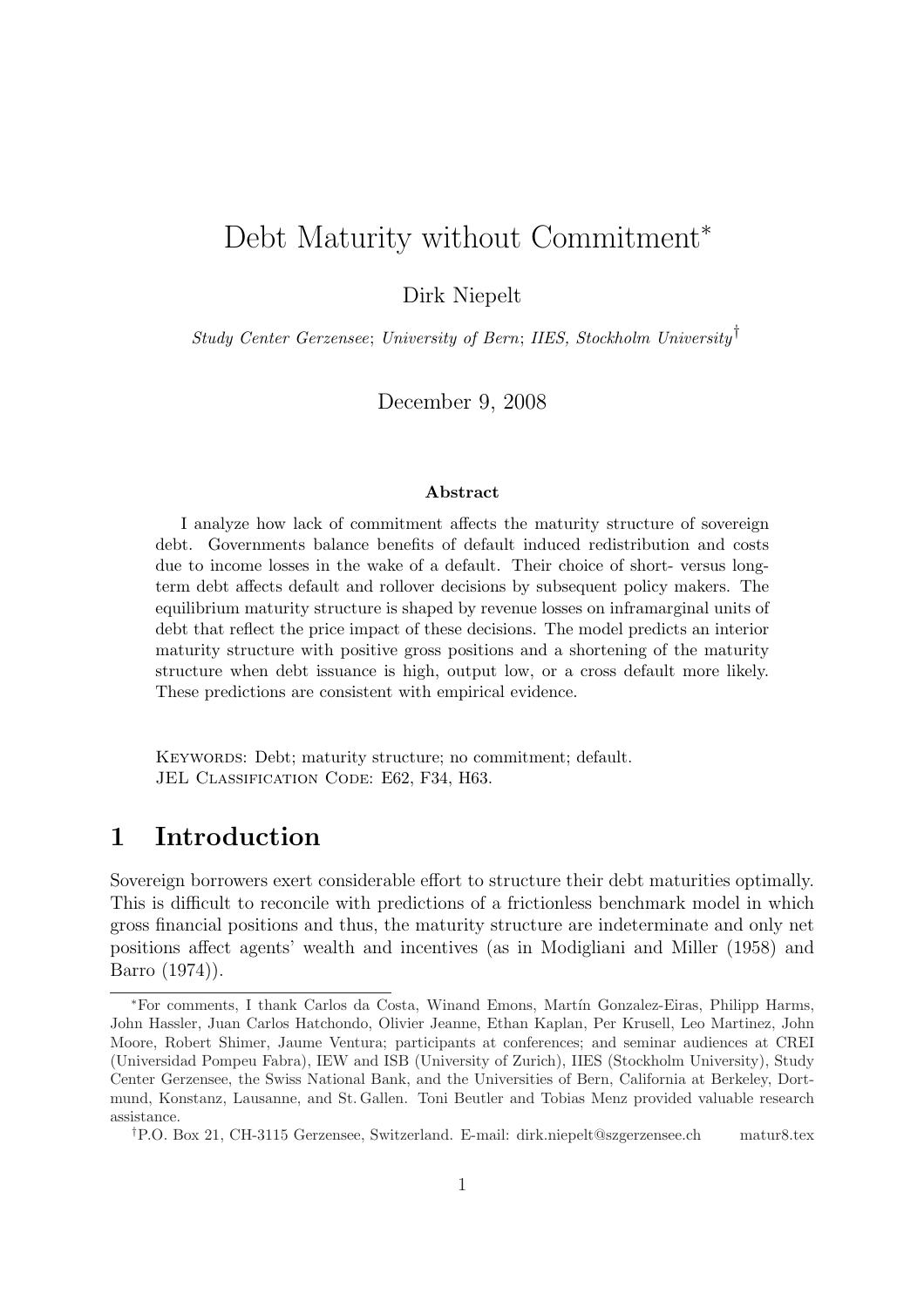# Debt Maturity without Commitment*

Dirk Niepelt

*Study Center Gerzensee*; *University of Bern*; *IIES, Stockholm University*[†]

December 9, 2008

### Abstract

I analyze how lack of commitment affects the maturity structure of sovereign debt. Governments balance benefits of default induced redistribution and costs due to income losses in the wake of a default. Their choice of short- versus long-term debt affects default and rollover decisions by subsequent policy makers. The equilibrium maturity structure is shaped by revenue losses on inframarginal units of debt that reflect the price impact of these decisions. The model predicts an interior maturity structure with positive gross positions and a shortening of the maturity structure when debt issuance is high, output low, or a cross default more likely. These predictions are consistent with empirical evidence.

KEYWORDS: Debt; maturity structure; no commitment; default.
JEL CLASSIFICATION CODE: E62, F34, H63.

## 1 Introduction

Sovereign borrowers exert considerable effort to structure their debt maturities optimally. This is difficult to reconcile with predictions of a frictionless benchmark model in which gross financial positions and thus, the maturity structure are indeterminate and only net positions affect agents' wealth and incentives (as in Modigliani and Miller (1958) and Barro (1974)).

---

*For comments, I thank Carlos da Costa, Winand Emons, Martín Gonzalez-Eiras, Philipp Harms, John Hassler, Juan Carlos Hatchondo, Olivier Jeanne, Ethan Kaplan, Per Krusell, Leo Martinez, John Moore, Robert Shimer, Jaume Ventura; participants at conferences; and seminar audiences at CREI (Universidad Pompeu Fabra), IEW and ISB (University of Zurich), IIES (Stockholm University), Study Center Gerzensee, the Swiss National Bank, and the Universities of Bern, California at Berkeley, Dortmund, Konstanz, Lausanne, and St. Gallen. Toni Beutler and Tobias Menz provided valuable research assistance.

†P.O. Box 21, CH-3115 Gerzensee, Switzerland. E-mail: dirk.niepelt@szgerzensee.ch matur8.tex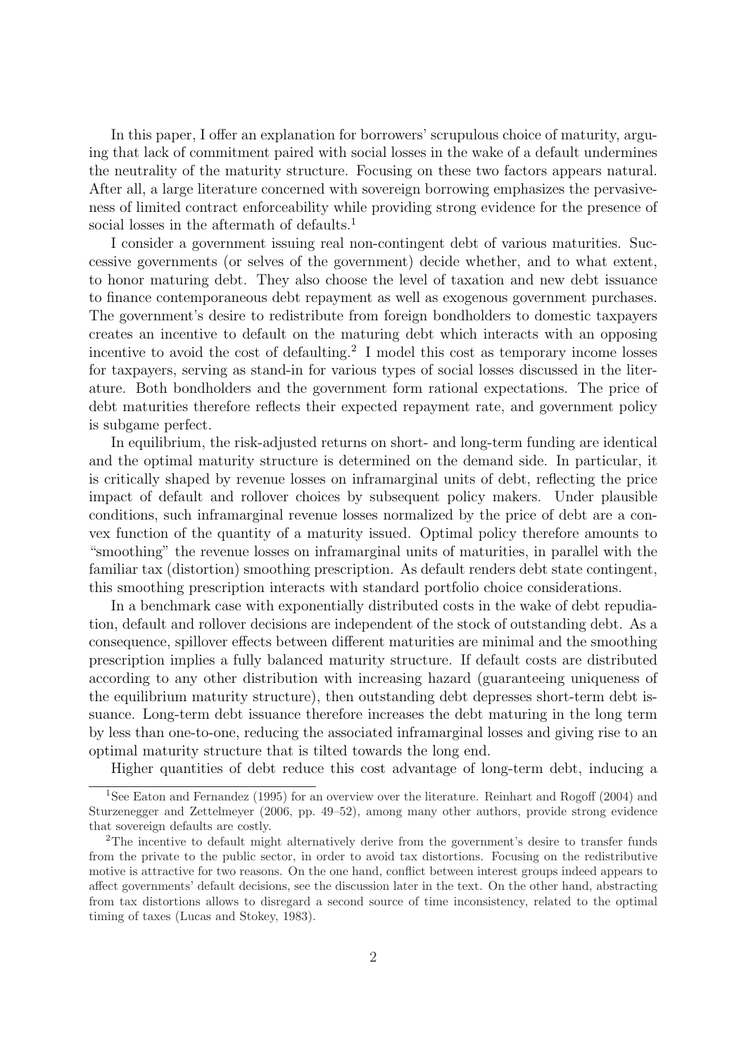In this paper, I offer an explanation for borrowers' scrupulous choice of maturity, arguing that lack of commitment paired with social losses in the wake of a default undermines the neutrality of the maturity structure. Focusing on these two factors appears natural. After all, a large literature concerned with sovereign borrowing emphasizes the pervasiveness of limited contract enforceability while providing strong evidence for the presence of social losses in the aftermath of defaults.[1]

I consider a government issuing real non-contingent debt of various maturities. Successive governments (or selves of the government) decide whether, and to what extent, to honor maturing debt. They also choose the level of taxation and new debt issuance to finance contemporaneous debt repayment as well as exogenous government purchases. The government's desire to redistribute from foreign bondholders to domestic taxpayers creates an incentive to default on the maturing debt which interacts with an opposing incentive to avoid the cost of defaulting.[2] I model this cost as temporary income losses for taxpayers, serving as stand-in for various types of social losses discussed in the literature. Both bondholders and the government form rational expectations. The price of debt maturities therefore reflects their expected repayment rate, and government policy is subgame perfect.

In equilibrium, the risk-adjusted returns on short- and long-term funding are identical and the optimal maturity structure is determined on the demand side. In particular, it is critically shaped by revenue losses on inframarginal units of debt, reflecting the price impact of default and rollover choices by subsequent policy makers. Under plausible conditions, such inframarginal revenue losses normalized by the price of debt are a convex function of the quantity of a maturity issued. Optimal policy therefore amounts to "smoothing" the revenue losses on inframarginal units of maturities, in parallel with the familiar tax (distortion) smoothing prescription. As default renders debt state contingent, this smoothing prescription interacts with standard portfolio choice considerations.

In a benchmark case with exponentially distributed costs in the wake of debt repudiation, default and rollover decisions are independent of the stock of outstanding debt. As a consequence, spillover effects between different maturities are minimal and the smoothing prescription implies a fully balanced maturity structure. If default costs are distributed according to any other distribution with increasing hazard (guaranteeing uniqueness of the equilibrium maturity structure), then outstanding debt depresses short-term debt issuance. Long-term debt issuance therefore increases the debt maturing in the long term by less than one-to-one, reducing the associated inframarginal losses and giving rise to an optimal maturity structure that is tilted towards the long end.

Higher quantities of debt reduce this cost advantage of long-term debt, inducing a

---

[1] See Eaton and Fernandez (1995) for an overview over the literature. Reinhart and Rogoff (2004) and Sturzenegger and Zettelmeyer (2006, pp. 49–52), among many other authors, provide strong evidence that sovereign defaults are costly.

[2] The incentive to default might alternatively derive from the government's desire to transfer funds from the private to the public sector, in order to avoid tax distortions. Focusing on the redistributive motive is attractive for two reasons. On the one hand, conflict between interest groups indeed appears to affect governments' default decisions, see the discussion later in the text. On the other hand, abstracting from tax distortions allows to disregard a second source of time inconsistency, related to the optimal timing of taxes (Lucas and Stokey, 1983).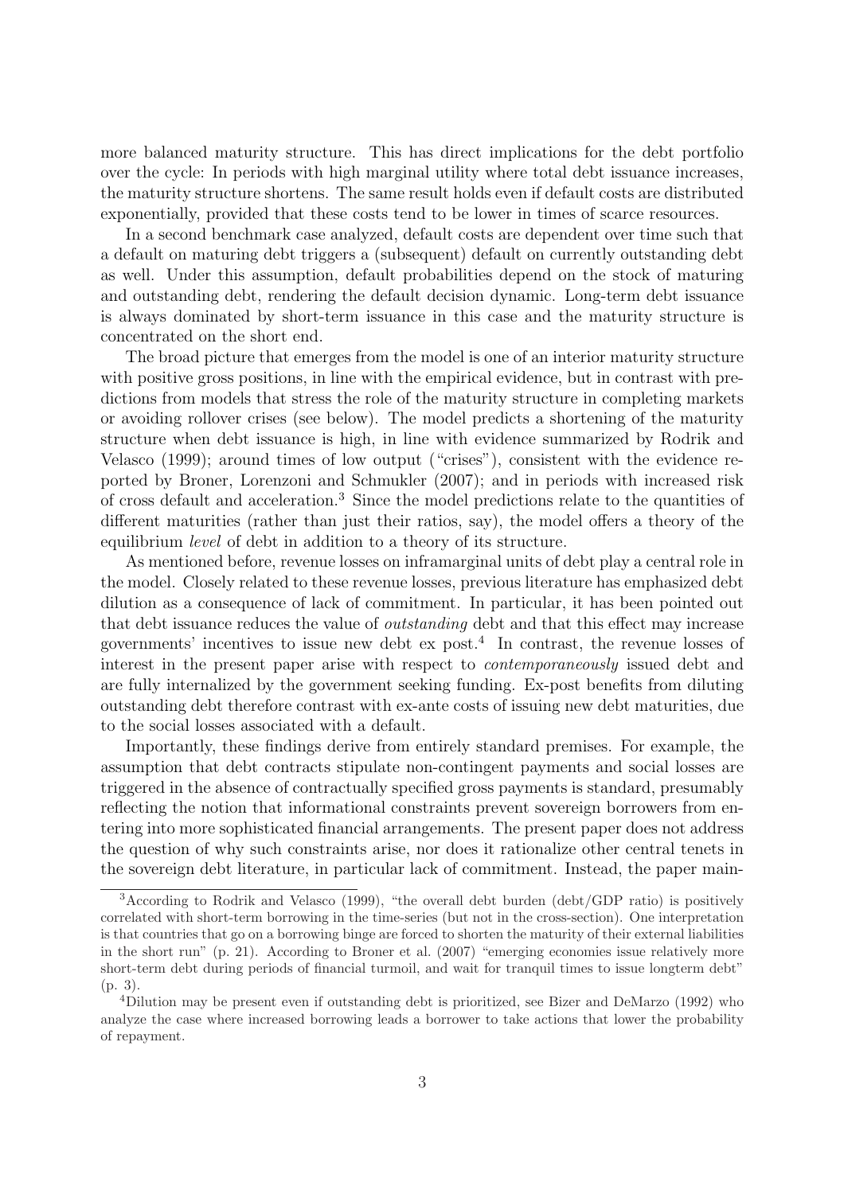more balanced maturity structure. This has direct implications for the debt portfolio over the cycle: In periods with high marginal utility where total debt issuance increases, the maturity structure shortens. The same result holds even if default costs are distributed exponentially, provided that these costs tend to be lower in times of scarce resources.

In a second benchmark case analyzed, default costs are dependent over time such that a default on maturing debt triggers a (subsequent) default on currently outstanding debt as well. Under this assumption, default probabilities depend on the stock of maturing and outstanding debt, rendering the default decision dynamic. Long-term debt issuance is always dominated by short-term issuance in this case and the maturity structure is concentrated on the short end.

The broad picture that emerges from the model is one of an interior maturity structure with positive gross positions, in line with the empirical evidence, but in contrast with predictions from models that stress the role of the maturity structure in completing markets or avoiding rollover crises (see below). The model predicts a shortening of the maturity structure when debt issuance is high, in line with evidence summarized by Rodrik and Velasco (1999); around times of low output ("crises"), consistent with the evidence reported by Broner, Lorenzoni and Schmukler (2007); and in periods with increased risk of cross default and acceleration.[3] Since the model predictions relate to the quantities of different maturities (rather than just their ratios, say), the model offers a theory of the equilibrium *level* of debt in addition to a theory of its structure.

As mentioned before, revenue losses on inframarginal units of debt play a central role in the model. Closely related to these revenue losses, previous literature has emphasized debt dilution as a consequence of lack of commitment. In particular, it has been pointed out that debt issuance reduces the value of *outstanding* debt and that this effect may increase governments' incentives to issue new debt ex post.[4] In contrast, the revenue losses of interest in the present paper arise with respect to *contemporaneously* issued debt and are fully internalized by the government seeking funding. Ex-post benefits from diluting outstanding debt therefore contrast with ex-ante costs of issuing new debt maturities, due to the social losses associated with a default.

Importantly, these findings derive from entirely standard premises. For example, the assumption that debt contracts stipulate non-contingent payments and social losses are triggered in the absence of contractually specified gross payments is standard, presumably reflecting the notion that informational constraints prevent sovereign borrowers from entering into more sophisticated financial arrangements. The present paper does not address the question of why such constraints arise, nor does it rationalize other central tenets in the sovereign debt literature, in particular lack of commitment. Instead, the paper main-

---

[3] According to Rodrik and Velasco (1999), "the overall debt burden (debt/GDP ratio) is positively correlated with short-term borrowing in the time-series (but not in the cross-section). One interpretation is that countries that go on a borrowing binge are forced to shorten the maturity of their external liabilities in the short run" (p. 21). According to Broner et al. (2007) "emerging economies issue relatively more short-term debt during periods of financial turmoil, and wait for tranquil times to issue longterm debt" (p. 3).

[4] Dilution may be present even if outstanding debt is prioritized, see Bizer and DeMarzo (1992) who analyze the case where increased borrowing leads a borrower to take actions that lower the probability of repayment.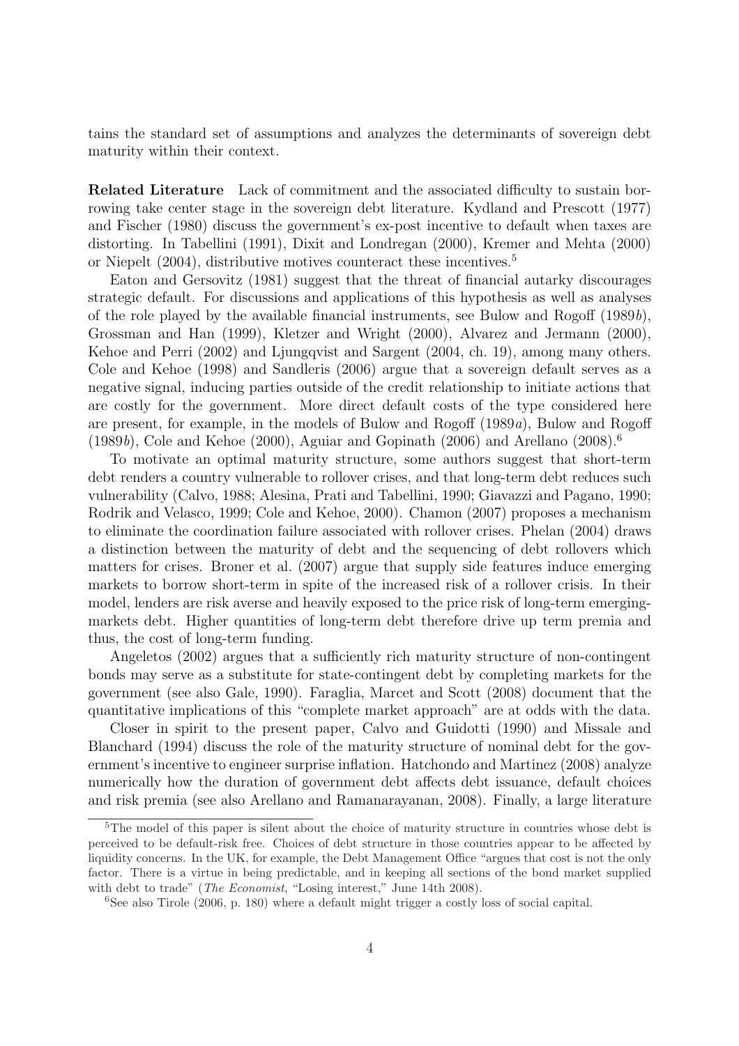tains the standard set of assumptions and analyzes the determinants of sovereign debt maturity within their context.

**Related Literature** Lack of commitment and the associated difficulty to sustain borrowing take center stage in the sovereign debt literature. Kydland and Prescott (1977) and Fischer (1980) discuss the government's ex-post incentive to default when taxes are distorting. In Tabellini (1991), Dixit and Londregan (2000), Kremer and Mehta (2000) or Niepelt (2004), distributive motives counteract these incentives.[5]

Eaton and Gersovitz (1981) suggest that the threat of financial autarky discourages strategic default. For discussions and applications of this hypothesis as well as analyses of the role played by the available financial instruments, see Bulow and Rogoff (1989*b*), Grossman and Han (1999), Kletzer and Wright (2000), Alvarez and Jermann (2000), Kehoe and Perri (2002) and Ljungqvist and Sargent (2004, ch. 19), among many others. Cole and Kehoe (1998) and Sandleris (2006) argue that a sovereign default serves as a negative signal, inducing parties outside of the credit relationship to initiate actions that are costly for the government. More direct default costs of the type considered here are present, for example, in the models of Bulow and Rogoff (1989*a*), Bulow and Rogoff (1989*b*), Cole and Kehoe (2000), Aguiar and Gopinath (2006) and Arellano (2008).[6]

To motivate an optimal maturity structure, some authors suggest that short-term debt renders a country vulnerable to rollover crises, and that long-term debt reduces such vulnerability (Calvo, 1988; Alesina, Prati and Tabellini, 1990; Giavazzi and Pagano, 1990; Rodrik and Velasco, 1999; Cole and Kehoe, 2000). Chamon (2007) proposes a mechanism to eliminate the coordination failure associated with rollover crises. Phelan (2004) draws a distinction between the maturity of debt and the sequencing of debt rollovers which matters for crises. Broner et al. (2007) argue that supply side features induce emerging markets to borrow short-term in spite of the increased risk of a rollover crisis. In their model, lenders are risk averse and heavily exposed to the price risk of long-term emerging-markets debt. Higher quantities of long-term debt therefore drive up term premia and thus, the cost of long-term funding.

Angeletos (2002) argues that a sufficiently rich maturity structure of non-contingent bonds may serve as a substitute for state-contingent debt by completing markets for the government (see also Gale, 1990). Faraglia, Marcet and Scott (2008) document that the quantitative implications of this "complete market approach" are at odds with the data.

Closer in spirit to the present paper, Calvo and Guidotti (1990) and Missale and Blanchard (1994) discuss the role of the maturity structure of nominal debt for the government's incentive to engineer surprise inflation. Hatchondo and Martinez (2008) analyze numerically how the duration of government debt affects debt issuance, default choices and risk premia (see also Arellano and Ramanarayanan, 2008). Finally, a large literature

[5] The model of this paper is silent about the choice of maturity structure in countries whose debt is perceived to be default-risk free. Choices of debt structure in those countries appear to be affected by liquidity concerns. In the UK, for example, the Debt Management Office "argues that cost is not the only factor. There is a virtue in being predictable, and in keeping all sections of the bond market supplied with debt to trade" (*The Economist*, "Losing interest," June 14th 2008).

[6] See also Tirole (2006, p. 180) where a default might trigger a costly loss of social capital.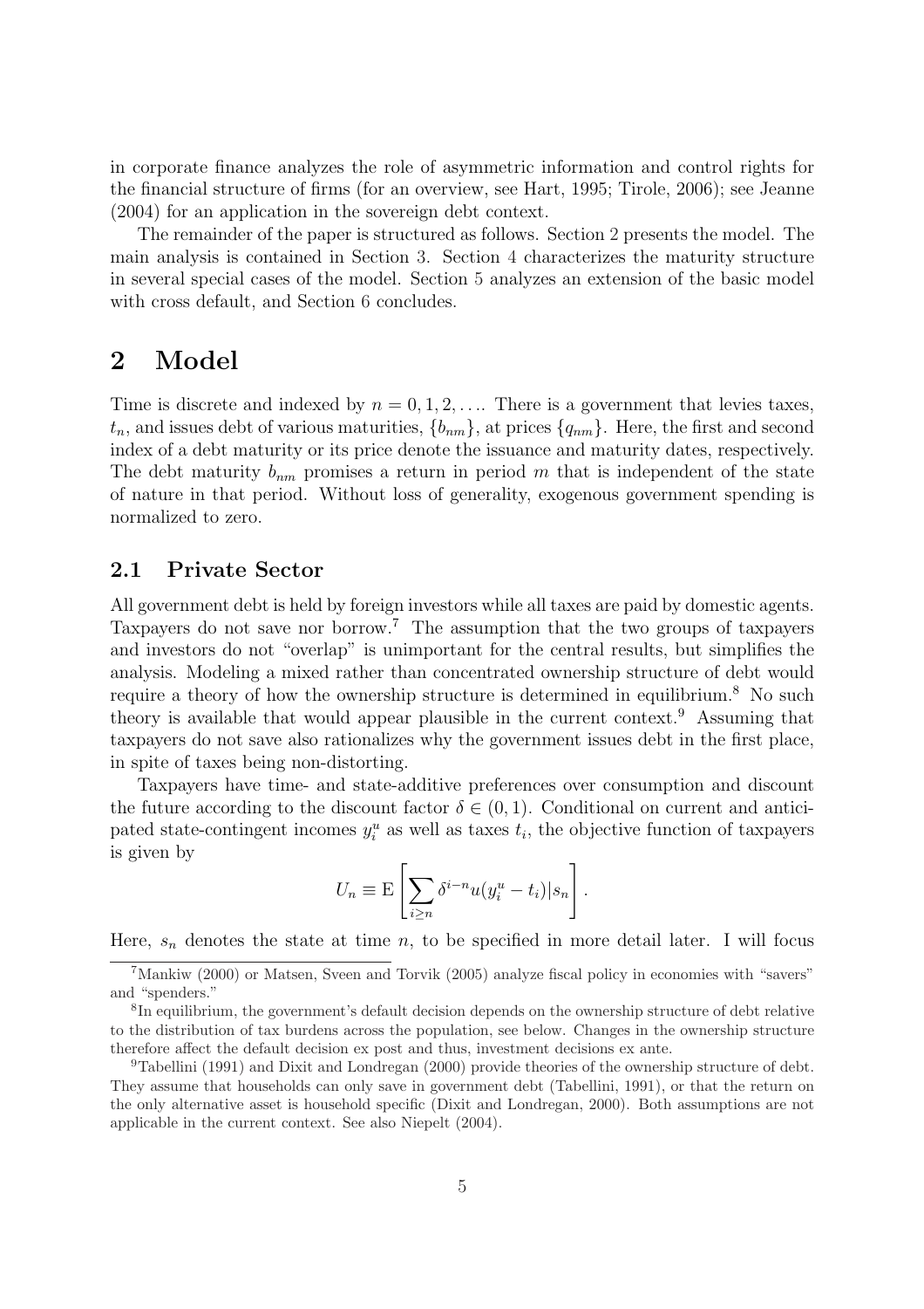in corporate finance analyzes the role of asymmetric information and control rights for the financial structure of firms (for an overview, see Hart, 1995; Tirole, 2006); see Jeanne (2004) for an application in the sovereign debt context.

The remainder of the paper is structured as follows. Section 2 presents the model. The main analysis is contained in Section 3. Section 4 characterizes the maturity structure in several special cases of the model. Section 5 analyzes an extension of the basic model with cross default, and Section 6 concludes.

# 2 Model

Time is discrete and indexed by $n = 0, 1, 2, \ldots$. There is a government that levies taxes, $t_n$, and issues debt of various maturities, $\{b_{nm}\}$, at prices $\{q_{nm}\}$. Here, the first and second index of a debt maturity or its price denote the issuance and maturity dates, respectively. The debt maturity $b_{nm}$ promises a return in period $m$ that is independent of the state of nature in that period. Without loss of generality, exogenous government spending is normalized to zero.

## 2.1 Private Sector

All government debt is held by foreign investors while all taxes are paid by domestic agents. Taxpayers do not save nor borrow.[7] The assumption that the two groups of taxpayers and investors do not "overlap" is unimportant for the central results, but simplifies the analysis. Modeling a mixed rather than concentrated ownership structure of debt would require a theory of how the ownership structure is determined in equilibrium.[8] No such theory is available that would appear plausible in the current context.[9] Assuming that taxpayers do not save also rationalizes why the government issues debt in the first place, in spite of taxes being non-distorting.

Taxpayers have time- and state-additive preferences over consumption and discount the future according to the discount factor $\delta \in (0, 1)$. Conditional on current and anticipated state-contingent incomes $y_i^u$ as well as taxes $t_i$, the objective function of taxpayers is given by

$$U_n \equiv \mathrm{E}\left[\sum_{i \geq n} \delta^{i-n} u(y_i^u - t_i) | s_n\right].$$

Here, $s_n$ denotes the state at time $n$, to be specified in more detail later. I will focus

[7] Mankiw (2000) or Matsen, Sveen and Torvik (2005) analyze fiscal policy in economies with "savers" and "spenders."

[8] In equilibrium, the government's default decision depends on the ownership structure of debt relative to the distribution of tax burdens across the population, see below. Changes in the ownership structure therefore affect the default decision ex post and thus, investment decisions ex ante.

[9] Tabellini (1991) and Dixit and Londregan (2000) provide theories of the ownership structure of debt. They assume that households can only save in government debt (Tabellini, 1991), or that the return on the only alternative asset is household specific (Dixit and Londregan, 2000). Both assumptions are not applicable in the current context. See also Niepelt (2004).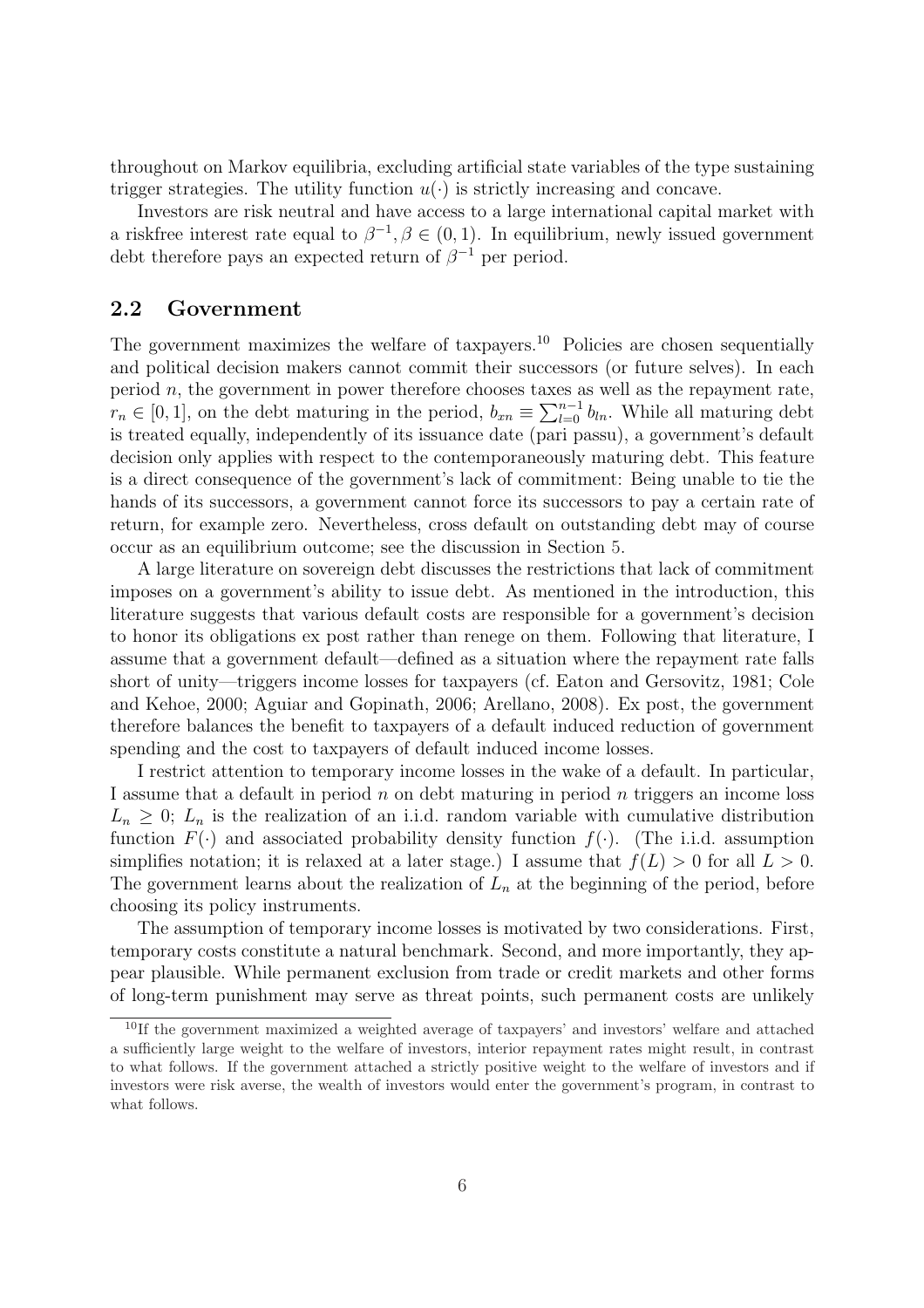throughout on Markov equilibria, excluding artificial state variables of the type sustaining trigger strategies. The utility function $u(\cdot)$ is strictly increasing and concave.

Investors are risk neutral and have access to a large international capital market with a riskfree interest rate equal to $\beta^{-1}, \beta \in (0, 1)$. In equilibrium, newly issued government debt therefore pays an expected return of $\beta^{-1}$ per period.

## 2.2 Government

The government maximizes the welfare of taxpayers.[10] Policies are chosen sequentially and political decision makers cannot commit their successors (or future selves). In each period $n$, the government in power therefore chooses taxes as well as the repayment rate, $r_n \in [0, 1]$, on the debt maturing in the period, $b_{xn} \equiv \sum_{l=0}^{n-1} b_{ln}$. While all maturing debt is treated equally, independently of its issuance date (pari passu), a government's default decision only applies with respect to the contemporaneously maturing debt. This feature is a direct consequence of the government's lack of commitment: Being unable to tie the hands of its successors, a government cannot force its successors to pay a certain rate of return, for example zero. Nevertheless, cross default on outstanding debt may of course occur as an equilibrium outcome; see the discussion in Section 5.

A large literature on sovereign debt discusses the restrictions that lack of commitment imposes on a government's ability to issue debt. As mentioned in the introduction, this literature suggests that various default costs are responsible for a government's decision to honor its obligations ex post rather than renege on them. Following that literature, I assume that a government default—defined as a situation where the repayment rate falls short of unity—triggers income losses for taxpayers (cf. Eaton and Gersovitz, 1981; Cole and Kehoe, 2000; Aguiar and Gopinath, 2006; Arellano, 2008). Ex post, the government therefore balances the benefit to taxpayers of a default induced reduction of government spending and the cost to taxpayers of default induced income losses.

I restrict attention to temporary income losses in the wake of a default. In particular, I assume that a default in period $n$ on debt maturing in period $n$ triggers an income loss $L_n \geq 0$; $L_n$ is the realization of an i.i.d. random variable with cumulative distribution function $F(\cdot)$ and associated probability density function $f(\cdot)$. (The i.i.d. assumption simplifies notation; it is relaxed at a later stage.) I assume that $f(L) > 0$ for all $L > 0$. The government learns about the realization of $L_n$ at the beginning of the period, before choosing its policy instruments.

The assumption of temporary income losses is motivated by two considerations. First, temporary costs constitute a natural benchmark. Second, and more importantly, they appear plausible. While permanent exclusion from trade or credit markets and other forms of long-term punishment may serve as threat points, such permanent costs are unlikely

[10] If the government maximized a weighted average of taxpayers' and investors' welfare and attached a sufficiently large weight to the welfare of investors, interior repayment rates might result, in contrast to what follows. If the government attached a strictly positive weight to the welfare of investors and if investors were risk averse, the wealth of investors would enter the government's program, in contrast to what follows.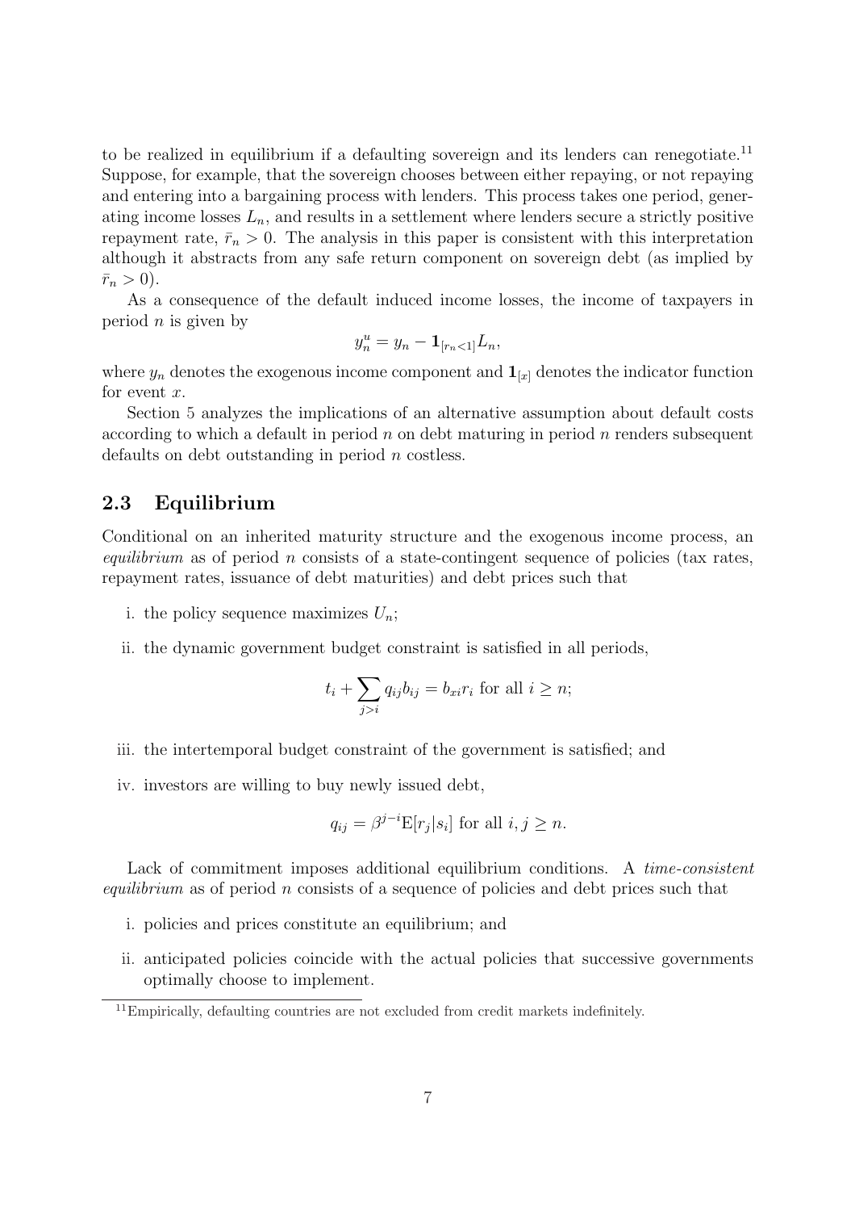to be realized in equilibrium if a defaulting sovereign and its lenders can renegotiate.[11] Suppose, for example, that the sovereign chooses between either repaying, or not repaying and entering into a bargaining process with lenders. This process takes one period, generating income losses $L_n$, and results in a settlement where lenders secure a strictly positive repayment rate, $\bar{r}_n > 0$. The analysis in this paper is consistent with this interpretation although it abstracts from any safe return component on sovereign debt (as implied by $\bar{r}_n > 0$).

As a consequence of the default induced income losses, the income of taxpayers in period $n$ is given by

$$y_n^u = y_n - \mathbf{1}_{[r_n<1]} L_n,$$

where $y_n$ denotes the exogenous income component and $\mathbf{1}_{[x]}$ denotes the indicator function for event $x$.

Section 5 analyzes the implications of an alternative assumption about default costs according to which a default in period $n$ on debt maturing in period $n$ renders subsequent defaults on debt outstanding in period $n$ costless.

## 2.3 Equilibrium

Conditional on an inherited maturity structure and the exogenous income process, an *equilibrium* as of period $n$ consists of a state-contingent sequence of policies (tax rates, repayment rates, issuance of debt maturities) and debt prices such that

i. the policy sequence maximizes $U_n$;

ii. the dynamic government budget constraint is satisfied in all periods,

$$t_i + \sum_{j>i} q_{ij} b_{ij} = b_{xi} r_i \text{ for all } i \geq n;$$

iii. the intertemporal budget constraint of the government is satisfied; and

iv. investors are willing to buy newly issued debt,

$$q_{ij} = \beta^{j-i} \mathrm{E}[r_j | s_i] \text{ for all } i, j \geq n.$$

Lack of commitment imposes additional equilibrium conditions. A *time-consistent equilibrium* as of period $n$ consists of a sequence of policies and debt prices such that

i. policies and prices constitute an equilibrium; and

ii. anticipated policies coincide with the actual policies that successive governments optimally choose to implement.

[11] Empirically, defaulting countries are not excluded from credit markets indefinitely.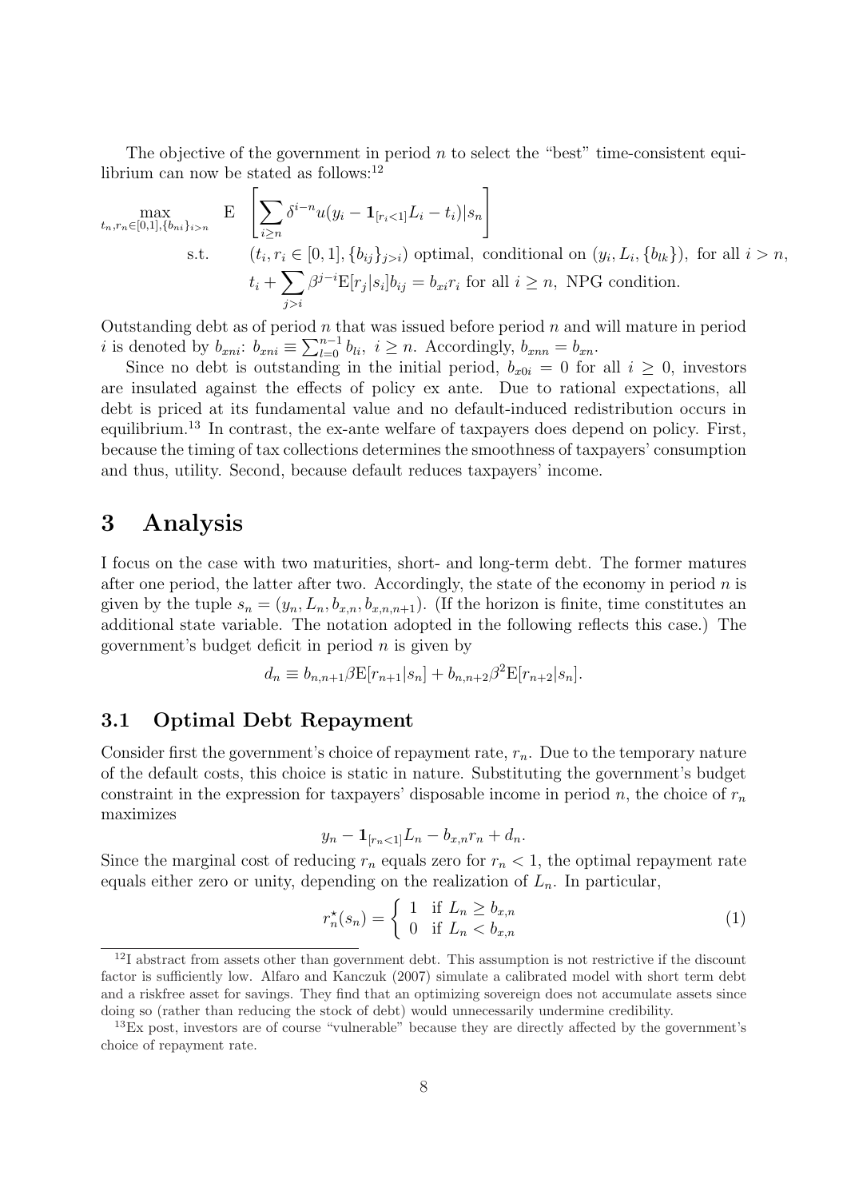The objective of the government in period $n$ to select the "best" time-consistent equilibrium can now be stated as follows:[12]

$$\max_{t_n, r_n \in [0,1], \{b_{ni}\}_{i>n}} \quad \mathrm{E}\left[\sum_{i \geq n} \delta^{i-n} u(y_i - \mathbf{1}_{[r_i<1]} L_i - t_i) | s_n\right]$$

$$\text{s.t.} \quad (t_i, r_i \in [0,1], \{b_{ij}\}_{j>i}) \text{ optimal, conditional on } (y_i, L_i, \{b_{lk}\}), \text{ for all } i > n,$$

$$t_i + \sum_{j>i} \beta^{j-i} \mathrm{E}[r_j | s_i] b_{ij} = b_{xi} r_i \text{ for all } i \geq n, \text{ NPG condition.}$$

Outstanding debt as of period $n$ that was issued before period $n$ and will mature in period $i$ is denoted by $b_{xni}$: $b_{xni} \equiv \sum_{l=0}^{n-1} b_{li},\ i \geq n$. Accordingly, $b_{xnn} = b_{xn}$.

Since no debt is outstanding in the initial period, $b_{x0i} = 0$ for all $i \geq 0$, investors are insulated against the effects of policy ex ante. Due to rational expectations, all debt is priced at its fundamental value and no default-induced redistribution occurs in equilibrium.[13] In contrast, the ex-ante welfare of taxpayers does depend on policy. First, because the timing of tax collections determines the smoothness of taxpayers' consumption and thus, utility. Second, because default reduces taxpayers' income.

# 3 Analysis

I focus on the case with two maturities, short- and long-term debt. The former matures after one period, the latter after two. Accordingly, the state of the economy in period $n$ is given by the tuple $s_n = (y_n, L_n, b_{x,n}, b_{x,n,n+1})$. (If the horizon is finite, time constitutes an additional state variable. The notation adopted in the following reflects this case.) The government's budget deficit in period $n$ is given by

$$d_n \equiv b_{n,n+1} \beta \mathrm{E}[r_{n+1} | s_n] + b_{n,n+2} \beta^2 \mathrm{E}[r_{n+2} | s_n].$$

## 3.1 Optimal Debt Repayment

Consider first the government's choice of repayment rate, $r_n$. Due to the temporary nature of the default costs, this choice is static in nature. Substituting the government's budget constraint in the expression for taxpayers' disposable income in period $n$, the choice of $r_n$ maximizes

$$y_n - \mathbf{1}_{[r_n<1]} L_n - b_{x,n} r_n + d_n.$$

Since the marginal cost of reducing $r_n$ equals zero for $r_n < 1$, the optimal repayment rate equals either zero or unity, depending on the realization of $L_n$. In particular,

$$r_n^\star(s_n) = \begin{cases} 1 & \text{if } L_n \geq b_{x,n} \\ 0 & \text{if } L_n < b_{x,n} \end{cases} \tag{1}$$

[12] I abstract from assets other than government debt. This assumption is not restrictive if the discount factor is sufficiently low. Alfaro and Kanczuk (2007) simulate a calibrated model with short term debt and a riskfree asset for savings. They find that an optimizing sovereign does not accumulate assets since doing so (rather than reducing the stock of debt) would unnecessarily undermine credibility.

[13] Ex post, investors are of course "vulnerable" because they are directly affected by the government's choice of repayment rate.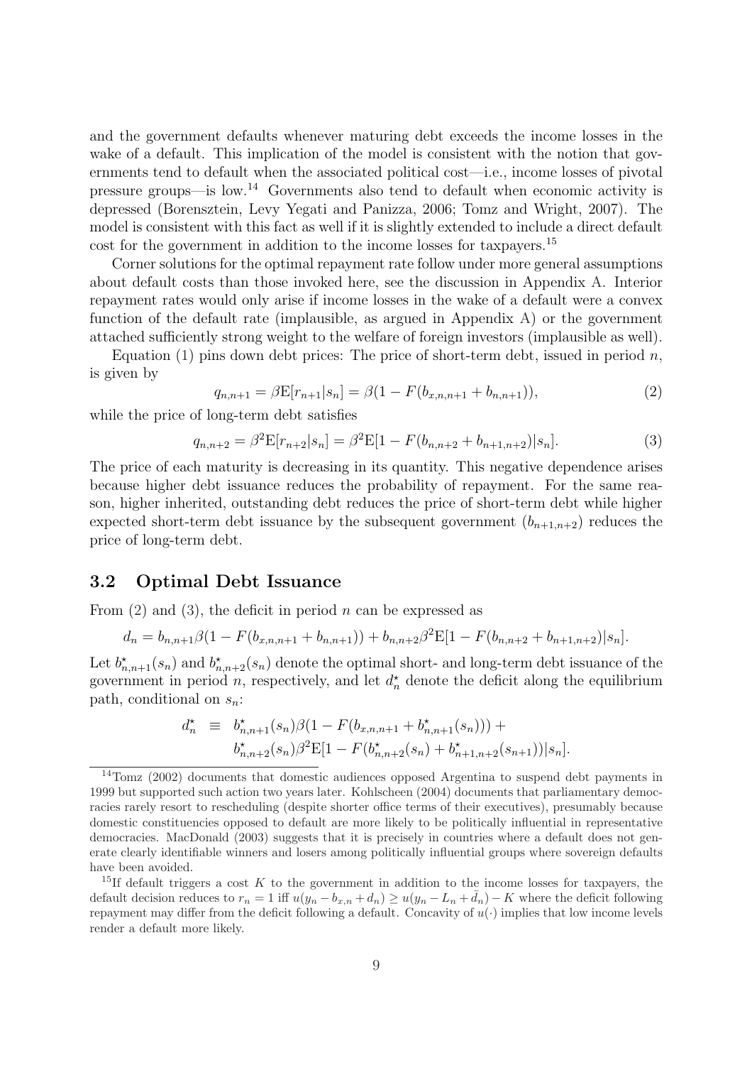and the government defaults whenever maturing debt exceeds the income losses in the wake of a default. This implication of the model is consistent with the notion that governments tend to default when the associated political cost—i.e., income losses of pivotal pressure groups—is low.[14] Governments also tend to default when economic activity is depressed (Borensztein, Levy Yegati and Panizza, 2006; Tomz and Wright, 2007). The model is consistent with this fact as well if it is slightly extended to include a direct default cost for the government in addition to the income losses for taxpayers.[15]

Corner solutions for the optimal repayment rate follow under more general assumptions about default costs than those invoked here, see the discussion in Appendix A. Interior repayment rates would only arise if income losses in the wake of a default were a convex function of the default rate (implausible, as argued in Appendix A) or the government attached sufficiently strong weight to the welfare of foreign investors (implausible as well).

Equation (1) pins down debt prices: The price of short-term debt, issued in period $n$, is given by

$$q_{n,n+1} = \beta \mathrm{E}[r_{n+1}|s_n] = \beta(1 - F(b_{x,n,n+1} + b_{n,n+1})), \tag{2}$$

while the price of long-term debt satisfies

$$q_{n,n+2} = \beta^2 \mathrm{E}[r_{n+2}|s_n] = \beta^2 \mathrm{E}[1 - F(b_{n,n+2} + b_{n+1,n+2})|s_n]. \tag{3}$$

The price of each maturity is decreasing in its quantity. This negative dependence arises because higher debt issuance reduces the probability of repayment. For the same reason, higher inherited, outstanding debt reduces the price of short-term debt while higher expected short-term debt issuance by the subsequent government ($b_{n+1,n+2}$) reduces the price of long-term debt.

## 3.2 Optimal Debt Issuance

From (2) and (3), the deficit in period $n$ can be expressed as

$$d_n = b_{n,n+1}\beta(1 - F(b_{x,n,n+1} + b_{n,n+1})) + b_{n,n+2}\beta^2 \mathrm{E}[1 - F(b_{n,n+2} + b_{n+1,n+2})|s_n].$$

Let $b^{\star}_{n,n+1}(s_n)$ and $b^{\star}_{n,n+2}(s_n)$ denote the optimal short- and long-term debt issuance of the government in period $n$, respectively, and let $d^{\star}_n$ denote the deficit along the equilibrium path, conditional on $s_n$:

$$\begin{aligned} d^{\star}_n \equiv\ & b^{\star}_{n,n+1}(s_n)\beta(1 - F(b_{x,n,n+1} + b^{\star}_{n,n+1}(s_n))) + \\ & b^{\star}_{n,n+2}(s_n)\beta^2 \mathrm{E}[1 - F(b^{\star}_{n,n+2}(s_n) + b^{\star}_{n+1,n+2}(s_{n+1}))|s_n]. \end{aligned}$$

---

[14] Tomz (2002) documents that domestic audiences opposed Argentina to suspend debt payments in 1999 but supported such action two years later. Kohlscheen (2004) documents that parliamentary democracies rarely resort to rescheduling (despite shorter office terms of their executives), presumably because domestic constituencies opposed to default are more likely to be politically influential in representative democracies. MacDonald (2003) suggests that it is precisely in countries where a default does not generate clearly identifiable winners and losers among politically influential groups where sovereign defaults have been avoided.

[15] If default triggers a cost $K$ to the government in addition to the income losses for taxpayers, the default decision reduces to $r_n = 1$ iff $u(y_n - b_{x,n} + d_n) \geq u(y_n - L_n + \bar{d}_n) - K$ where the deficit following repayment may differ from the deficit following a default. Concavity of $u(\cdot)$ implies that low income levels render a default more likely.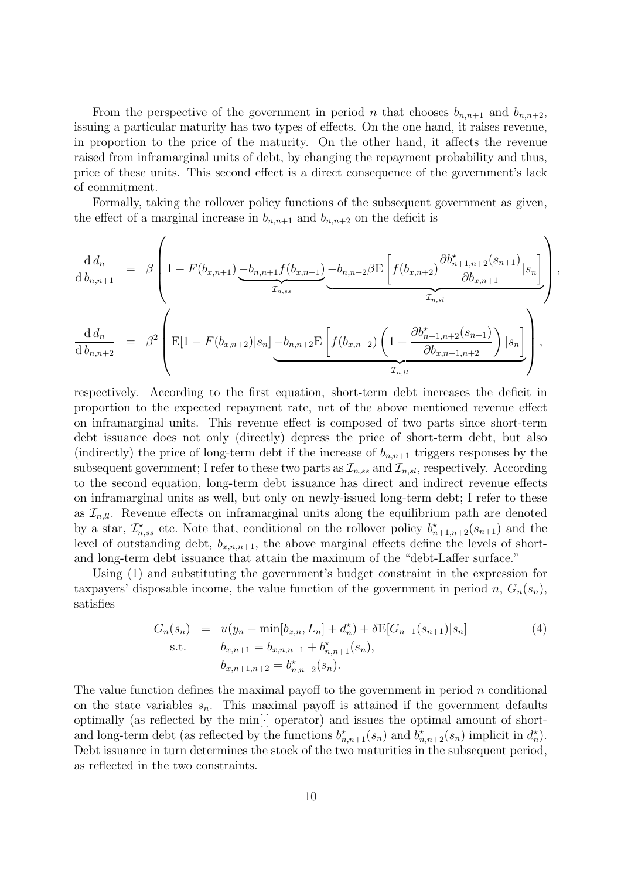From the perspective of the government in period $n$ that chooses $b_{n,n+1}$ and $b_{n,n+2}$, issuing a particular maturity has two types of effects. On the one hand, it raises revenue, in proportion to the price of the maturity. On the other hand, it affects the revenue raised from inframarginal units of debt, by changing the repayment probability and thus, price of these units. This second effect is a direct consequence of the government's lack of commitment.

Formally, taking the rollover policy functions of the subsequent government as given, the effect of a marginal increase in $b_{n,n+1}$ and $b_{n,n+2}$ on the deficit is

$$
\begin{aligned}
\frac{\mathrm{d}\, d_n}{\mathrm{d}\, b_{n,n+1}} &= \beta \left( 1 - F(b_{x,n+1}) \underbrace{- b_{n,n+1} f(b_{x,n+1})}_{\mathcal{I}_{n,ss}} \underbrace{- b_{n,n+2} \beta \mathrm{E}\left[ f(b_{x,n+2}) \frac{\partial b^{\star}_{n+1,n+2}(s_{n+1})}{\partial b_{x,n+1}} | s_n \right]}_{\mathcal{I}_{n,sl}} \right), \\
\frac{\mathrm{d}\, d_n}{\mathrm{d}\, b_{n,n+2}} &= \beta^2 \left( \mathrm{E}[1 - F(b_{x,n+2}) | s_n] \underbrace{- b_{n,n+2} \mathrm{E}\left[ f(b_{x,n+2}) \left( 1 + \frac{\partial b^{\star}_{n+1,n+2}(s_{n+1})}{\partial b_{x,n+1,n+2}} \right) | s_n \right]}_{\mathcal{I}_{n,ll}} \right),
\end{aligned}
$$

respectively. According to the first equation, short-term debt increases the deficit in proportion to the expected repayment rate, net of the above mentioned revenue effect on inframarginal units. This revenue effect is composed of two parts since short-term debt issuance does not only (directly) depress the price of short-term debt, but also (indirectly) the price of long-term debt if the increase of $b_{n,n+1}$ triggers responses by the subsequent government; I refer to these two parts as $\mathcal{I}_{n,ss}$ and $\mathcal{I}_{n,sl}$, respectively. According to the second equation, long-term debt issuance has direct and indirect revenue effects on inframarginal units as well, but only on newly-issued long-term debt; I refer to these as $\mathcal{I}_{n,ll}$. Revenue effects on inframarginal units along the equilibrium path are denoted by a star, $\mathcal{I}^{\star}_{n,ss}$ etc. Note that, conditional on the rollover policy $b^{\star}_{n+1,n+2}(s_{n+1})$ and the level of outstanding debt, $b_{x,n,n+1}$, the above marginal effects define the levels of short- and long-term debt issuance that attain the maximum of the "debt-Laffer surface."

Using (1) and substituting the government's budget constraint in the expression for taxpayers' disposable income, the value function of the government in period $n$, $G_n(s_n)$, satisfies

$$
\begin{aligned}
G_n(s_n) &= u(y_n - \min[b_{x,n}, L_n] + d^{\star}_n) + \delta \mathrm{E}[G_{n+1}(s_{n+1}) | s_n] \\
\text{s.t.} \quad & b_{x,n+1} = b_{x,n,n+1} + b^{\star}_{n,n+1}(s_n), \\
& b_{x,n+1,n+2} = b^{\star}_{n,n+2}(s_n).
\end{aligned} \tag{4}
$$

The value function defines the maximal payoff to the government in period $n$ conditional on the state variables $s_n$. This maximal payoff is attained if the government defaults optimally (as reflected by the $\min[\cdot]$ operator) and issues the optimal amount of short- and long-term debt (as reflected by the functions $b^{\star}_{n,n+1}(s_n)$ and $b^{\star}_{n,n+2}(s_n)$ implicit in $d^{\star}_n$). Debt issuance in turn determines the stock of the two maturities in the subsequent period, as reflected in the two constraints.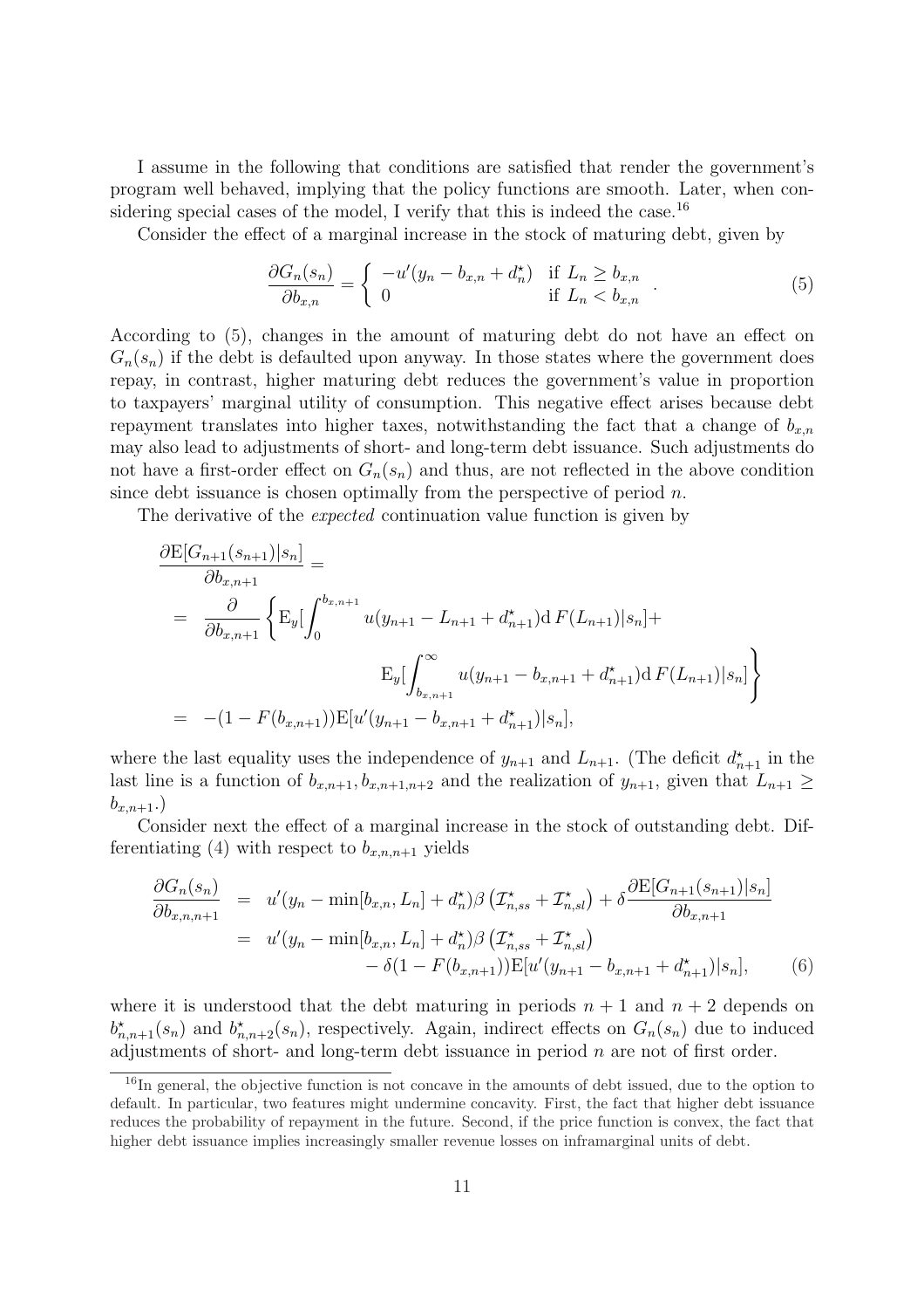I assume in the following that conditions are satisfied that render the government's program well behaved, implying that the policy functions are smooth. Later, when considering special cases of the model, I verify that this is indeed the case.[16]

Consider the effect of a marginal increase in the stock of maturing debt, given by

$$\frac{\partial G_n(s_n)}{\partial b_{x,n}} = \begin{cases} -u'(y_n - b_{x,n} + d^{\star}_n) & \text{if } L_n \geq b_{x,n} \\ 0 & \text{if } L_n < b_{x,n} \end{cases}. \tag{5}$$

According to (5), changes in the amount of maturing debt do not have an effect on $G_n(s_n)$ if the debt is defaulted upon anyway. In those states where the government does repay, in contrast, higher maturing debt reduces the government's value in proportion to taxpayers' marginal utility of consumption. This negative effect arises because debt repayment translates into higher taxes, notwithstanding the fact that a change of $b_{x,n}$ may also lead to adjustments of short- and long-term debt issuance. Such adjustments do not have a first-order effect on $G_n(s_n)$ and thus, are not reflected in the above condition since debt issuance is chosen optimally from the perspective of period $n$.

The derivative of the *expected* continuation value function is given by

$$\begin{aligned}
&\frac{\partial \mathrm{E}[G_{n+1}(s_{n+1})|s_n]}{\partial b_{x,n+1}} = \\
&= \frac{\partial}{\partial b_{x,n+1}} \Bigg\{ \mathrm{E}_y\Big[\int_0^{b_{x,n+1}} u(y_{n+1} - L_{n+1} + d^{\star}_{n+1}) \mathrm{d}\, F(L_{n+1})|s_n\Big] + \\
&\qquad\qquad \mathrm{E}_y\Big[\int_{b_{x,n+1}}^{\infty} u(y_{n+1} - b_{x,n+1} + d^{\star}_{n+1}) \mathrm{d}\, F(L_{n+1})|s_n\Big] \Bigg\} \\
&= -(1 - F(b_{x,n+1}))\mathrm{E}[u'(y_{n+1} - b_{x,n+1} + d^{\star}_{n+1})|s_n],
\end{aligned}$$

where the last equality uses the independence of $y_{n+1}$ and $L_{n+1}$. (The deficit $d^{\star}_{n+1}$ in the last line is a function of $b_{x,n+1}, b_{x,n+1,n+2}$ and the realization of $y_{n+1}$, given that $L_{n+1} \geq b_{x,n+1}$.)

Consider next the effect of a marginal increase in the stock of outstanding debt. Differentiating (4) with respect to $b_{x,n,n+1}$ yields

$$\begin{aligned}
\frac{\partial G_n(s_n)}{\partial b_{x,n,n+1}} &= u'(y_n - \min[b_{x,n}, L_n] + d^{\star}_n)\beta\left(\mathcal{I}^{\star}_{n,ss} + \mathcal{I}^{\star}_{n,sl}\right) + \delta \frac{\partial \mathrm{E}[G_{n+1}(s_{n+1})|s_n]}{\partial b_{x,n+1}} \\
&= u'(y_n - \min[b_{x,n}, L_n] + d^{\star}_n)\beta\left(\mathcal{I}^{\star}_{n,ss} + \mathcal{I}^{\star}_{n,sl}\right) \\
&\quad - \delta(1 - F(b_{x,n+1}))\mathrm{E}[u'(y_{n+1} - b_{x,n+1} + d^{\star}_{n+1})|s_n],
\end{aligned} \tag{6}$$

where it is understood that the debt maturing in periods $n+1$ and $n+2$ depends on $b^{\star}_{n,n+1}(s_n)$ and $b^{\star}_{n,n+2}(s_n)$, respectively. Again, indirect effects on $G_n(s_n)$ due to induced adjustments of short- and long-term debt issuance in period $n$ are not of first order.

[16] In general, the objective function is not concave in the amounts of debt issued, due to the option to default. In particular, two features might undermine concavity. First, the fact that higher debt issuance reduces the probability of repayment in the future. Second, if the price function is convex, the fact that higher debt issuance implies increasingly smaller revenue losses on inframarginal units of debt.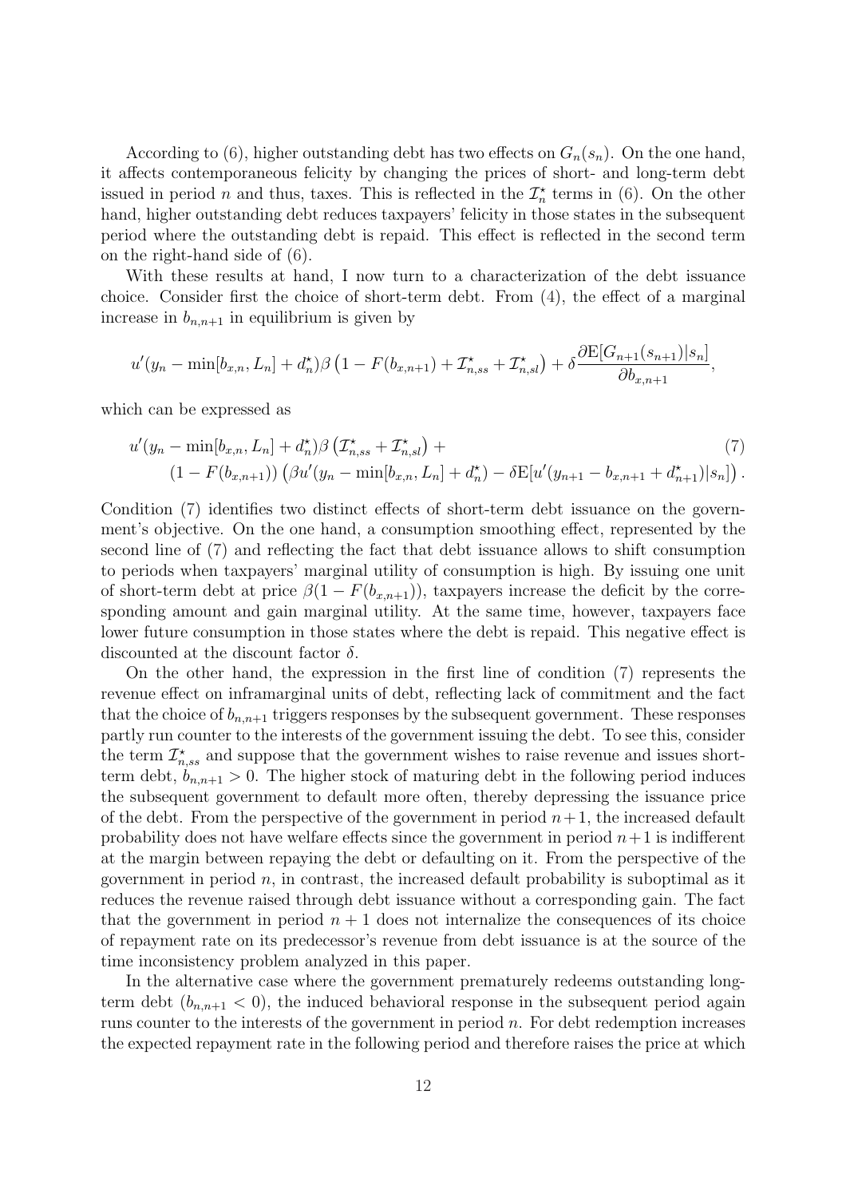According to (6), higher outstanding debt has two effects on $G_n(s_n)$. On the one hand, it affects contemporaneous felicity by changing the prices of short- and long-term debt issued in period $n$ and thus, taxes. This is reflected in the $\mathcal{I}^\star_n$ terms in (6). On the other hand, higher outstanding debt reduces taxpayers' felicity in those states in the subsequent period where the outstanding debt is repaid. This effect is reflected in the second term on the right-hand side of (6).

With these results at hand, I now turn to a characterization of the debt issuance choice. Consider first the choice of short-term debt. From (4), the effect of a marginal increase in $b_{n,n+1}$ in equilibrium is given by

$$u'(y_n - \min[b_{x,n}, L_n] + d^\star_n)\beta\left(1 - F(b_{x,n+1}) + \mathcal{I}^\star_{n,ss} + \mathcal{I}^\star_{n,sl}\right) + \delta\frac{\partial \mathrm{E}[G_{n+1}(s_{n+1})|s_n]}{\partial b_{x,n+1}},$$

which can be expressed as

$$\begin{aligned} &u'(y_n - \min[b_{x,n}, L_n] + d^\star_n)\beta\left(\mathcal{I}^\star_{n,ss} + \mathcal{I}^\star_{n,sl}\right) + \\ &\quad (1 - F(b_{x,n+1}))\left(\beta u'(y_n - \min[b_{x,n}, L_n] + d^\star_n) - \delta \mathrm{E}[u'(y_{n+1} - b_{x,n+1} + d^\star_{n+1})|s_n]\right). \end{aligned} \tag{7}$$

Condition (7) identifies two distinct effects of short-term debt issuance on the government's objective. On the one hand, a consumption smoothing effect, represented by the second line of (7) and reflecting the fact that debt issuance allows to shift consumption to periods when taxpayers' marginal utility of consumption is high. By issuing one unit of short-term debt at price $\beta(1 - F(b_{x,n+1}))$, taxpayers increase the deficit by the corresponding amount and gain marginal utility. At the same time, however, taxpayers face lower future consumption in those states where the debt is repaid. This negative effect is discounted at the discount factor $\delta$.

On the other hand, the expression in the first line of condition (7) represents the revenue effect on inframarginal units of debt, reflecting lack of commitment and the fact that the choice of $b_{n,n+1}$ triggers responses by the subsequent government. These responses partly run counter to the interests of the government issuing the debt. To see this, consider the term $\mathcal{I}^\star_{n,ss}$ and suppose that the government wishes to raise revenue and issues short-term debt, $b_{n,n+1} > 0$. The higher stock of maturing debt in the following period induces the subsequent government to default more often, thereby depressing the issuance price of the debt. From the perspective of the government in period $n+1$, the increased default probability does not have welfare effects since the government in period $n+1$ is indifferent at the margin between repaying the debt or defaulting on it. From the perspective of the government in period $n$, in contrast, the increased default probability is suboptimal as it reduces the revenue raised through debt issuance without a corresponding gain. The fact that the government in period $n+1$ does not internalize the consequences of its choice of repayment rate on its predecessor's revenue from debt issuance is at the source of the time inconsistency problem analyzed in this paper.

In the alternative case where the government prematurely redeems outstanding long-term debt ($b_{n,n+1} < 0$), the induced behavioral response in the subsequent period again runs counter to the interests of the government in period $n$. For debt redemption increases the expected repayment rate in the following period and therefore raises the price at which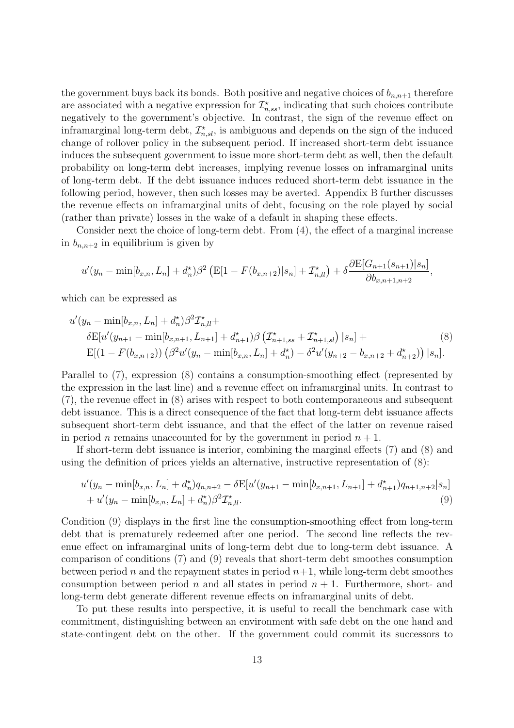the government buys back its bonds. Both positive and negative choices of $b_{n,n+1}$ therefore are associated with a negative expression for $\mathcal{I}^\star_{n,ss}$, indicating that such choices contribute negatively to the government's objective. In contrast, the sign of the revenue effect on inframarginal long-term debt, $\mathcal{I}^\star_{n,sl}$, is ambiguous and depends on the sign of the induced change of rollover policy in the subsequent period. If increased short-term debt issuance induces the subsequent government to issue more short-term debt as well, then the default probability on long-term debt increases, implying revenue losses on inframarginal units of long-term debt. If the debt issuance induces reduced short-term debt issuance in the following period, however, then such losses may be averted. Appendix B further discusses the revenue effects on inframarginal units of debt, focusing on the role played by social (rather than private) losses in the wake of a default in shaping these effects.

Consider next the choice of long-term debt. From (4), the effect of a marginal increase in $b_{n,n+2}$ in equilibrium is given by

$$u'(y_n - \min[b_{x,n}, L_n] + d^\star_n)\beta^2 \left(\mathrm{E}[1 - F(b_{x,n+2})|s_n] + \mathcal{I}^\star_{n,ll}\right) + \delta \frac{\partial \mathrm{E}[G_{n+1}(s_{n+1})|s_n]}{\partial b_{x,n+1,n+2}},$$

which can be expressed as

$$\begin{aligned}
&u'(y_n - \min[b_{x,n}, L_n] + d^\star_n)\beta^2 \mathcal{I}^\star_{n,ll} + \\
&\quad \delta \mathrm{E}[u'(y_{n+1} - \min[b_{x,n+1}, L_{n+1}] + d^\star_{n+1})\beta \left(\mathcal{I}^\star_{n+1,ss} + \mathcal{I}^\star_{n+1,sl}\right) |s_n] + \\
&\quad \mathrm{E}[(1 - F(b_{x,n+2})) \left(\beta^2 u'(y_n - \min[b_{x,n}, L_n] + d^\star_n) - \delta^2 u'(y_{n+2} - b_{x,n+2} + d^\star_{n+2})\right) |s_n].
\end{aligned} \tag{8}$$

Parallel to (7), expression (8) contains a consumption-smoothing effect (represented by the expression in the last line) and a revenue effect on inframarginal units. In contrast to (7), the revenue effect in (8) arises with respect to both contemporaneous and subsequent debt issuance. This is a direct consequence of the fact that long-term debt issuance affects subsequent short-term debt issuance, and that the effect of the latter on revenue raised in period $n$ remains unaccounted for by the government in period $n + 1$.

If short-term debt issuance is interior, combining the marginal effects (7) and (8) and using the definition of prices yields an alternative, instructive representation of (8):

$$\begin{aligned}
&u'(y_n - \min[b_{x,n}, L_n] + d^\star_n) q_{n,n+2} - \delta \mathrm{E}[u'(y_{n+1} - \min[b_{x,n+1}, L_{n+1}] + d^\star_{n+1}) q_{n+1,n+2} | s_n] \\
&+ u'(y_n - \min[b_{x,n}, L_n] + d^\star_n)\beta^2 \mathcal{I}^\star_{n,ll}.
\end{aligned} \tag{9}$$

Condition (9) displays in the first line the consumption-smoothing effect from long-term debt that is prematurely redeemed after one period. The second line reflects the revenue effect on inframarginal units of long-term debt due to long-term debt issuance. A comparison of conditions (7) and (9) reveals that short-term debt smoothes consumption between period $n$ and the repayment states in period $n+1$, while long-term debt smoothes consumption between period $n$ and all states in period $n + 1$. Furthermore, short- and long-term debt generate different revenue effects on inframarginal units of debt.

To put these results into perspective, it is useful to recall the benchmark case with commitment, distinguishing between an environment with safe debt on the one hand and state-contingent debt on the other. If the government could commit its successors to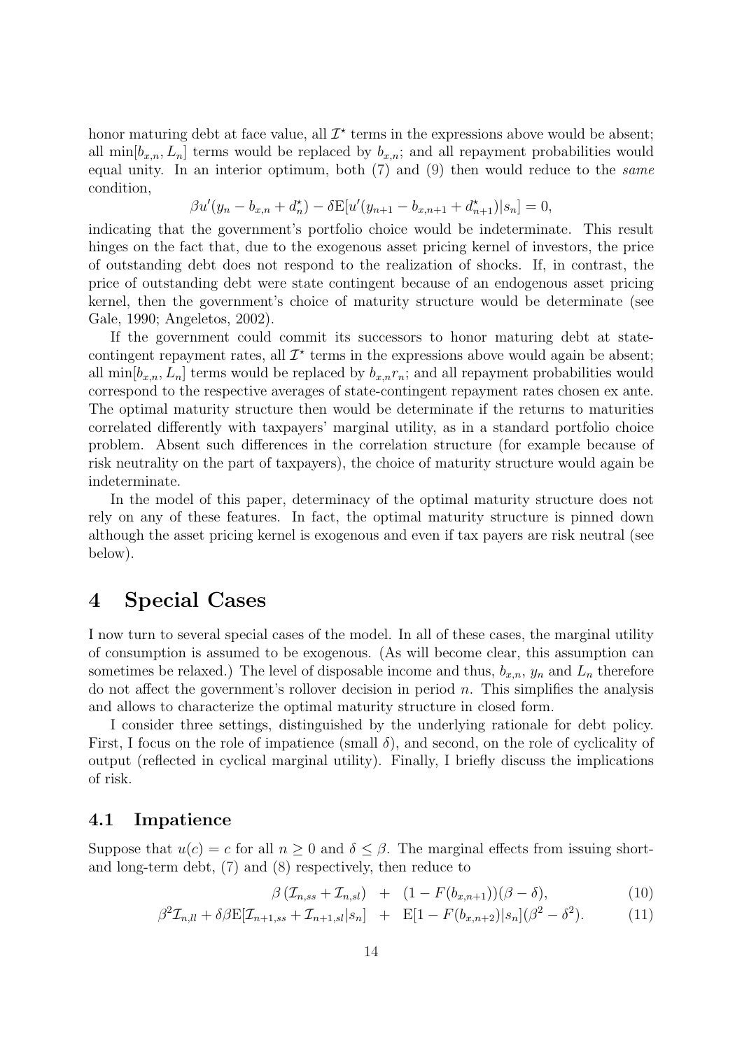honor maturing debt at face value, all $\mathcal{I}^\star$ terms in the expressions above would be absent; all $\min[b_{x,n}, L_n]$ terms would be replaced by $b_{x,n}$; and all repayment probabilities would equal unity. In an interior optimum, both (7) and (9) then would reduce to the *same* condition,

$$\beta u'(y_n - b_{x,n} + d_n^\star) - \delta \mathrm{E}[u'(y_{n+1} - b_{x,n+1} + d_{n+1}^\star)|s_n] = 0,$$

indicating that the government's portfolio choice would be indeterminate. This result hinges on the fact that, due to the exogenous asset pricing kernel of investors, the price of outstanding debt does not respond to the realization of shocks. If, in contrast, the price of outstanding debt were state contingent because of an endogenous asset pricing kernel, then the government's choice of maturity structure would be determinate (see Gale, 1990; Angeletos, 2002).

If the government could commit its successors to honor maturing debt at state-contingent repayment rates, all $\mathcal{I}^\star$ terms in the expressions above would again be absent; all $\min[b_{x,n}, L_n]$ terms would be replaced by $b_{x,n} r_n$; and all repayment probabilities would correspond to the respective averages of state-contingent repayment rates chosen ex ante. The optimal maturity structure then would be determinate if the returns to maturities correlated differently with taxpayers' marginal utility, as in a standard portfolio choice problem. Absent such differences in the correlation structure (for example because of risk neutrality on the part of taxpayers), the choice of maturity structure would again be indeterminate.

In the model of this paper, determinacy of the optimal maturity structure does not rely on any of these features. In fact, the optimal maturity structure is pinned down although the asset pricing kernel is exogenous and even if tax payers are risk neutral (see below).

# 4 Special Cases

I now turn to several special cases of the model. In all of these cases, the marginal utility of consumption is assumed to be exogenous. (As will become clear, this assumption can sometimes be relaxed.) The level of disposable income and thus, $b_{x,n}$, $y_n$ and $L_n$ therefore do not affect the government's rollover decision in period $n$. This simplifies the analysis and allows to characterize the optimal maturity structure in closed form.

I consider three settings, distinguished by the underlying rationale for debt policy. First, I focus on the role of impatience (small $\delta$), and second, on the role of cyclicality of output (reflected in cyclical marginal utility). Finally, I briefly discuss the implications of risk.

## 4.1 Impatience

Suppose that $u(c) = c$ for all $n \geq 0$ and $\delta \leq \beta$. The marginal effects from issuing short- and long-term debt, (7) and (8) respectively, then reduce to

$$\beta \left(\mathcal{I}_{n,ss} + \mathcal{I}_{n,sl}\right) \quad + \quad (1 - F(b_{x,n+1}))(\beta - \delta), \tag{10}$$

$$\beta^2 \mathcal{I}_{n,ll} + \delta\beta \mathrm{E}[\mathcal{I}_{n+1,ss} + \mathcal{I}_{n+1,sl}|s_n] \quad + \quad \mathrm{E}[1 - F(b_{x,n+2})|s_n](\beta^2 - \delta^2). \tag{11}$$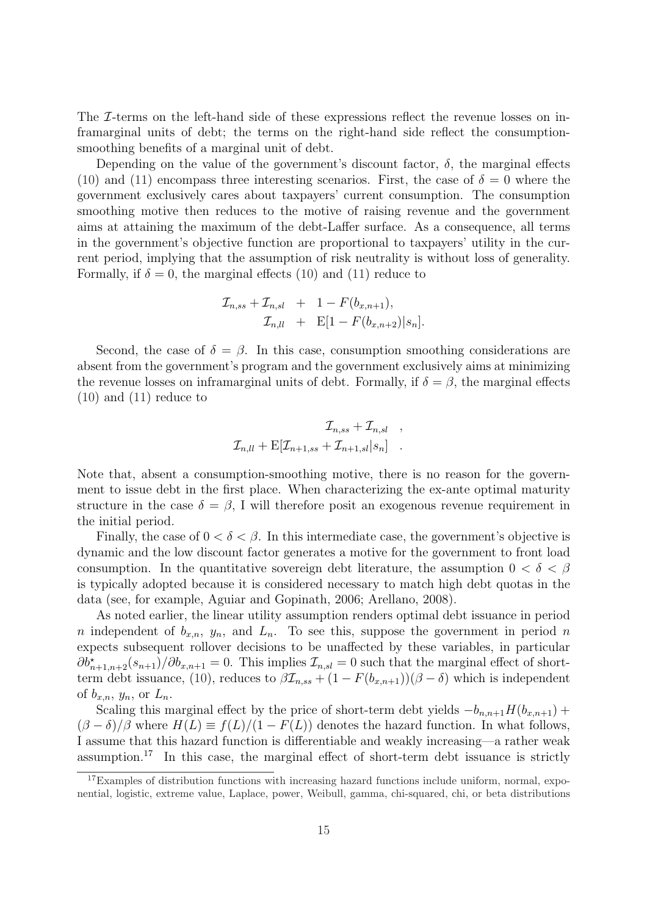The $\mathcal{I}$-terms on the left-hand side of these expressions reflect the revenue losses on inframarginal units of debt; the terms on the right-hand side reflect the consumption-smoothing benefits of a marginal unit of debt.

Depending on the value of the government's discount factor, $\delta$, the marginal effects (10) and (11) encompass three interesting scenarios. First, the case of $\delta = 0$ where the government exclusively cares about taxpayers' current consumption. The consumption smoothing motive then reduces to the motive of raising revenue and the government aims at attaining the maximum of the debt-Laffer surface. As a consequence, all terms in the government's objective function are proportional to taxpayers' utility in the current period, implying that the assumption of risk neutrality is without loss of generality. Formally, if $\delta = 0$, the marginal effects (10) and (11) reduce to

$$\begin{aligned} \mathcal{I}_{n,ss} + \mathcal{I}_{n,sl} \quad &+ \quad 1 - F(b_{x,n+1}), \\ \mathcal{I}_{n,ll} \quad &+ \quad \mathrm{E}[1 - F(b_{x,n+2})|s_n]. \end{aligned}$$

Second, the case of $\delta = \beta$. In this case, consumption smoothing considerations are absent from the government's program and the government exclusively aims at minimizing the revenue losses on inframarginal units of debt. Formally, if $\delta = \beta$, the marginal effects (10) and (11) reduce to

$$\begin{aligned} \mathcal{I}_{n,ss} + \mathcal{I}_{n,sl} \quad &, \\ \mathcal{I}_{n,ll} + \mathrm{E}[\mathcal{I}_{n+1,ss} + \mathcal{I}_{n+1,sl}|s_n] \quad &. \end{aligned}$$

Note that, absent a consumption-smoothing motive, there is no reason for the government to issue debt in the first place. When characterizing the ex-ante optimal maturity structure in the case $\delta = \beta$, I will therefore posit an exogenous revenue requirement in the initial period.

Finally, the case of $0 < \delta < \beta$. In this intermediate case, the government's objective is dynamic and the low discount factor generates a motive for the government to front load consumption. In the quantitative sovereign debt literature, the assumption $0 < \delta < \beta$ is typically adopted because it is considered necessary to match high debt quotas in the data (see, for example, Aguiar and Gopinath, 2006; Arellano, 2008).

As noted earlier, the linear utility assumption renders optimal debt issuance in period $n$ independent of $b_{x,n}$, $y_n$, and $L_n$. To see this, suppose the government in period $n$ expects subsequent rollover decisions to be unaffected by these variables, in particular $\partial b^{\star}_{n+1,n+2}(s_{n+1})/\partial b_{x,n+1} = 0$. This implies $\mathcal{I}_{n,sl} = 0$ such that the marginal effect of short-term debt issuance, (10), reduces to $\beta \mathcal{I}_{n,ss} + (1 - F(b_{x,n+1}))(\beta - \delta)$ which is independent of $b_{x,n}$, $y_n$, or $L_n$.

Scaling this marginal effect by the price of short-term debt yields $-b_{n,n+1}H(b_{x,n+1}) + (\beta - \delta)/\beta$ where $H(L) \equiv f(L)/(1 - F(L))$ denotes the hazard function. In what follows, I assume that this hazard function is differentiable and weakly increasing—a rather weak assumption.[17] In this case, the marginal effect of short-term debt issuance is strictly

[17] Examples of distribution functions with increasing hazard functions include uniform, normal, exponential, logistic, extreme value, Laplace, power, Weibull, gamma, chi-squared, chi, or beta distributions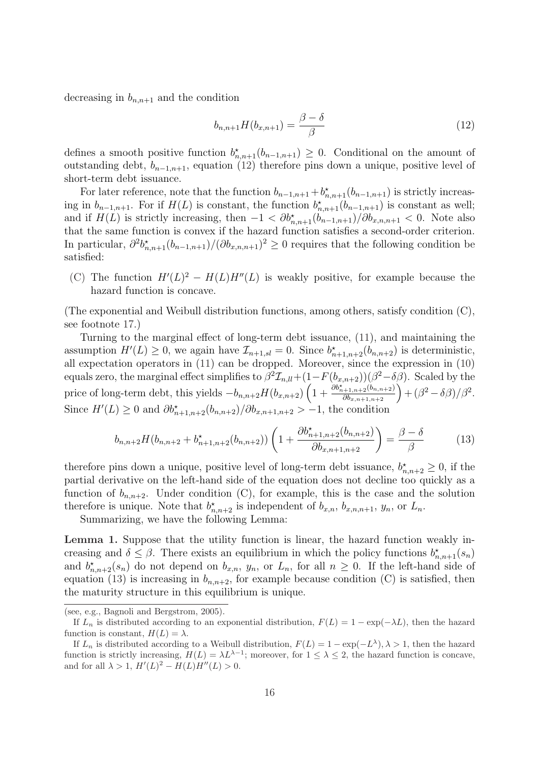decreasing in $b_{n,n+1}$ and the condition

$$b_{n,n+1}H(b_{x,n+1}) = \frac{\beta - \delta}{\beta} \tag{12}$$

defines a smooth positive function $b^{\star}_{n,n+1}(b_{n-1,n+1}) \geq 0$. Conditional on the amount of outstanding debt, $b_{n-1,n+1}$, equation (12) therefore pins down a unique, positive level of short-term debt issuance.

For later reference, note that the function $b_{n-1,n+1} + b^{\star}_{n,n+1}(b_{n-1,n+1})$ is strictly increasing in $b_{n-1,n+1}$. For if $H(L)$ is constant, the function $b^{\star}_{n,n+1}(b_{n-1,n+1})$ is constant as well; and if $H(L)$ is strictly increasing, then $-1 < \partial b^{\star}_{n,n+1}(b_{n-1,n+1})/\partial b_{x,n,n+1} < 0$. Note also that the same function is convex if the hazard function satisfies a second-order criterion. In particular, $\partial^2 b^{\star}_{n,n+1}(b_{n-1,n+1})/(\partial b_{x,n,n+1})^2 \geq 0$ requires that the following condition be satisfied:

(C) The function $H'(L)^2 - H(L)H''(L)$ is weakly positive, for example because the hazard function is concave.

(The exponential and Weibull distribution functions, among others, satisfy condition (C), see footnote 17.)

Turning to the marginal effect of long-term debt issuance, (11), and maintaining the assumption $H'(L) \geq 0$, we again have $\mathcal{I}_{n+1,sl} = 0$. Since $b^{\star}_{n+1,n+2}(b_{n,n+2})$ is deterministic, all expectation operators in (11) can be dropped. Moreover, since the expression in (10) equals zero, the marginal effect simplifies to $\beta^2 \mathcal{I}_{n,ll} + (1 - F(b_{x,n+2}))(\beta^2 - \delta\beta)$. Scaled by the price of long-term debt, this yields $-b_{n,n+2}H(b_{x,n+2})\left(1 + \frac{\partial b^{\star}_{n+1,n+2}(b_{n,n+2})}{\partial b_{x,n+1,n+2}}\right) + (\beta^2 - \delta\beta)/\beta^2$. Since $H'(L) \geq 0$ and $\partial b^{\star}_{n+1,n+2}(b_{n,n+2})/\partial b_{x,n+1,n+2} > -1$, the condition

$$b_{n,n+2}H(b_{n,n+2} + b^{\star}_{n+1,n+2}(b_{n,n+2}))\left(1 + \frac{\partial b^{\star}_{n+1,n+2}(b_{n,n+2})}{\partial b_{x,n+1,n+2}}\right) = \frac{\beta - \delta}{\beta} \tag{13}$$

therefore pins down a unique, positive level of long-term debt issuance, $b^{\star}_{n,n+2} \geq 0$, if the partial derivative on the left-hand side of the equation does not decline too quickly as a function of $b_{n,n+2}$. Under condition (C), for example, this is the case and the solution therefore is unique. Note that $b^{\star}_{n,n+2}$ is independent of $b_{x,n}$, $b_{x,n,n+1}$, $y_n$, or $L_n$.

Summarizing, we have the following Lemma:

**Lemma 1.** *Suppose that the utility function is linear, the hazard function weakly increasing and $\delta \leq \beta$. There exists an equilibrium in which the policy functions $b^{\star}_{n,n+1}(s_n)$ and $b^{\star}_{n,n+2}(s_n)$ do not depend on $b_{x,n}$, $y_n$, or $L_n$, for all $n \geq 0$. If the left-hand side of equation (13) is increasing in $b_{n,n+2}$, for example because condition (C) is satisfied, then the maturity structure in this equilibrium is unique.*

---

(see, e.g., Bagnoli and Bergstrom, 2005).

If $L_n$ is distributed according to an exponential distribution, $F(L) = 1 - \exp(-\lambda L)$, then the hazard function is constant, $H(L) = \lambda$.

If $L_n$ is distributed according to a Weibull distribution, $F(L) = 1 - \exp(-L^{\lambda})$, $\lambda > 1$, then the hazard function is strictly increasing, $H(L) = \lambda L^{\lambda-1}$; moreover, for $1 \leq \lambda \leq 2$, the hazard function is concave, and for all $\lambda > 1$, $H'(L)^2 - H(L)H''(L) > 0$.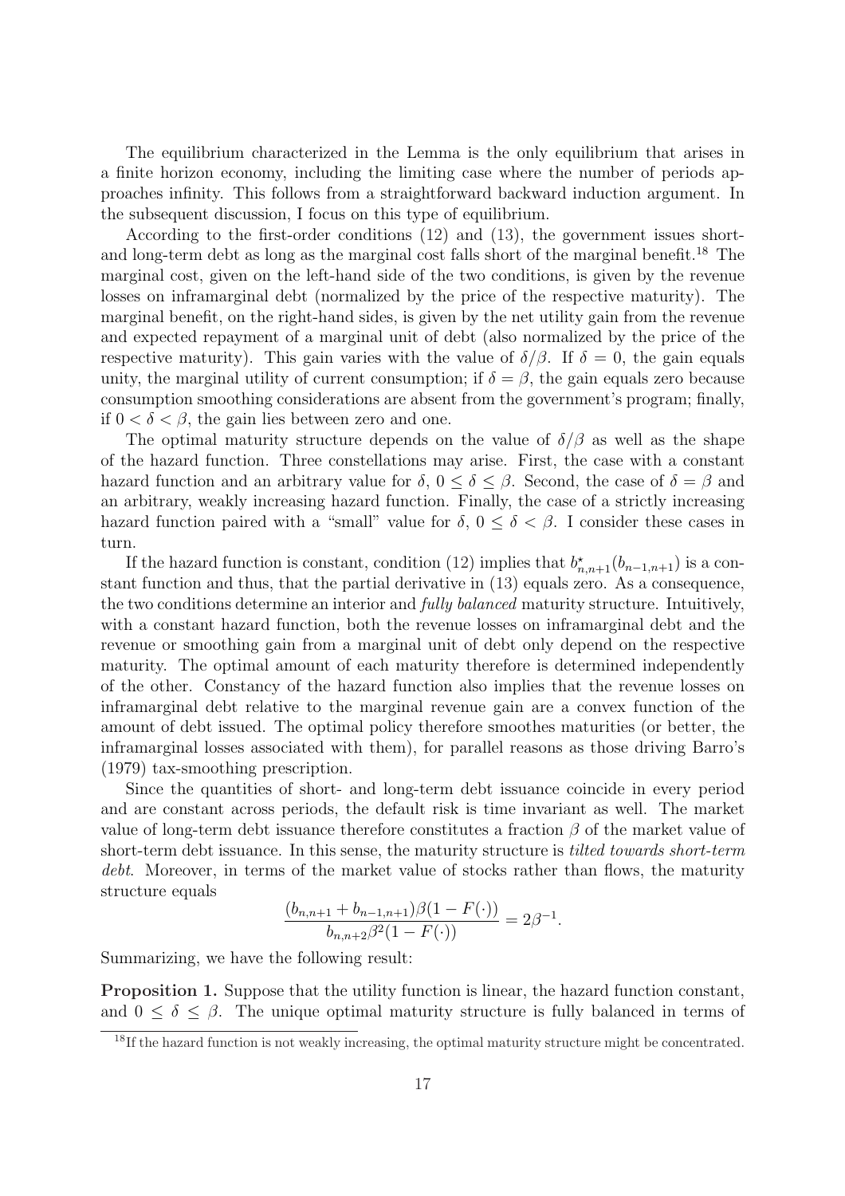The equilibrium characterized in the Lemma is the only equilibrium that arises in a finite horizon economy, including the limiting case where the number of periods approaches infinity. This follows from a straightforward backward induction argument. In the subsequent discussion, I focus on this type of equilibrium.

According to the first-order conditions (12) and (13), the government issues short- and long-term debt as long as the marginal cost falls short of the marginal benefit.[18] The marginal cost, given on the left-hand side of the two conditions, is given by the revenue losses on inframarginal debt (normalized by the price of the respective maturity). The marginal benefit, on the right-hand sides, is given by the net utility gain from the revenue and expected repayment of a marginal unit of debt (also normalized by the price of the respective maturity). This gain varies with the value of $\delta/\beta$. If $\delta = 0$, the gain equals unity, the marginal utility of current consumption; if $\delta = \beta$, the gain equals zero because consumption smoothing considerations are absent from the government's program; finally, if $0 < \delta < \beta$, the gain lies between zero and one.

The optimal maturity structure depends on the value of $\delta/\beta$ as well as the shape of the hazard function. Three constellations may arise. First, the case with a constant hazard function and an arbitrary value for $\delta$, $0 \leq \delta \leq \beta$. Second, the case of $\delta = \beta$ and an arbitrary, weakly increasing hazard function. Finally, the case of a strictly increasing hazard function paired with a "small" value for $\delta$, $0 \leq \delta < \beta$. I consider these cases in turn.

If the hazard function is constant, condition (12) implies that $b^{\star}_{n,n+1}(b_{n-1,n+1})$ is a constant function and thus, that the partial derivative in (13) equals zero. As a consequence, the two conditions determine an interior and *fully balanced* maturity structure. Intuitively, with a constant hazard function, both the revenue losses on inframarginal debt and the revenue or smoothing gain from a marginal unit of debt only depend on the respective maturity. The optimal amount of each maturity therefore is determined independently of the other. Constancy of the hazard function also implies that the revenue losses on inframarginal debt relative to the marginal revenue gain are a convex function of the amount of debt issued. The optimal policy therefore smoothes maturities (or better, the inframarginal losses associated with them), for parallel reasons as those driving Barro's (1979) tax-smoothing prescription.

Since the quantities of short- and long-term debt issuance coincide in every period and are constant across periods, the default risk is time invariant as well. The market value of long-term debt issuance therefore constitutes a fraction $\beta$ of the market value of short-term debt issuance. In this sense, the maturity structure is *tilted towards short-term debt*. Moreover, in terms of the market value of stocks rather than flows, the maturity structure equals

$$\frac{(b_{n,n+1} + b_{n-1,n+1})\beta(1 - F(\cdot))}{b_{n,n+2}\beta^2(1 - F(\cdot))} = 2\beta^{-1}.$$

Summarizing, we have the following result:

**Proposition 1.** Suppose that the utility function is linear, the hazard function constant, and $0 \leq \delta \leq \beta$. The unique optimal maturity structure is fully balanced in terms of

[18] If the hazard function is not weakly increasing, the optimal maturity structure might be concentrated.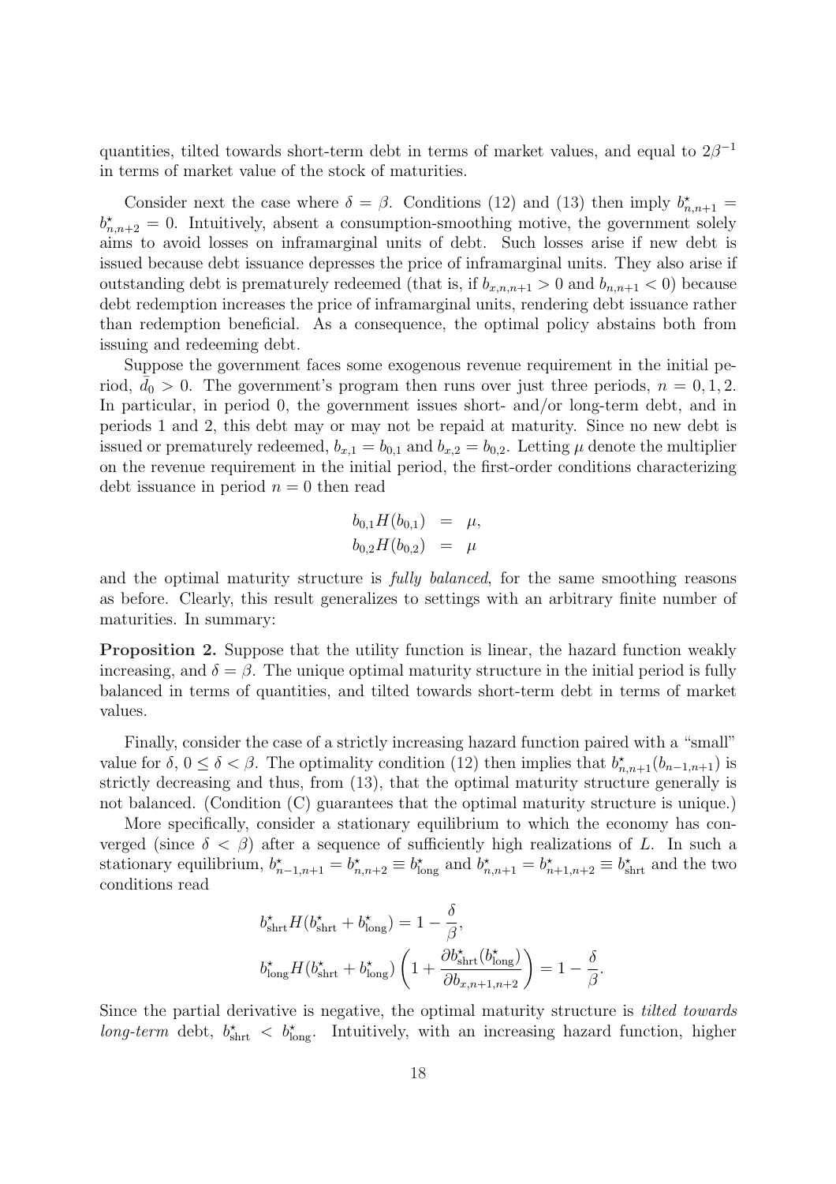quantities, tilted towards short-term debt in terms of market values, and equal to $2\beta^{-1}$ in terms of market value of the stock of maturities.

Consider next the case where $\delta = \beta$. Conditions (12) and (13) then imply $b^\star_{n,n+1} = b^\star_{n,n+2} = 0$. Intuitively, absent a consumption-smoothing motive, the government solely aims to avoid losses on inframarginal units of debt. Such losses arise if new debt is issued because debt issuance depresses the price of inframarginal units. They also arise if outstanding debt is prematurely redeemed (that is, if $b_{x,n,n+1} > 0$ and $b_{n,n+1} < 0$) because debt redemption increases the price of inframarginal units, rendering debt issuance rather than redemption beneficial. As a consequence, the optimal policy abstains both from issuing and redeeming debt.

Suppose the government faces some exogenous revenue requirement in the initial period, $\bar{d}_0 > 0$. The government's program then runs over just three periods, $n = 0, 1, 2$. In particular, in period 0, the government issues short- and/or long-term debt, and in periods 1 and 2, this debt may or may not be repaid at maturity. Since no new debt is issued or prematurely redeemed, $b_{x,1} = b_{0,1}$ and $b_{x,2} = b_{0,2}$. Letting $\mu$ denote the multiplier on the revenue requirement in the initial period, the first-order conditions characterizing debt issuance in period $n = 0$ then read

$$
\begin{aligned}
b_{0,1} H(b_{0,1}) &= \mu, \\
b_{0,2} H(b_{0,2}) &= \mu
\end{aligned}
$$

and the optimal maturity structure is *fully balanced*, for the same smoothing reasons as before. Clearly, this result generalizes to settings with an arbitrary finite number of maturities. In summary:

**Proposition 2.** Suppose that the utility function is linear, the hazard function weakly increasing, and $\delta = \beta$. The unique optimal maturity structure in the initial period is fully balanced in terms of quantities, and tilted towards short-term debt in terms of market values.

Finally, consider the case of a strictly increasing hazard function paired with a "small" value for $\delta$, $0 \leq \delta < \beta$. The optimality condition (12) then implies that $b^\star_{n,n+1}(b_{n-1,n+1})$ is strictly decreasing and thus, from (13), that the optimal maturity structure generally is not balanced. (Condition (C) guarantees that the optimal maturity structure is unique.)

More specifically, consider a stationary equilibrium to which the economy has converged (since $\delta < \beta$) after a sequence of sufficiently high realizations of $L$. In such a stationary equilibrium, $b^\star_{n-1,n+1} = b^\star_{n,n+2} \equiv b^\star_{\text{long}}$ and $b^\star_{n,n+1} = b^\star_{n+1,n+2} \equiv b^\star_{\text{shrt}}$ and the two conditions read

$$
\begin{aligned}
&b^\star_{\text{shrt}} H(b^\star_{\text{shrt}} + b^\star_{\text{long}}) = 1 - \frac{\delta}{\beta}, \\
&b^\star_{\text{long}} H(b^\star_{\text{shrt}} + b^\star_{\text{long}}) \left(1 + \frac{\partial b^\star_{\text{shrt}}(b^\star_{\text{long}})}{\partial b_{x,n+1,n+2}}\right) = 1 - \frac{\delta}{\beta}.
\end{aligned}
$$

Since the partial derivative is negative, the optimal maturity structure is *tilted towards long-term* debt, $b^\star_{\text{shrt}} < b^\star_{\text{long}}$. Intuitively, with an increasing hazard function, higher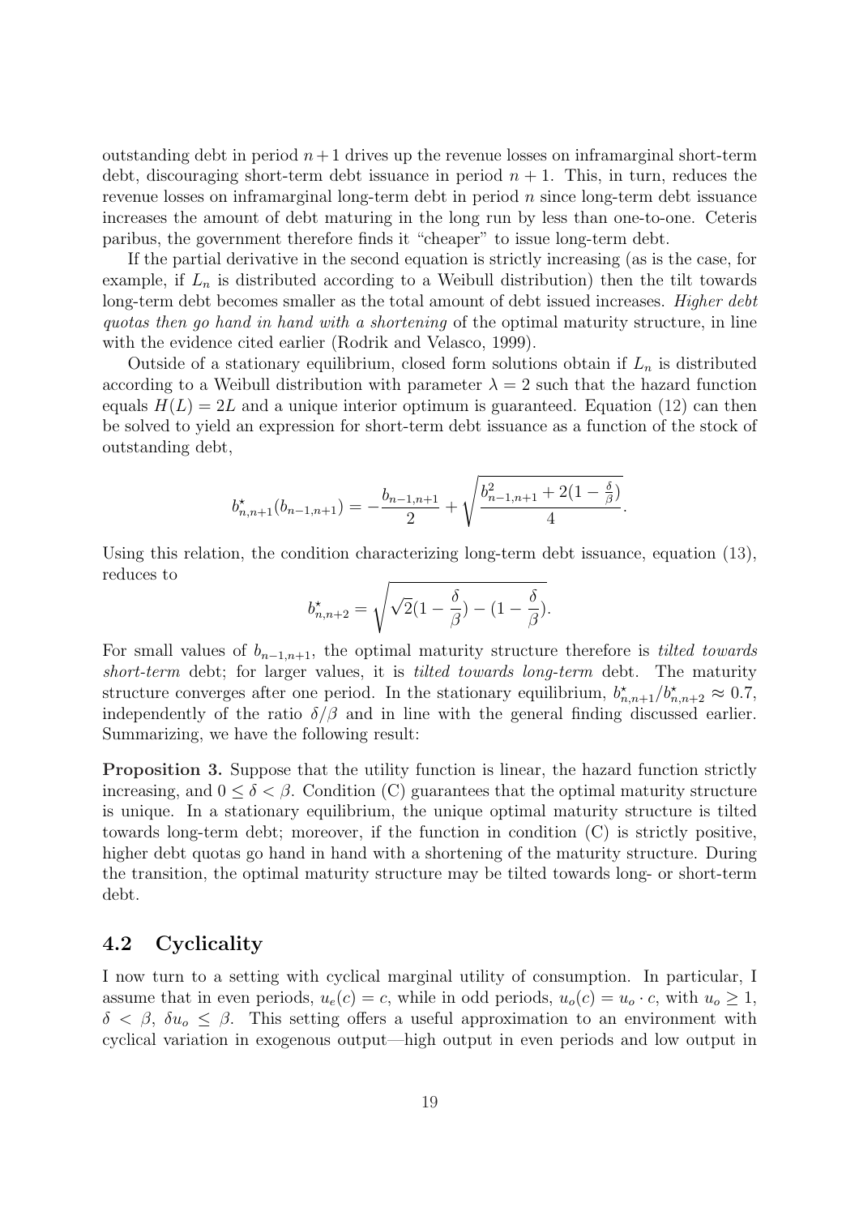outstanding debt in period $n+1$ drives up the revenue losses on inframarginal short-term debt, discouraging short-term debt issuance in period $n+1$. This, in turn, reduces the revenue losses on inframarginal long-term debt in period $n$ since long-term debt issuance increases the amount of debt maturing in the long run by less than one-to-one. Ceteris paribus, the government therefore finds it "cheaper" to issue long-term debt.

If the partial derivative in the second equation is strictly increasing (as is the case, for example, if $L_n$ is distributed according to a Weibull distribution) then the tilt towards long-term debt becomes smaller as the total amount of debt issued increases. *Higher debt quotas then go hand in hand with a shortening* of the optimal maturity structure, in line with the evidence cited earlier (Rodrik and Velasco, 1999).

Outside of a stationary equilibrium, closed form solutions obtain if $L_n$ is distributed according to a Weibull distribution with parameter $\lambda = 2$ such that the hazard function equals $H(L) = 2L$ and a unique interior optimum is guaranteed. Equation (12) can then be solved to yield an expression for short-term debt issuance as a function of the stock of outstanding debt,

$$b^{\star}_{n,n+1}(b_{n-1,n+1}) = -\frac{b_{n-1,n+1}}{2} + \sqrt{\frac{b^2_{n-1,n+1} + 2(1-\frac{\delta}{\beta})}{4}}.$$

Using this relation, the condition characterizing long-term debt issuance, equation (13), reduces to

$$b^{\star}_{n,n+2} = \sqrt{\sqrt{2}(1-\frac{\delta}{\beta}) - (1-\frac{\delta}{\beta})}.$$

For small values of $b_{n-1,n+1}$, the optimal maturity structure therefore is *tilted towards short-term* debt; for larger values, it is *tilted towards long-term* debt. The maturity structure converges after one period. In the stationary equilibrium, $b^{\star}_{n,n+1}/b^{\star}_{n,n+2} \approx 0.7$, independently of the ratio $\delta/\beta$ and in line with the general finding discussed earlier. Summarizing, we have the following result:

**Proposition 3.** Suppose that the utility function is linear, the hazard function strictly increasing, and $0 \leq \delta < \beta$. Condition (C) guarantees that the optimal maturity structure is unique. In a stationary equilibrium, the unique optimal maturity structure is tilted towards long-term debt; moreover, if the function in condition (C) is strictly positive, higher debt quotas go hand in hand with a shortening of the maturity structure. During the transition, the optimal maturity structure may be tilted towards long- or short-term debt.

## 4.2 Cyclicality

I now turn to a setting with cyclical marginal utility of consumption. In particular, I assume that in even periods, $u_e(c) = c$, while in odd periods, $u_o(c) = u_o \cdot c$, with $u_o \geq 1$, $\delta < \beta$, $\delta u_o \leq \beta$. This setting offers a useful approximation to an environment with cyclical variation in exogenous output—high output in even periods and low output in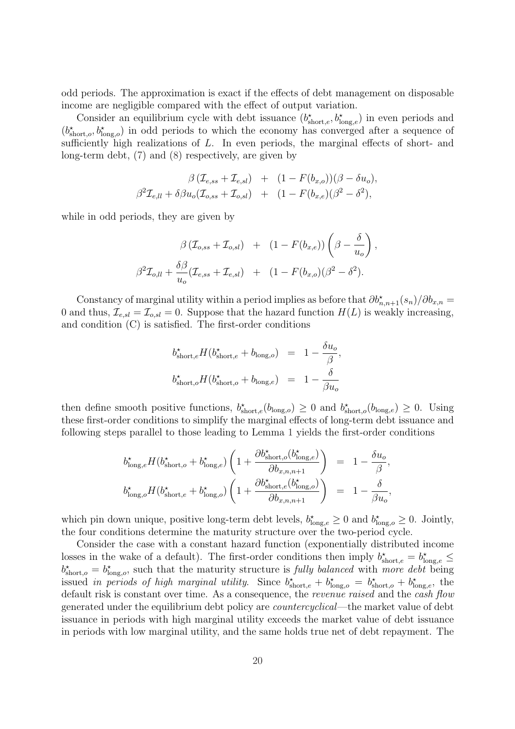odd periods. The approximation is exact if the effects of debt management on disposable income are negligible compared with the effect of output variation.

Consider an equilibrium cycle with debt issuance $(b^\star_{\text{short},e}, b^\star_{\text{long},e})$ in even periods and $(b^\star_{\text{short},o}, b^\star_{\text{long},o})$ in odd periods to which the economy has converged after a sequence of sufficiently high realizations of $L$. In even periods, the marginal effects of short- and long-term debt, (7) and (8) respectively, are given by

$$
\begin{aligned}
\beta\left(\mathcal{I}_{e,ss} + \mathcal{I}_{e,sl}\right) \quad &+ \quad (1 - F(b_{x,o}))(\beta - \delta u_o), \\
\beta^2 \mathcal{I}_{e,ll} + \delta\beta u_o(\mathcal{I}_{o,ss} + \mathcal{I}_{o,sl}) \quad &+ \quad (1 - F(b_{x,e})(\beta^2 - \delta^2),
\end{aligned}
$$

while in odd periods, they are given by

$$
\begin{aligned}
\beta\left(\mathcal{I}_{o,ss} + \mathcal{I}_{o,sl}\right) \quad &+ \quad (1 - F(b_{x,e}))\left(\beta - \frac{\delta}{u_o}\right), \\
\beta^2 \mathcal{I}_{o,ll} + \frac{\delta\beta}{u_o}(\mathcal{I}_{e,ss} + \mathcal{I}_{e,sl}) \quad &+ \quad (1 - F(b_{x,o})(\beta^2 - \delta^2).
\end{aligned}
$$

Constancy of marginal utility within a period implies as before that $\partial b^\star_{n,n+1}(s_n)/\partial b_{x,n} = 0$ and thus, $\mathcal{I}_{e,sl} = \mathcal{I}_{o,sl} = 0$. Suppose that the hazard function $H(L)$ is weakly increasing, and condition (C) is satisfied. The first-order conditions

$$
\begin{aligned}
b^\star_{\text{short},e} H(b^\star_{\text{short},e} + b_{\text{long},o}) &= 1 - \frac{\delta u_o}{\beta}, \\
b^\star_{\text{short},o} H(b^\star_{\text{short},o} + b_{\text{long},e}) &= 1 - \frac{\delta}{\beta u_o}
\end{aligned}
$$

then define smooth positive functions, $b^\star_{\text{short},e}(b_{\text{long},o}) \geq 0$ and $b^\star_{\text{short},o}(b_{\text{long},e}) \geq 0$. Using these first-order conditions to simplify the marginal effects of long-term debt issuance and following steps parallel to those leading to Lemma 1 yields the first-order conditions

$$
\begin{aligned}
b^\star_{\text{long},e} H(b^\star_{\text{short},o} + b^\star_{\text{long},e}) \left(1 + \frac{\partial b^\star_{\text{short},o}(b^\star_{\text{long},e})}{\partial b_{x,n,n+1}}\right) &= 1 - \frac{\delta u_o}{\beta}, \\
b^\star_{\text{long},o} H(b^\star_{\text{short},e} + b^\star_{\text{long},o}) \left(1 + \frac{\partial b^\star_{\text{short},e}(b^\star_{\text{long},o})}{\partial b_{x,n,n+1}}\right) &= 1 - \frac{\delta}{\beta u_o},
\end{aligned}
$$

which pin down unique, positive long-term debt levels, $b^\star_{\text{long},e} \geq 0$ and $b^\star_{\text{long},o} \geq 0$. Jointly, the four conditions determine the maturity structure over the two-period cycle.

Consider the case with a constant hazard function (exponentially distributed income losses in the wake of a default). The first-order conditions then imply $b^\star_{\text{short},e} = b^\star_{\text{long},e} \leq b^\star_{\text{short},o} = b^\star_{\text{long},o}$, such that the maturity structure is *fully balanced* with *more debt* being issued *in periods of high marginal utility*. Since $b^\star_{\text{short},e} + b^\star_{\text{long},o} = b^\star_{\text{short},o} + b^\star_{\text{long},e}$, the default risk is constant over time. As a consequence, the *revenue raised* and the *cash flow* generated under the equilibrium debt policy are *countercyclical*—the market value of debt issuance in periods with high marginal utility exceeds the market value of debt issuance in periods with low marginal utility, and the same holds true net of debt repayment. The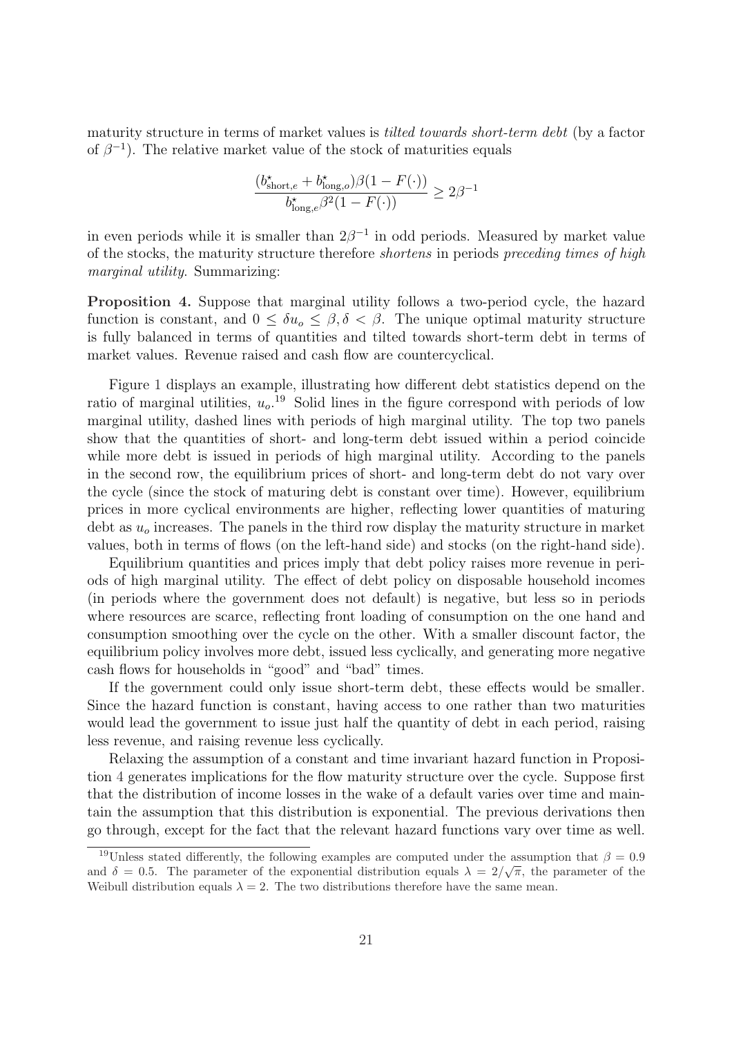maturity structure in terms of market values is *tilted towards short-term debt* (by a factor of $\beta^{-1}$). The relative market value of the stock of maturities equals

$$\frac{(b^{\star}_{\text{short},e} + b^{\star}_{\text{long},o})\beta(1 - F(\cdot))}{b^{\star}_{\text{long},e}\beta^2(1 - F(\cdot))} \geq 2\beta^{-1}$$

in even periods while it is smaller than $2\beta^{-1}$ in odd periods. Measured by market value of the stocks, the maturity structure therefore *shortens* in periods *preceding times of high marginal utility*. Summarizing:

**Proposition 4.** Suppose that marginal utility follows a two-period cycle, the hazard function is constant, and $0 \leq \delta u_o \leq \beta, \delta < \beta$. The unique optimal maturity structure is fully balanced in terms of quantities and tilted towards short-term debt in terms of market values. Revenue raised and cash flow are countercyclical.

Figure 1 displays an example, illustrating how different debt statistics depend on the ratio of marginal utilities, $u_o$.[19] Solid lines in the figure correspond with periods of low marginal utility, dashed lines with periods of high marginal utility. The top two panels show that the quantities of short- and long-term debt issued within a period coincide while more debt is issued in periods of high marginal utility. According to the panels in the second row, the equilibrium prices of short- and long-term debt do not vary over the cycle (since the stock of maturing debt is constant over time). However, equilibrium prices in more cyclical environments are higher, reflecting lower quantities of maturing debt as $u_o$ increases. The panels in the third row display the maturity structure in market values, both in terms of flows (on the left-hand side) and stocks (on the right-hand side).

Equilibrium quantities and prices imply that debt policy raises more revenue in periods of high marginal utility. The effect of debt policy on disposable household incomes (in periods where the government does not default) is negative, but less so in periods where resources are scarce, reflecting front loading of consumption on the one hand and consumption smoothing over the cycle on the other. With a smaller discount factor, the equilibrium policy involves more debt, issued less cyclically, and generating more negative cash flows for households in "good" and "bad" times.

If the government could only issue short-term debt, these effects would be smaller. Since the hazard function is constant, having access to one rather than two maturities would lead the government to issue just half the quantity of debt in each period, raising less revenue, and raising revenue less cyclically.

Relaxing the assumption of a constant and time invariant hazard function in Proposition 4 generates implications for the flow maturity structure over the cycle. Suppose first that the distribution of income losses in the wake of a default varies over time and maintain the assumption that this distribution is exponential. The previous derivations then go through, except for the fact that the relevant hazard functions vary over time as well.

[19] Unless stated differently, the following examples are computed under the assumption that $\beta = 0.9$ and $\delta = 0.5$. The parameter of the exponential distribution equals $\lambda = 2/\sqrt{\pi}$, the parameter of the Weibull distribution equals $\lambda = 2$. The two distributions therefore have the same mean.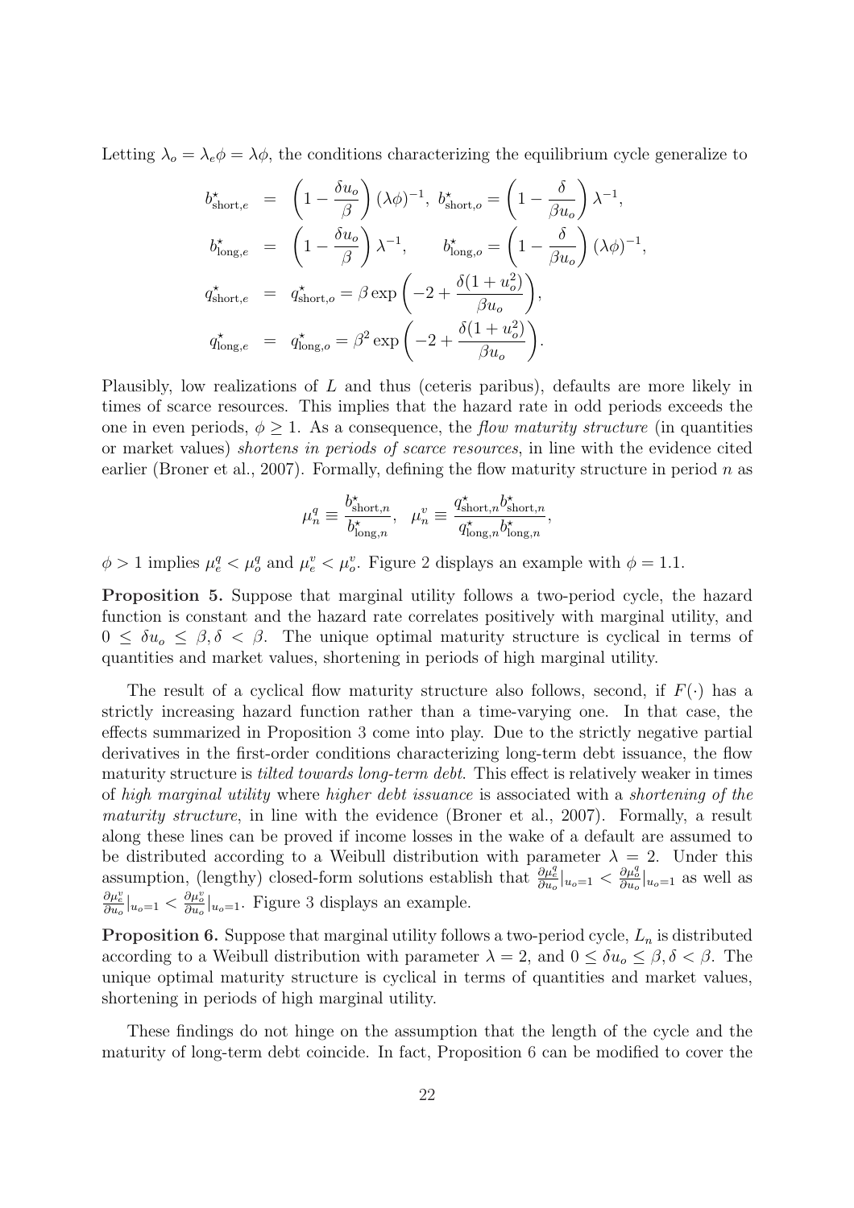Letting $\lambda_o = \lambda_e \phi = \lambda\phi$, the conditions characterizing the equilibrium cycle generalize to

$$
\begin{aligned}
b^{\star}_{\text{short},e} &= \left(1 - \frac{\delta u_o}{\beta}\right)(\lambda\phi)^{-1}, \;\; b^{\star}_{\text{short},o} = \left(1 - \frac{\delta}{\beta u_o}\right)\lambda^{-1}, \\
b^{\star}_{\text{long},e} &= \left(1 - \frac{\delta u_o}{\beta}\right)\lambda^{-1}, \qquad b^{\star}_{\text{long},o} = \left(1 - \frac{\delta}{\beta u_o}\right)(\lambda\phi)^{-1}, \\
q^{\star}_{\text{short},e} &= q^{\star}_{\text{short},o} = \beta \exp\left(-2 + \frac{\delta(1+u_o^2)}{\beta u_o}\right), \\
q^{\star}_{\text{long},e} &= q^{\star}_{\text{long},o} = \beta^2 \exp\left(-2 + \frac{\delta(1+u_o^2)}{\beta u_o}\right).
\end{aligned}
$$

Plausibly, low realizations of $L$ and thus (ceteris paribus), defaults are more likely in times of scarce resources. This implies that the hazard rate in odd periods exceeds the one in even periods, $\phi \geq 1$. As a consequence, the *flow maturity structure* (in quantities or market values) *shortens in periods of scarce resources*, in line with the evidence cited earlier (Broner et al., 2007). Formally, defining the flow maturity structure in period $n$ as

$$
\mu^q_n \equiv \frac{b^{\star}_{\text{short},n}}{b^{\star}_{\text{long},n}}, \quad \mu^v_n \equiv \frac{q^{\star}_{\text{short},n} b^{\star}_{\text{short},n}}{q^{\star}_{\text{long},n} b^{\star}_{\text{long},n}},
$$

$\phi > 1$ implies $\mu^q_e < \mu^q_o$ and $\mu^v_e < \mu^v_o$. Figure 2 displays an example with $\phi = 1.1$.

**Proposition 5.** Suppose that marginal utility follows a two-period cycle, the hazard function is constant and the hazard rate correlates positively with marginal utility, and $0 \leq \delta u_o \leq \beta, \delta < \beta$. The unique optimal maturity structure is cyclical in terms of quantities and market values, shortening in periods of high marginal utility.

The result of a cyclical flow maturity structure also follows, second, if $F(\cdot)$ has a strictly increasing hazard function rather than a time-varying one. In that case, the effects summarized in Proposition 3 come into play. Due to the strictly negative partial derivatives in the first-order conditions characterizing long-term debt issuance, the flow maturity structure is *tilted towards long-term debt*. This effect is relatively weaker in times of *high marginal utility* where *higher debt issuance* is associated with a *shortening of the maturity structure*, in line with the evidence (Broner et al., 2007). Formally, a result along these lines can be proved if income losses in the wake of a default are assumed to be distributed according to a Weibull distribution with parameter $\lambda = 2$. Under this assumption, (lengthy) closed-form solutions establish that $\frac{\partial \mu^q_e}{\partial u_o}|_{u_o=1} < \frac{\partial \mu^q_o}{\partial u_o}|_{u_o=1}$ as well as $\frac{\partial \mu^v_e}{\partial u_o}|_{u_o=1} < \frac{\partial \mu^v_o}{\partial u_o}|_{u_o=1}$. Figure 3 displays an example.

**Proposition 6.** Suppose that marginal utility follows a two-period cycle, $L_n$ is distributed according to a Weibull distribution with parameter $\lambda = 2$, and $0 \leq \delta u_o \leq \beta, \delta < \beta$. The unique optimal maturity structure is cyclical in terms of quantities and market values, shortening in periods of high marginal utility.

These findings do not hinge on the assumption that the length of the cycle and the maturity of long-term debt coincide. In fact, Proposition 6 can be modified to cover the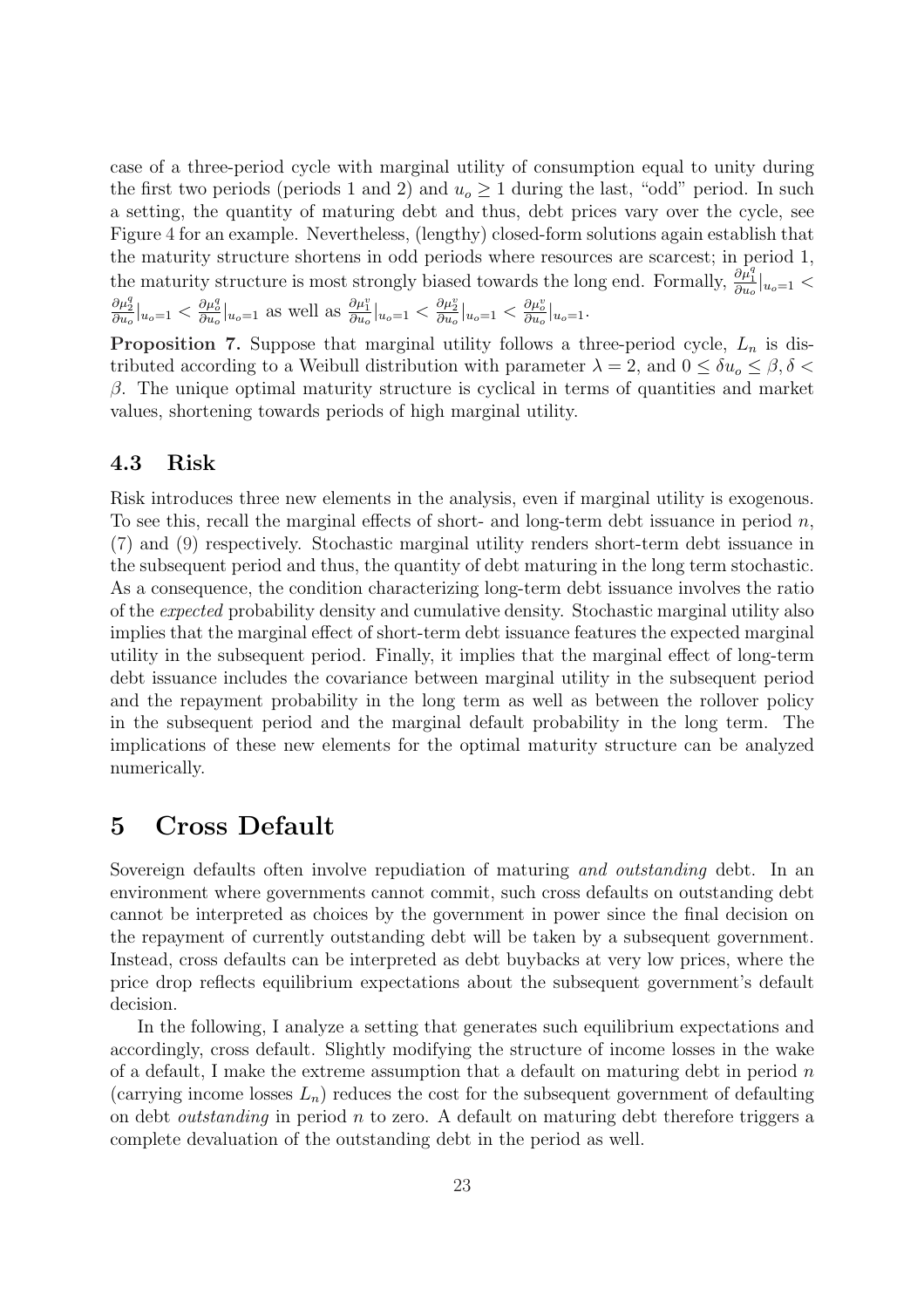case of a three-period cycle with marginal utility of consumption equal to unity during the first two periods (periods 1 and 2) and $u_o \geq 1$ during the last, "odd" period. In such a setting, the quantity of maturing debt and thus, debt prices vary over the cycle, see Figure 4 for an example. Nevertheless, (lengthy) closed-form solutions again establish that the maturity structure shortens in odd periods where resources are scarcest; in period 1, the maturity structure is most strongly biased towards the long end. Formally, $\frac{\partial \mu_1^q}{\partial u_o}|_{u_o=1} < \frac{\partial \mu_2^q}{\partial u_o}|_{u_o=1} < \frac{\partial \mu_o^q}{\partial u_o}|_{u_o=1}$ as well as $\frac{\partial \mu_1^v}{\partial u_o}|_{u_o=1} < \frac{\partial \mu_2^v}{\partial u_o}|_{u_o=1} < \frac{\partial \mu_o^v}{\partial u_o}|_{u_o=1}$.

**Proposition 7.** Suppose that marginal utility follows a three-period cycle, $L_n$ is distributed according to a Weibull distribution with parameter $\lambda = 2$, and $0 \leq \delta u_o \leq \beta, \delta < \beta$. The unique optimal maturity structure is cyclical in terms of quantities and market values, shortening towards periods of high marginal utility.

### 4.3 Risk

Risk introduces three new elements in the analysis, even if marginal utility is exogenous. To see this, recall the marginal effects of short- and long-term debt issuance in period $n$, (7) and (9) respectively. Stochastic marginal utility renders short-term debt issuance in the subsequent period and thus, the quantity of debt maturing in the long term stochastic. As a consequence, the condition characterizing long-term debt issuance involves the ratio of the *expected* probability density and cumulative density. Stochastic marginal utility also implies that the marginal effect of short-term debt issuance features the expected marginal utility in the subsequent period. Finally, it implies that the marginal effect of long-term debt issuance includes the covariance between marginal utility in the subsequent period and the repayment probability in the long term as well as between the rollover policy in the subsequent period and the marginal default probability in the long term. The implications of these new elements for the optimal maturity structure can be analyzed numerically.

## 5 Cross Default

Sovereign defaults often involve repudiation of maturing *and outstanding* debt. In an environment where governments cannot commit, such cross defaults on outstanding debt cannot be interpreted as choices by the government in power since the final decision on the repayment of currently outstanding debt will be taken by a subsequent government. Instead, cross defaults can be interpreted as debt buybacks at very low prices, where the price drop reflects equilibrium expectations about the subsequent government's default decision.

In the following, I analyze a setting that generates such equilibrium expectations and accordingly, cross default. Slightly modifying the structure of income losses in the wake of a default, I make the extreme assumption that a default on maturing debt in period $n$ (carrying income losses $L_n$) reduces the cost for the subsequent government of defaulting on debt *outstanding* in period $n$ to zero. A default on maturing debt therefore triggers a complete devaluation of the outstanding debt in the period as well.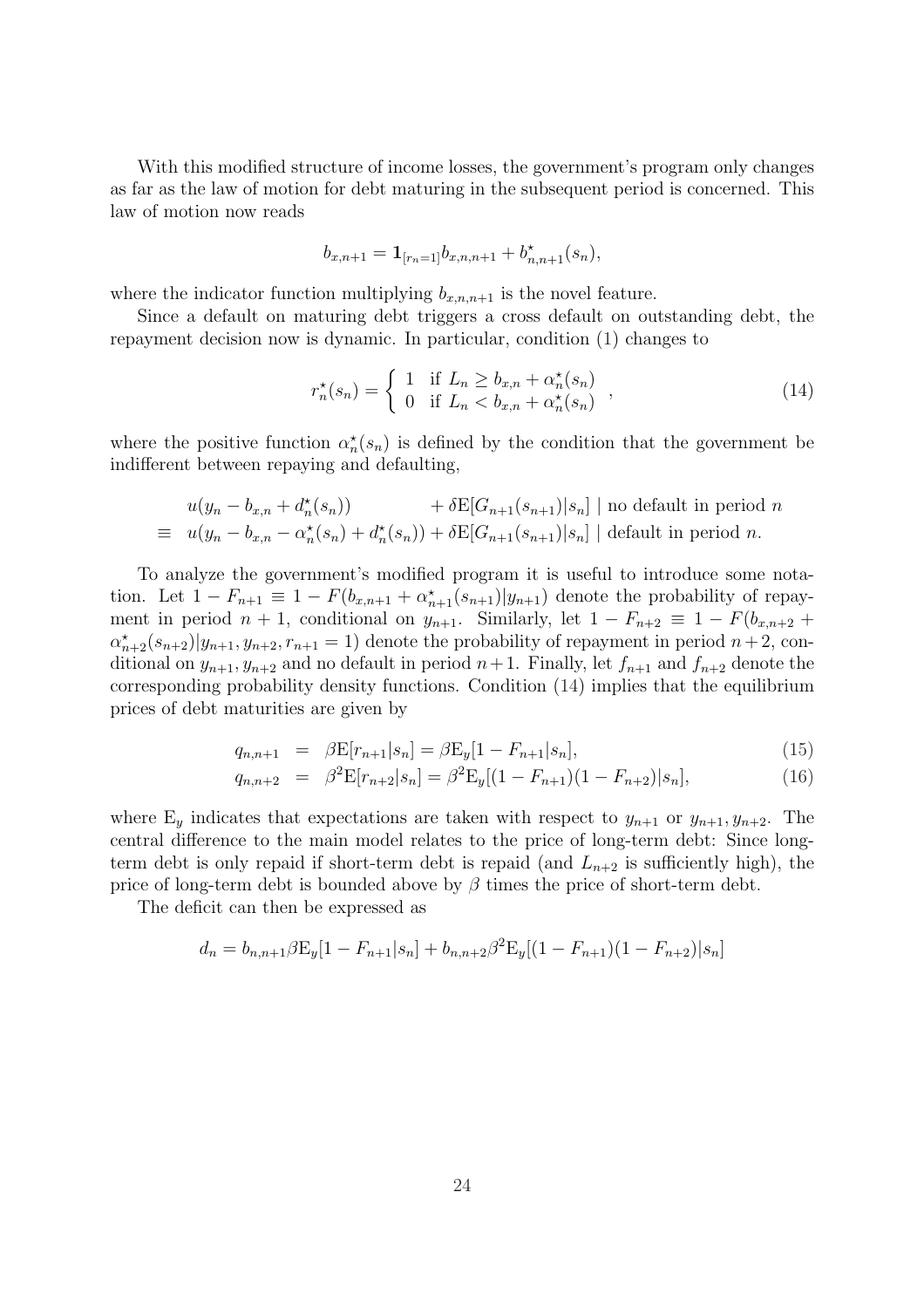With this modified structure of income losses, the government's program only changes as far as the law of motion for debt maturing in the subsequent period is concerned. This law of motion now reads

$$b_{x,n+1} = \mathbf{1}_{[r_n=1]} b_{x,n,n+1} + b^{\star}_{n,n+1}(s_n),$$

where the indicator function multiplying $b_{x,n,n+1}$ is the novel feature.

Since a default on maturing debt triggers a cross default on outstanding debt, the repayment decision now is dynamic. In particular, condition (1) changes to

$$r^{\star}_n(s_n) = \begin{cases} 1 & \text{if } L_n \geq b_{x,n} + \alpha^{\star}_n(s_n) \\ 0 & \text{if } L_n < b_{x,n} + \alpha^{\star}_n(s_n) \end{cases}, \tag{14}$$

where the positive function $\alpha^{\star}_n(s_n)$ is defined by the condition that the government be indifferent between repaying and defaulting,

$$\begin{aligned} & u(y_n - b_{x,n} + d^{\star}_n(s_n)) \qquad\qquad + \delta \mathrm{E}[G_{n+1}(s_{n+1})|s_n] \mid \text{no default in period } n \\ \equiv \; & u(y_n - b_{x,n} - \alpha^{\star}_n(s_n) + d^{\star}_n(s_n)) + \delta \mathrm{E}[G_{n+1}(s_{n+1})|s_n] \mid \text{default in period } n. \end{aligned}$$

To analyze the government's modified program it is useful to introduce some notation. Let $1 - F_{n+1} \equiv 1 - F(b_{x,n+1} + \alpha^{\star}_{n+1}(s_{n+1})|y_{n+1})$ denote the probability of repayment in period $n+1$, conditional on $y_{n+1}$. Similarly, let $1 - F_{n+2} \equiv 1 - F(b_{x,n+2} + \alpha^{\star}_{n+2}(s_{n+2})|y_{n+1}, y_{n+2}, r_{n+1} = 1)$ denote the probability of repayment in period $n+2$, conditional on $y_{n+1}, y_{n+2}$ and no default in period $n+1$. Finally, let $f_{n+1}$ and $f_{n+2}$ denote the corresponding probability density functions. Condition (14) implies that the equilibrium prices of debt maturities are given by

$$q_{n,n+1} = \beta \mathrm{E}[r_{n+1}|s_n] = \beta \mathrm{E}_y[1 - F_{n+1}|s_n], \tag{15}$$

$$q_{n,n+2} = \beta^2 \mathrm{E}[r_{n+2}|s_n] = \beta^2 \mathrm{E}_y[(1 - F_{n+1})(1 - F_{n+2})|s_n], \tag{16}$$

where $\mathrm{E}_y$ indicates that expectations are taken with respect to $y_{n+1}$ or $y_{n+1}, y_{n+2}$. The central difference to the main model relates to the price of long-term debt: Since long-term debt is only repaid if short-term debt is repaid (and $L_{n+2}$ is sufficiently high), the price of long-term debt is bounded above by $\beta$ times the price of short-term debt.

The deficit can then be expressed as

$$d_n = b_{n,n+1} \beta \mathrm{E}_y[1 - F_{n+1}|s_n] + b_{n,n+2} \beta^2 \mathrm{E}_y[(1 - F_{n+1})(1 - F_{n+2})|s_n]$$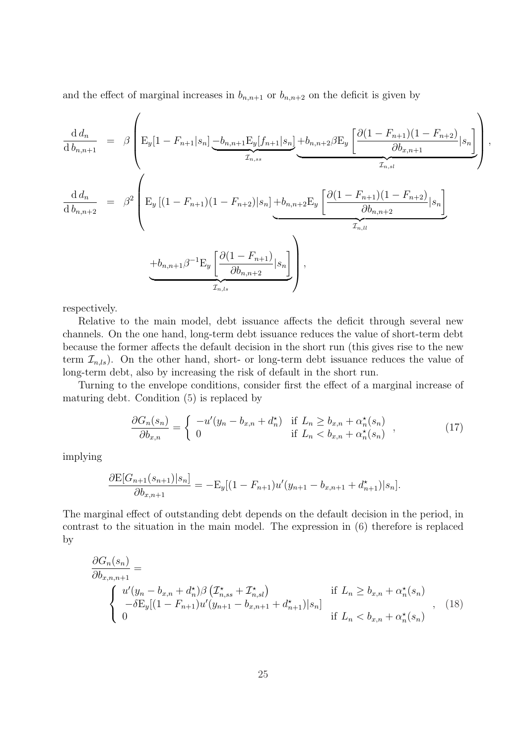and the effect of marginal increases in $b_{n,n+1}$ or $b_{n,n+2}$ on the deficit is given by

$$
\begin{aligned}
\frac{\mathrm{d}\, d_n}{\mathrm{d}\, b_{n,n+1}} &= \beta \left( \mathrm{E}_y[1 - F_{n+1}|s_n] \underbrace{-b_{n,n+1}\mathrm{E}_y[f_{n+1}|s_n]}_{\mathcal{I}_{n,ss}} \underbrace{+b_{n,n+2}\beta \mathrm{E}_y\left[\frac{\partial (1-F_{n+1})(1-F_{n+2})}{\partial b_{x,n+1}}|s_n\right]}_{\mathcal{I}_{n,sl}} \right), \\
\frac{\mathrm{d}\, d_n}{\mathrm{d}\, b_{n,n+2}} &= \beta^2 \left( \mathrm{E}_y\left[(1-F_{n+1})(1-F_{n+2})|s_n\right] \underbrace{+b_{n,n+2}\mathrm{E}_y\left[\frac{\partial (1-F_{n+1})(1-F_{n+2})}{\partial b_{n,n+2}}|s_n\right]}_{\mathcal{I}_{n,ll}} \right. \\
& \qquad \left. \underbrace{+b_{n,n+1}\beta^{-1}\mathrm{E}_y\left[\frac{\partial (1-F_{n+1})}{\partial b_{n,n+2}}|s_n\right]}_{\mathcal{I}_{n,ls}} \right),
\end{aligned}
$$

respectively.

Relative to the main model, debt issuance affects the deficit through several new channels. On the one hand, long-term debt issuance reduces the value of short-term debt because the former affects the default decision in the short run (this gives rise to the new term $\mathcal{I}_{n,ls}$). On the other hand, short- or long-term debt issuance reduces the value of long-term debt, also by increasing the risk of default in the short run.

Turning to the envelope conditions, consider first the effect of a marginal increase of maturing debt. Condition (5) is replaced by

$$
\frac{\partial G_n(s_n)}{\partial b_{x,n}} = \begin{cases} -u'(y_n - b_{x,n} + d_n^\star) & \text{if } L_n \geq b_{x,n} + \alpha_n^\star(s_n) \\ 0 & \text{if } L_n < b_{x,n} + \alpha_n^\star(s_n) \end{cases}, \tag{17}
$$

implying

$$
\frac{\partial \mathrm{E}[G_{n+1}(s_{n+1})|s_n]}{\partial b_{x,n+1}} = -\mathrm{E}_y[(1-F_{n+1})u'(y_{n+1} - b_{x,n+1} + d_{n+1}^\star)|s_n].
$$

The marginal effect of outstanding debt depends on the default decision in the period, in contrast to the situation in the main model. The expression in (6) therefore is replaced by

$$
\frac{\partial G_n(s_n)}{\partial b_{x,n,n+1}} = \begin{cases} u'(y_n - b_{x,n} + d_n^\star)\beta\left(\mathcal{I}_{n,ss}^\star + \mathcal{I}_{n,sl}^\star\right) & \text{if } L_n \geq b_{x,n} + \alpha_n^\star(s_n) \\ -\delta \mathrm{E}_y[(1-F_{n+1})u'(y_{n+1} - b_{x,n+1} + d_{n+1}^\star)|s_n] & \\ 0 & \text{if } L_n < b_{x,n} + \alpha_n^\star(s_n) \end{cases}, \tag{18}
$$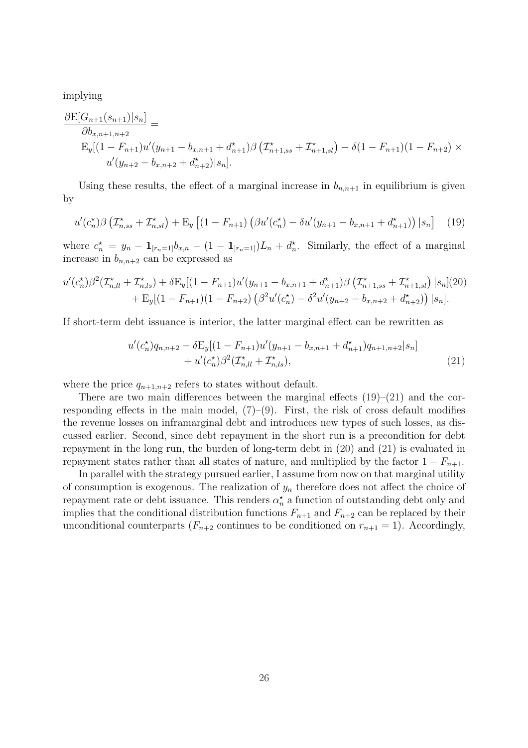implying

$$\frac{\partial \mathrm{E}[G_{n+1}(s_{n+1})|s_n]}{\partial b_{x,n+1,n+2}} =$$
$$\mathrm{E}_y[(1-F_{n+1})u'(y_{n+1}-b_{x,n+1}+d^\star_{n+1})\beta\left(\mathcal{I}^\star_{n+1,ss}+\mathcal{I}^\star_{n+1,sl}\right) - \delta(1-F_{n+1})(1-F_{n+2})\times$$
$$u'(y_{n+2}-b_{x,n+2}+d^\star_{n+2})|s_n].$$

Using these results, the effect of a marginal increase in $b_{n,n+1}$ in equilibrium is given by

$$u'(c^\star_n)\beta\left(\mathcal{I}^\star_{n,ss}+\mathcal{I}^\star_{n,sl}\right)+\mathrm{E}_y\left[(1-F_{n+1})\left(\beta u'(c^\star_n)-\delta u'(y_{n+1}-b_{x,n+1}+d^\star_{n+1})\right)|s_n\right] \quad (19)$$

where $c^\star_n = y_n - \mathbf{1}_{[r_n=1]}b_{x,n} - (1-\mathbf{1}_{[r_n=1]})L_n + d^\star_n$. Similarly, the effect of a marginal increase in $b_{n,n+2}$ can be expressed as

$$u'(c^\star_n)\beta^2(\mathcal{I}^\star_{n,ll}+\mathcal{I}^\star_{n,ls})+\delta\mathrm{E}_y[(1-F_{n+1})u'(y_{n+1}-b_{x,n+1}+d^\star_{n+1})\beta\left(\mathcal{I}^\star_{n+1,ss}+\mathcal{I}^\star_{n+1,sl}\right)|s_n] \quad (20)$$
$$+\mathrm{E}_y[(1-F_{n+1})(1-F_{n+2})\left(\beta^2u'(c^\star_n)-\delta^2u'(y_{n+2}-b_{x,n+2}+d^\star_{n+2})\right)|s_n].$$

If short-term debt issuance is interior, the latter marginal effect can be rewritten as

$$u'(c^\star_n)q_{n,n+2}-\delta\mathrm{E}_y[(1-F_{n+1})u'(y_{n+1}-b_{x,n+1}+d^\star_{n+1})q_{n+1,n+2}|s_n]$$
$$+u'(c^\star_n)\beta^2(\mathcal{I}^\star_{n,ll}+\mathcal{I}^\star_{n,ls}), \quad (21)$$

where the price $q_{n+1,n+2}$ refers to states without default.

There are two main differences between the marginal effects (19)–(21) and the corresponding effects in the main model, (7)–(9). First, the risk of cross default modifies the revenue losses on inframarginal debt and introduces new types of such losses, as discussed earlier. Second, since debt repayment in the short run is a precondition for debt repayment in the long run, the burden of long-term debt in (20) and (21) is evaluated in repayment states rather than all states of nature, and multiplied by the factor $1-F_{n+1}$.

In parallel with the strategy pursued earlier, I assume from now on that marginal utility of consumption is exogenous. The realization of $y_n$ therefore does not affect the choice of repayment rate or debt issuance. This renders $\alpha^\star_n$ a function of outstanding debt only and implies that the conditional distribution functions $F_{n+1}$ and $F_{n+2}$ can be replaced by their unconditional counterparts ($F_{n+2}$ continues to be conditioned on $r_{n+1}=1$). Accordingly,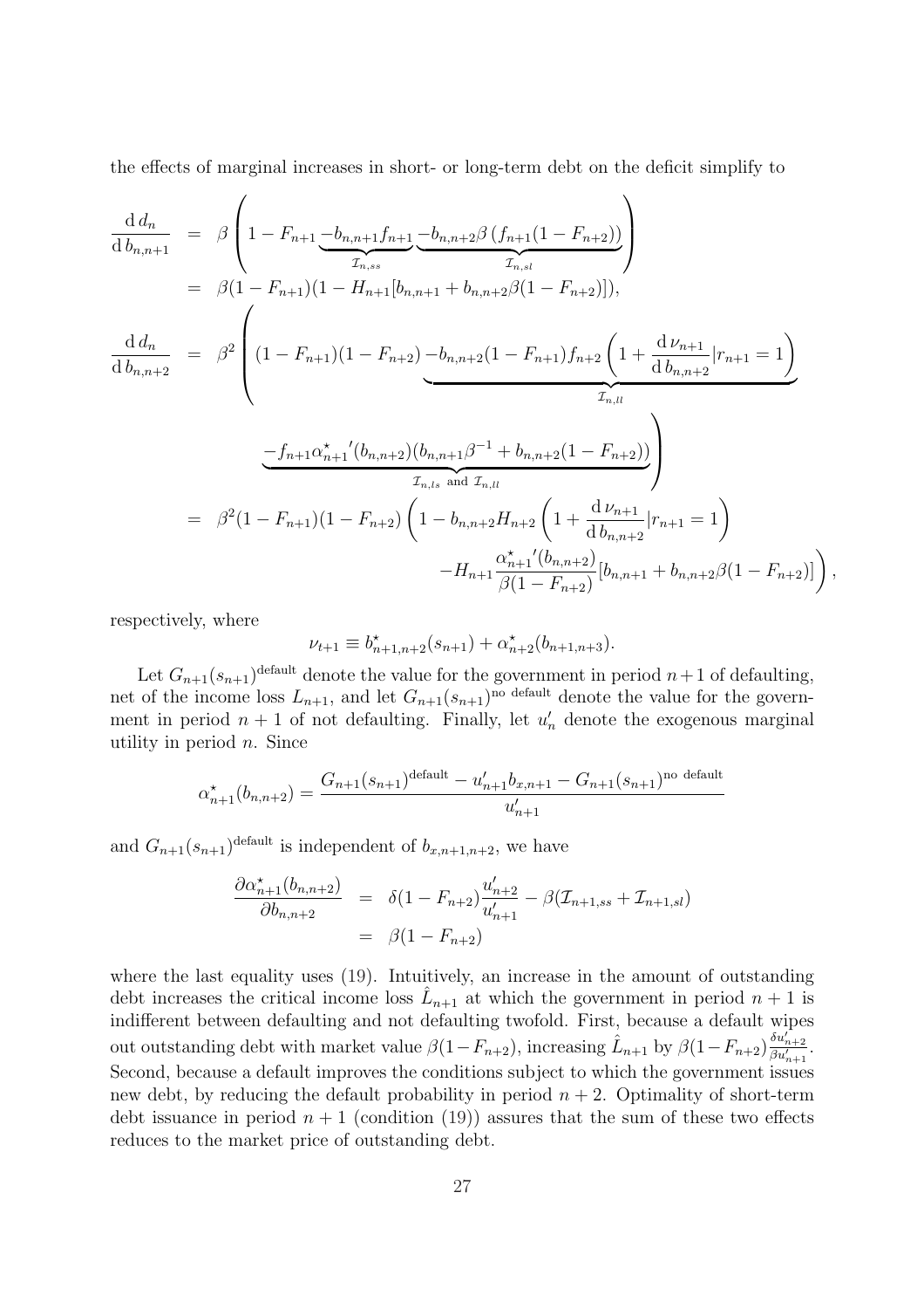the effects of marginal increases in short- or long-term debt on the deficit simplify to

$$
\begin{aligned}
\frac{\mathrm{d}\, d_n}{\mathrm{d}\, b_{n,n+1}} &= \beta \left( 1 - F_{n+1} \underbrace{- b_{n,n+1} f_{n+1}}_{\mathcal{I}_{n,ss}} \underbrace{- b_{n,n+2} \beta \left( f_{n+1}(1 - F_{n+2}) \right)}_{\mathcal{I}_{n,sl}} \right) \\
&= \beta(1 - F_{n+1})(1 - H_{n+1}[b_{n,n+1} + b_{n,n+2}\beta(1 - F_{n+2})]), \\
\frac{\mathrm{d}\, d_n}{\mathrm{d}\, b_{n,n+2}} &= \beta^2 \left( (1 - F_{n+1})(1 - F_{n+2}) \underbrace{- b_{n,n+2}(1 - F_{n+1}) f_{n+2} \left( 1 + \frac{\mathrm{d}\, \nu_{n+1}}{\mathrm{d}\, b_{n,n+2}} | r_{n+1} = 1 \right)}_{\mathcal{I}_{n,ll}} \right. \\
&\qquad \left. \underbrace{- f_{n+1} {\alpha^\star_{n+1}}'(b_{n,n+2})(b_{n,n+1}\beta^{-1} + b_{n,n+2}(1 - F_{n+2}))}_{\mathcal{I}_{n,ls} \text{ and } \mathcal{I}_{n,ll}} \right) \\
&= \beta^2(1 - F_{n+1})(1 - F_{n+2}) \left( 1 - b_{n,n+2} H_{n+2} \left( 1 + \frac{\mathrm{d}\, \nu_{n+1}}{\mathrm{d}\, b_{n,n+2}} | r_{n+1} = 1 \right) \right. \\
&\qquad \left. - H_{n+1} \frac{{\alpha^\star_{n+1}}'(b_{n,n+2})}{\beta(1 - F_{n+2})} [b_{n,n+1} + b_{n,n+2}\beta(1 - F_{n+2})] \right),
\end{aligned}
$$

respectively, where

$$
\nu_{t+1} \equiv b^\star_{n+1,n+2}(s_{n+1}) + \alpha^\star_{n+2}(b_{n+1,n+3}).
$$

Let $G_{n+1}(s_{n+1})^{\text{default}}$ denote the value for the government in period $n+1$ of defaulting, net of the income loss $L_{n+1}$, and let $G_{n+1}(s_{n+1})^{\text{no default}}$ denote the value for the government in period $n+1$ of not defaulting. Finally, let $u'_n$ denote the exogenous marginal utility in period $n$. Since

$$
\alpha^\star_{n+1}(b_{n,n+2}) = \frac{G_{n+1}(s_{n+1})^{\text{default}} - u'_{n+1} b_{x,n+1} - G_{n+1}(s_{n+1})^{\text{no default}}}{u'_{n+1}}
$$

and $G_{n+1}(s_{n+1})^{\text{default}}$ is independent of $b_{x,n+1,n+2}$, we have

$$
\begin{aligned}
\frac{\partial \alpha^\star_{n+1}(b_{n,n+2})}{\partial b_{n,n+2}} &= \delta(1 - F_{n+2}) \frac{u'_{n+2}}{u'_{n+1}} - \beta(\mathcal{I}_{n+1,ss} + \mathcal{I}_{n+1,sl}) \\
&= \beta(1 - F_{n+2})
\end{aligned}
$$

where the last equality uses (19). Intuitively, an increase in the amount of outstanding debt increases the critical income loss $\hat{L}_{n+1}$ at which the government in period $n+1$ is indifferent between defaulting and not defaulting twofold. First, because a default wipes out outstanding debt with market value $\beta(1-F_{n+2})$, increasing $\hat{L}_{n+1}$ by $\beta(1-F_{n+2})\frac{\delta u'_{n+2}}{\beta u'_{n+1}}$. Second, because a default improves the conditions subject to which the government issues new debt, by reducing the default probability in period $n+2$. Optimality of short-term debt issuance in period $n+1$ (condition (19)) assures that the sum of these two effects reduces to the market price of outstanding debt.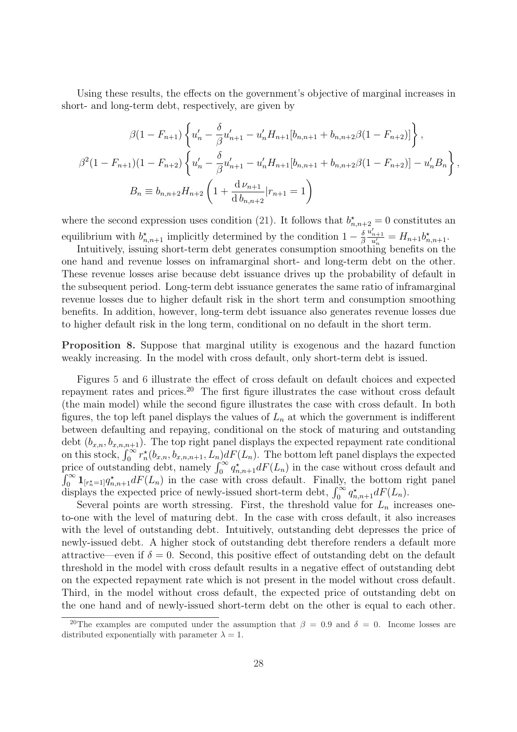Using these results, the effects on the government's objective of marginal increases in short- and long-term debt, respectively, are given by

$$\beta(1-F_{n+1})\left\{u'_n - \frac{\delta}{\beta}u'_{n+1} - u'_n H_{n+1}[b_{n,n+1} + b_{n,n+2}\beta(1-F_{n+2})]\right\},$$

$$\beta^2(1-F_{n+1})(1-F_{n+2})\left\{u'_n - \frac{\delta}{\beta}u'_{n+1} - u'_n H_{n+1}[b_{n,n+1} + b_{n,n+2}\beta(1-F_{n+2})] - u'_n B_n\right\},$$

$$B_n \equiv b_{n,n+2}H_{n+2}\left(1 + \frac{\mathrm{d}\,\nu_{n+1}}{\mathrm{d}\,b_{n,n+2}}|r_{n+1}=1\right)$$

where the second expression uses condition (21). It follows that $b^\star_{n,n+2}=0$ constitutes an equilibrium with $b^\star_{n,n+1}$ implicitly determined by the condition $1-\frac{\delta}{\beta}\frac{u'_{n+1}}{u'_n} = H_{n+1}b^\star_{n,n+1}$.

Intuitively, issuing short-term debt generates consumption smoothing benefits on the one hand and revenue losses on inframarginal short- and long-term debt on the other. These revenue losses arise because debt issuance drives up the probability of default in the subsequent period. Long-term debt issuance generates the same ratio of inframarginal revenue losses due to higher default risk in the short term and consumption smoothing benefits. In addition, however, long-term debt issuance also generates revenue losses due to higher default risk in the long term, conditional on no default in the short term.

**Proposition 8.** Suppose that marginal utility is exogenous and the hazard function weakly increasing. In the model with cross default, only short-term debt is issued.

Figures 5 and 6 illustrate the effect of cross default on default choices and expected repayment rates and prices.[20] The first figure illustrates the case without cross default (the main model) while the second figure illustrates the case with cross default. In both figures, the top left panel displays the values of $L_n$ at which the government is indifferent between defaulting and repaying, conditional on the stock of maturing and outstanding debt $(b_{x,n}, b_{x,n,n+1})$. The top right panel displays the expected repayment rate conditional on this stock, $\int_0^\infty r^\star_n(b_{x,n}, b_{x,n,n+1}, L_n)dF(L_n)$. The bottom left panel displays the expected price of outstanding debt, namely $\int_0^\infty q^\star_{n,n+1}dF(L_n)$ in the case without cross default and $\int_0^\infty \mathbf{1}_{[r^\star_n=1]}q^\star_{n,n+1}dF(L_n)$ in the case with cross default. Finally, the bottom right panel displays the expected price of newly-issued short-term debt, $\int_0^\infty q^\star_{n,n+1}dF(L_n)$.

Several points are worth stressing. First, the threshold value for $L_n$ increases one-to-one with the level of maturing debt. In the case with cross default, it also increases with the level of outstanding debt. Intuitively, outstanding debt depresses the price of newly-issued debt. A higher stock of outstanding debt therefore renders a default more attractive—even if $\delta=0$. Second, this positive effect of outstanding debt on the default threshold in the model with cross default results in a negative effect of outstanding debt on the expected repayment rate which is not present in the model without cross default. Third, in the model without cross default, the expected price of outstanding debt on the one hand and of newly-issued short-term debt on the other is equal to each other.

[20] The examples are computed under the assumption that $\beta=0.9$ and $\delta=0$. Income losses are distributed exponentially with parameter $\lambda=1$.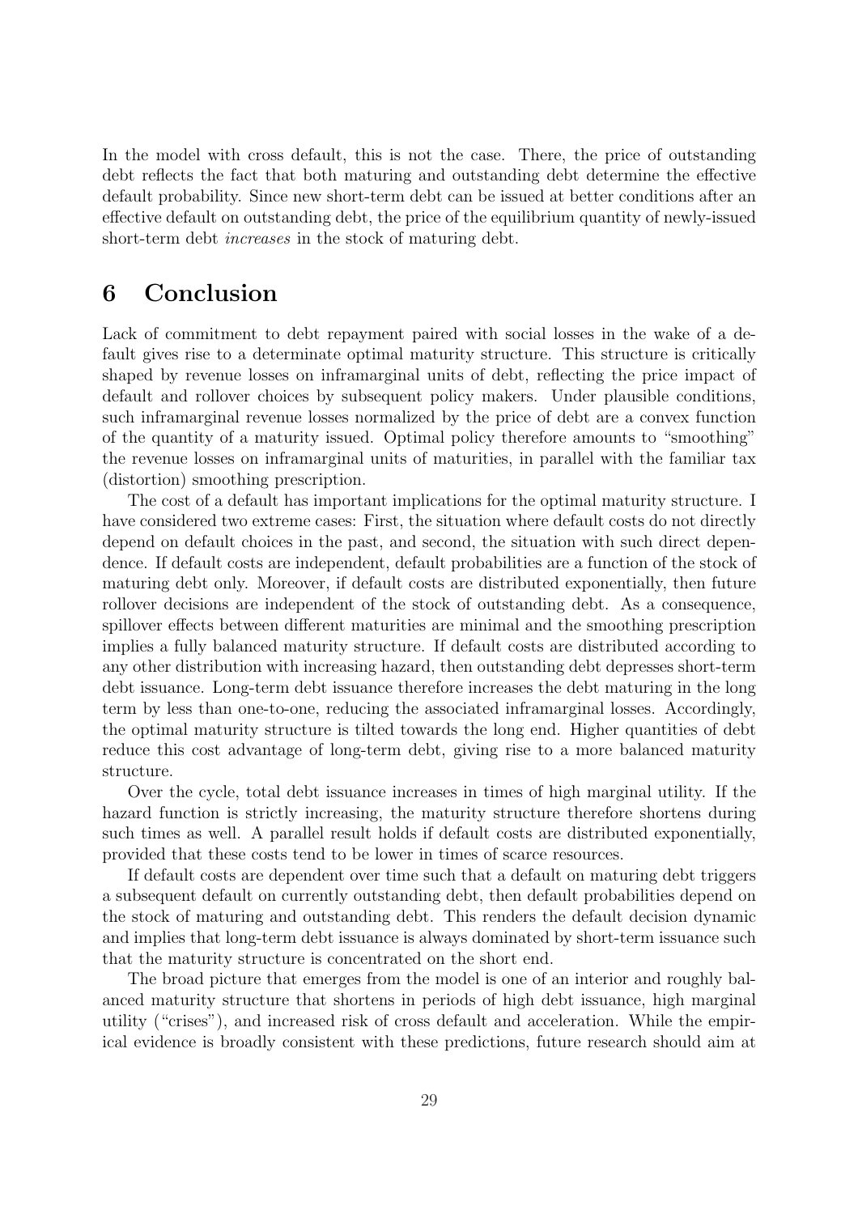In the model with cross default, this is not the case. There, the price of outstanding debt reflects the fact that both maturing and outstanding debt determine the effective default probability. Since new short-term debt can be issued at better conditions after an effective default on outstanding debt, the price of the equilibrium quantity of newly-issued short-term debt *increases* in the stock of maturing debt.

## 6 Conclusion

Lack of commitment to debt repayment paired with social losses in the wake of a default gives rise to a determinate optimal maturity structure. This structure is critically shaped by revenue losses on inframarginal units of debt, reflecting the price impact of default and rollover choices by subsequent policy makers. Under plausible conditions, such inframarginal revenue losses normalized by the price of debt are a convex function of the quantity of a maturity issued. Optimal policy therefore amounts to "smoothing" the revenue losses on inframarginal units of maturities, in parallel with the familiar tax (distortion) smoothing prescription.

The cost of a default has important implications for the optimal maturity structure. I have considered two extreme cases: First, the situation where default costs do not directly depend on default choices in the past, and second, the situation with such direct dependence. If default costs are independent, default probabilities are a function of the stock of maturing debt only. Moreover, if default costs are distributed exponentially, then future rollover decisions are independent of the stock of outstanding debt. As a consequence, spillover effects between different maturities are minimal and the smoothing prescription implies a fully balanced maturity structure. If default costs are distributed according to any other distribution with increasing hazard, then outstanding debt depresses short-term debt issuance. Long-term debt issuance therefore increases the debt maturing in the long term by less than one-to-one, reducing the associated inframarginal losses. Accordingly, the optimal maturity structure is tilted towards the long end. Higher quantities of debt reduce this cost advantage of long-term debt, giving rise to a more balanced maturity structure.

Over the cycle, total debt issuance increases in times of high marginal utility. If the hazard function is strictly increasing, the maturity structure therefore shortens during such times as well. A parallel result holds if default costs are distributed exponentially, provided that these costs tend to be lower in times of scarce resources.

If default costs are dependent over time such that a default on maturing debt triggers a subsequent default on currently outstanding debt, then default probabilities depend on the stock of maturing and outstanding debt. This renders the default decision dynamic and implies that long-term debt issuance is always dominated by short-term issuance such that the maturity structure is concentrated on the short end.

The broad picture that emerges from the model is one of an interior and roughly balanced maturity structure that shortens in periods of high debt issuance, high marginal utility ("crises"), and increased risk of cross default and acceleration. While the empirical evidence is broadly consistent with these predictions, future research should aim at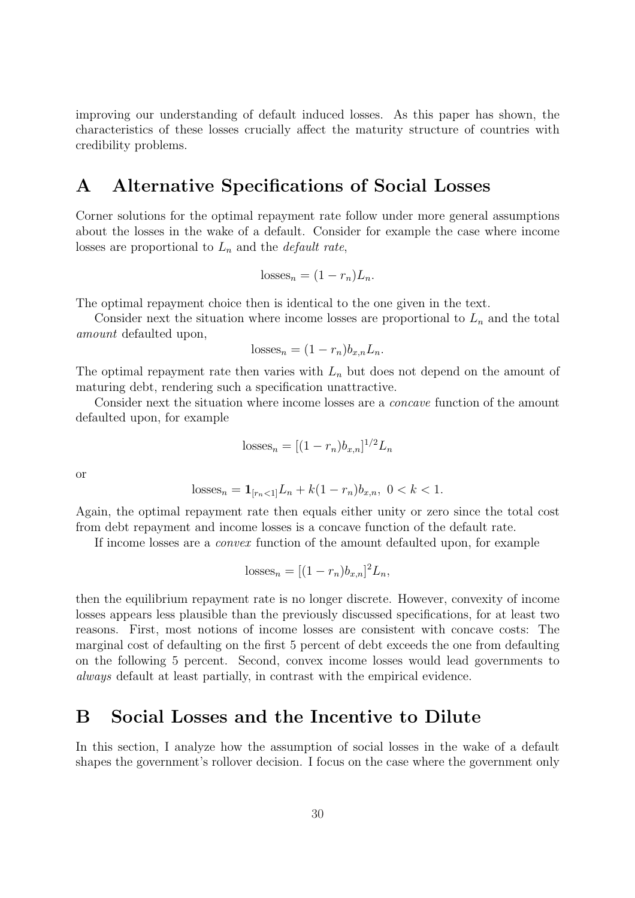improving our understanding of default induced losses. As this paper has shown, the characteristics of these losses crucially affect the maturity structure of countries with credibility problems.

# A Alternative Specifications of Social Losses

Corner solutions for the optimal repayment rate follow under more general assumptions about the losses in the wake of a default. Consider for example the case where income losses are proportional to $L_n$ and the *default rate*,

$$\text{losses}_n = (1 - r_n)L_n.$$

The optimal repayment choice then is identical to the one given in the text.

Consider next the situation where income losses are proportional to $L_n$ and the total *amount* defaulted upon,

$$\text{losses}_n = (1 - r_n)b_{x,n}L_n.$$

The optimal repayment rate then varies with $L_n$ but does not depend on the amount of maturing debt, rendering such a specification unattractive.

Consider next the situation where income losses are a *concave* function of the amount defaulted upon, for example

$$\text{losses}_n = [(1 - r_n)b_{x,n}]^{1/2}L_n$$

or

$$\text{losses}_n = \mathbf{1}_{[r_n<1]}L_n + k(1 - r_n)b_{x,n},\ 0 < k < 1.$$

Again, the optimal repayment rate then equals either unity or zero since the total cost from debt repayment and income losses is a concave function of the default rate.

If income losses are a *convex* function of the amount defaulted upon, for example

$$\text{losses}_n = [(1 - r_n)b_{x,n}]^2L_n,$$

then the equilibrium repayment rate is no longer discrete. However, convexity of income losses appears less plausible than the previously discussed specifications, for at least two reasons. First, most notions of income losses are consistent with concave costs: The marginal cost of defaulting on the first 5 percent of debt exceeds the one from defaulting on the following 5 percent. Second, convex income losses would lead governments to *always* default at least partially, in contrast with the empirical evidence.

# B Social Losses and the Incentive to Dilute

In this section, I analyze how the assumption of social losses in the wake of a default shapes the government's rollover decision. I focus on the case where the government only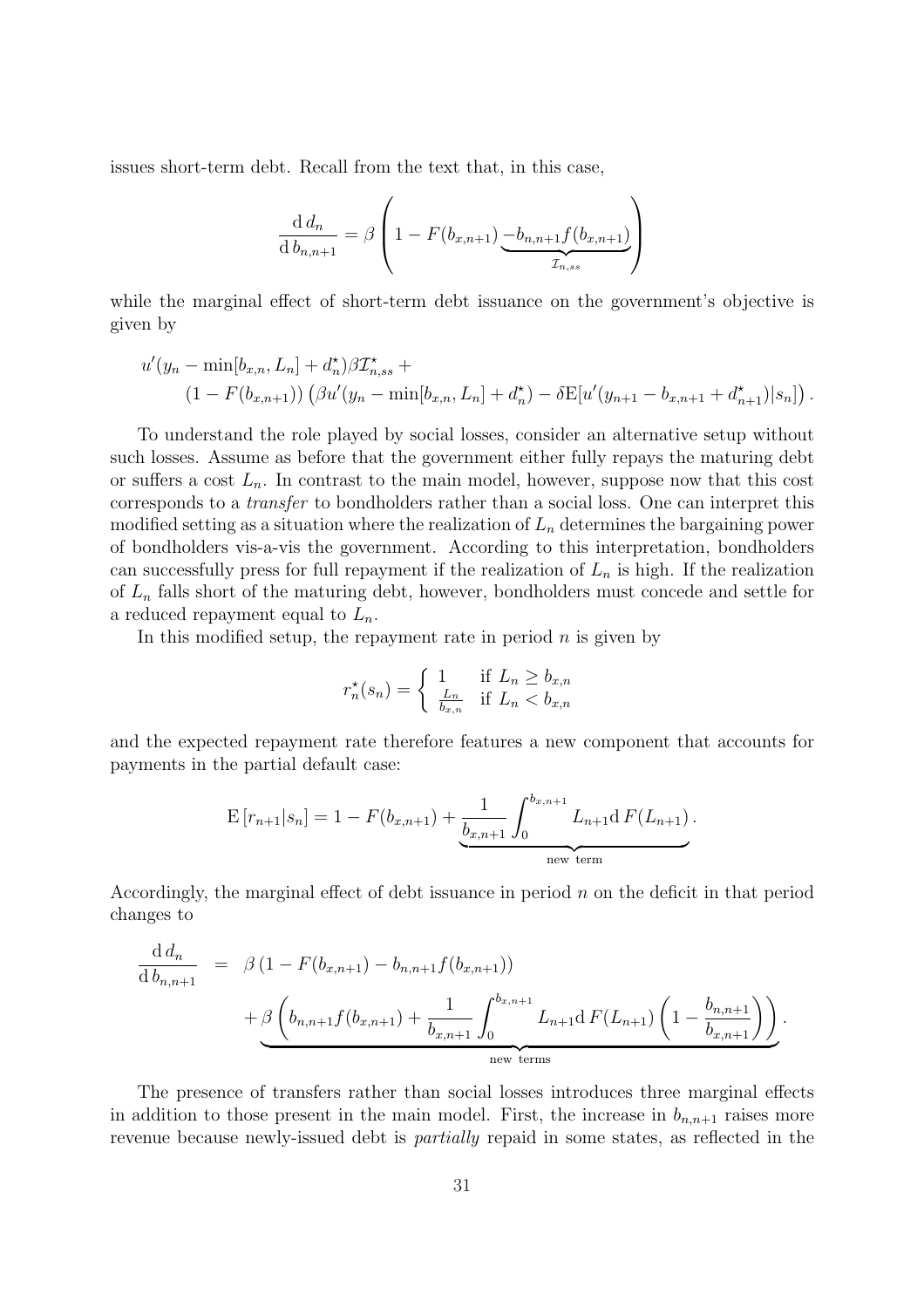issues short-term debt. Recall from the text that, in this case,

$$\frac{\mathrm{d}\, d_n}{\mathrm{d}\, b_{n,n+1}} = \beta \left( 1 - F(b_{x,n+1}) \underbrace{- b_{n,n+1} f(b_{x,n+1})}_{\mathcal{I}_{n,ss}} \right)$$

while the marginal effect of short-term debt issuance on the government's objective is given by

$$\begin{aligned} & u'(y_n - \min[b_{x,n}, L_n] + d_n^\star)\beta \mathcal{I}_{n,ss}^\star + \\ & \qquad (1 - F(b_{x,n+1})) \left( \beta u'(y_n - \min[b_{x,n}, L_n] + d_n^\star) - \delta \mathrm{E}[u'(y_{n+1} - b_{x,n+1} + d_{n+1}^\star) | s_n] \right). \end{aligned}$$

To understand the role played by social losses, consider an alternative setup without such losses. Assume as before that the government either fully repays the maturing debt or suffers a cost $L_n$. In contrast to the main model, however, suppose now that this cost corresponds to a *transfer* to bondholders rather than a social loss. One can interpret this modified setting as a situation where the realization of $L_n$ determines the bargaining power of bondholders vis-a-vis the government. According to this interpretation, bondholders can successfully press for full repayment if the realization of $L_n$ is high. If the realization of $L_n$ falls short of the maturing debt, however, bondholders must concede and settle for a reduced repayment equal to $L_n$.

In this modified setup, the repayment rate in period $n$ is given by

$$r_n^\star(s_n) = \begin{cases} 1 & \text{if } L_n \geq b_{x,n} \\ \frac{L_n}{b_{x,n}} & \text{if } L_n < b_{x,n} \end{cases}$$

and the expected repayment rate therefore features a new component that accounts for payments in the partial default case:

$$\mathrm{E}\left[r_{n+1} | s_n\right] = 1 - F(b_{x,n+1}) + \underbrace{\frac{1}{b_{x,n+1}} \int_0^{b_{x,n+1}} L_{n+1} \mathrm{d}\, F(L_{n+1})}_{\text{new term}}.$$

Accordingly, the marginal effect of debt issuance in period $n$ on the deficit in that period changes to

$$\begin{aligned} \frac{\mathrm{d}\, d_n}{\mathrm{d}\, b_{n,n+1}} &= \beta \left(1 - F(b_{x,n+1}) - b_{n,n+1} f(b_{x,n+1})\right) \\ & \quad + \underbrace{\beta \left( b_{n,n+1} f(b_{x,n+1}) + \frac{1}{b_{x,n+1}} \int_0^{b_{x,n+1}} L_{n+1} \mathrm{d}\, F(L_{n+1}) \left(1 - \frac{b_{n,n+1}}{b_{x,n+1}}\right) \right)}_{\text{new terms}}. \end{aligned}$$

The presence of transfers rather than social losses introduces three marginal effects in addition to those present in the main model. First, the increase in $b_{n,n+1}$ raises more revenue because newly-issued debt is *partially* repaid in some states, as reflected in the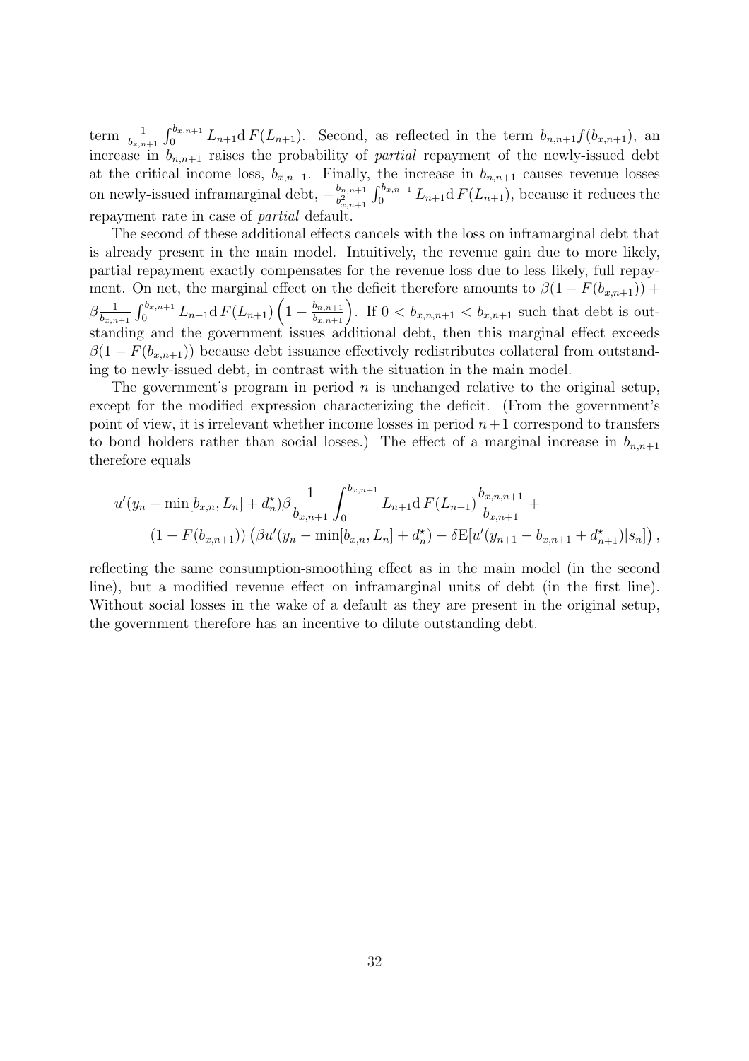term $\frac{1}{b_{x,n+1}} \int_0^{b_{x,n+1}} L_{n+1} \mathrm{d}\, F(L_{n+1})$. Second, as reflected in the term $b_{n,n+1} f(b_{x,n+1})$, an increase in $b_{n,n+1}$ raises the probability of *partial* repayment of the newly-issued debt at the critical income loss, $b_{x,n+1}$. Finally, the increase in $b_{n,n+1}$ causes revenue losses on newly-issued inframarginal debt, $-\frac{b_{n,n+1}}{b_{x,n+1}^2} \int_0^{b_{x,n+1}} L_{n+1} \mathrm{d}\, F(L_{n+1})$, because it reduces the repayment rate in case of *partial* default.

The second of these additional effects cancels with the loss on inframarginal debt that is already present in the main model. Intuitively, the revenue gain due to more likely, partial repayment exactly compensates for the revenue loss due to less likely, full repayment. On net, the marginal effect on the deficit therefore amounts to $\beta(1 - F(b_{x,n+1})) + \beta \frac{1}{b_{x,n+1}} \int_0^{b_{x,n+1}} L_{n+1} \mathrm{d}\, F(L_{n+1}) \left(1 - \frac{b_{n,n+1}}{b_{x,n+1}}\right)$. If $0 < b_{x,n,n+1} < b_{x,n+1}$ such that debt is outstanding and the government issues additional debt, then this marginal effect exceeds $\beta(1 - F(b_{x,n+1}))$ because debt issuance effectively redistributes collateral from outstanding to newly-issued debt, in contrast with the situation in the main model.

The government's program in period $n$ is unchanged relative to the original setup, except for the modified expression characterizing the deficit. (From the government's point of view, it is irrelevant whether income losses in period $n+1$ correspond to transfers to bond holders rather than social losses.) The effect of a marginal increase in $b_{n,n+1}$ therefore equals

$$u'(y_n - \min[b_{x,n}, L_n] + d_n^\star) \beta \frac{1}{b_{x,n+1}} \int_0^{b_{x,n+1}} L_{n+1} \mathrm{d}\, F(L_{n+1}) \frac{b_{x,n,n+1}}{b_{x,n+1}} +$$
$$(1 - F(b_{x,n+1})) \left( \beta u'(y_n - \min[b_{x,n}, L_n] + d_n^\star) - \delta \mathrm{E}[u'(y_{n+1} - b_{x,n+1} + d_{n+1}^\star) | s_n] \right),$$

reflecting the same consumption-smoothing effect as in the main model (in the second line), but a modified revenue effect on inframarginal units of debt (in the first line). Without social losses in the wake of a default as they are present in the original setup, the government therefore has an incentive to dilute outstanding debt.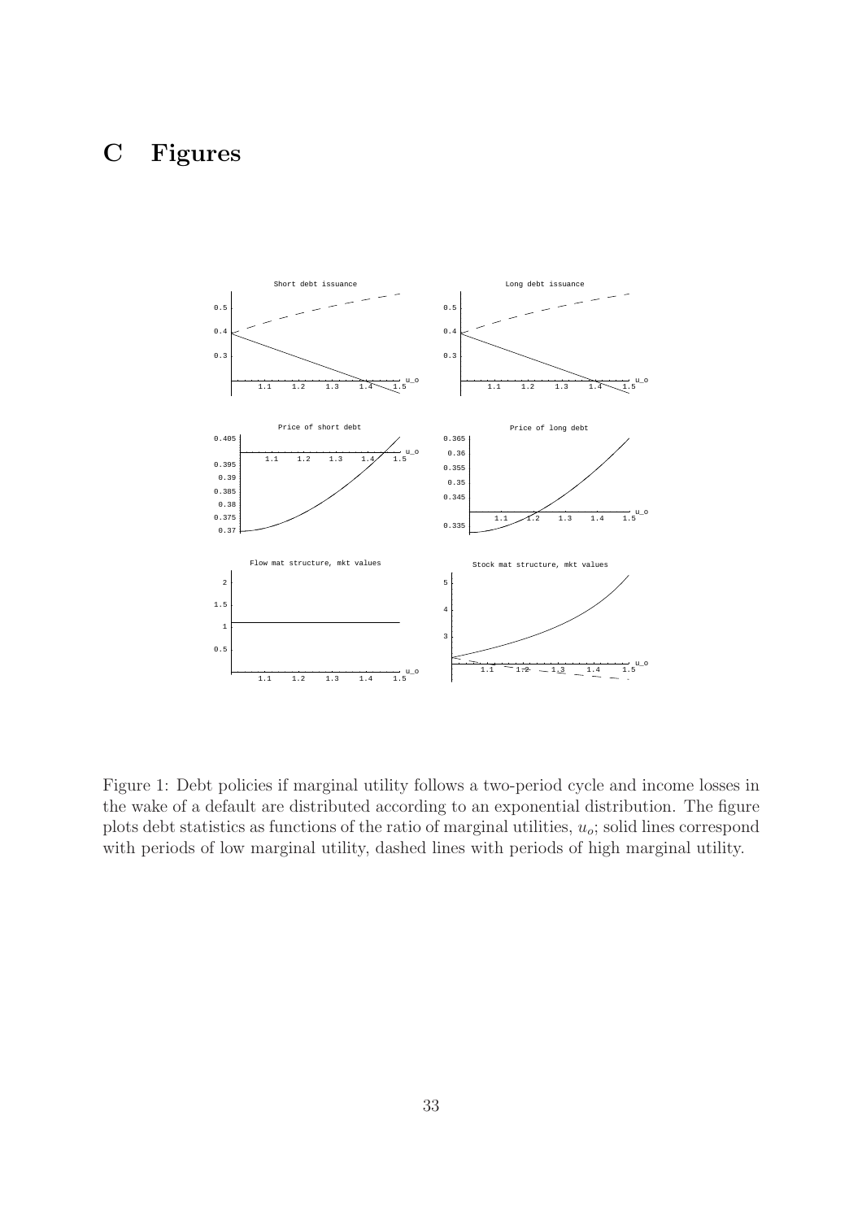# C Figures

Figure 1: Debt policies if marginal utility follows a two-period cycle and income losses in the wake of a default are distributed according to an exponential distribution. The figure plots debt statistics as functions of the ratio of marginal utilities, $u_o$; solid lines correspond with periods of low marginal utility, dashed lines with periods of high marginal utility.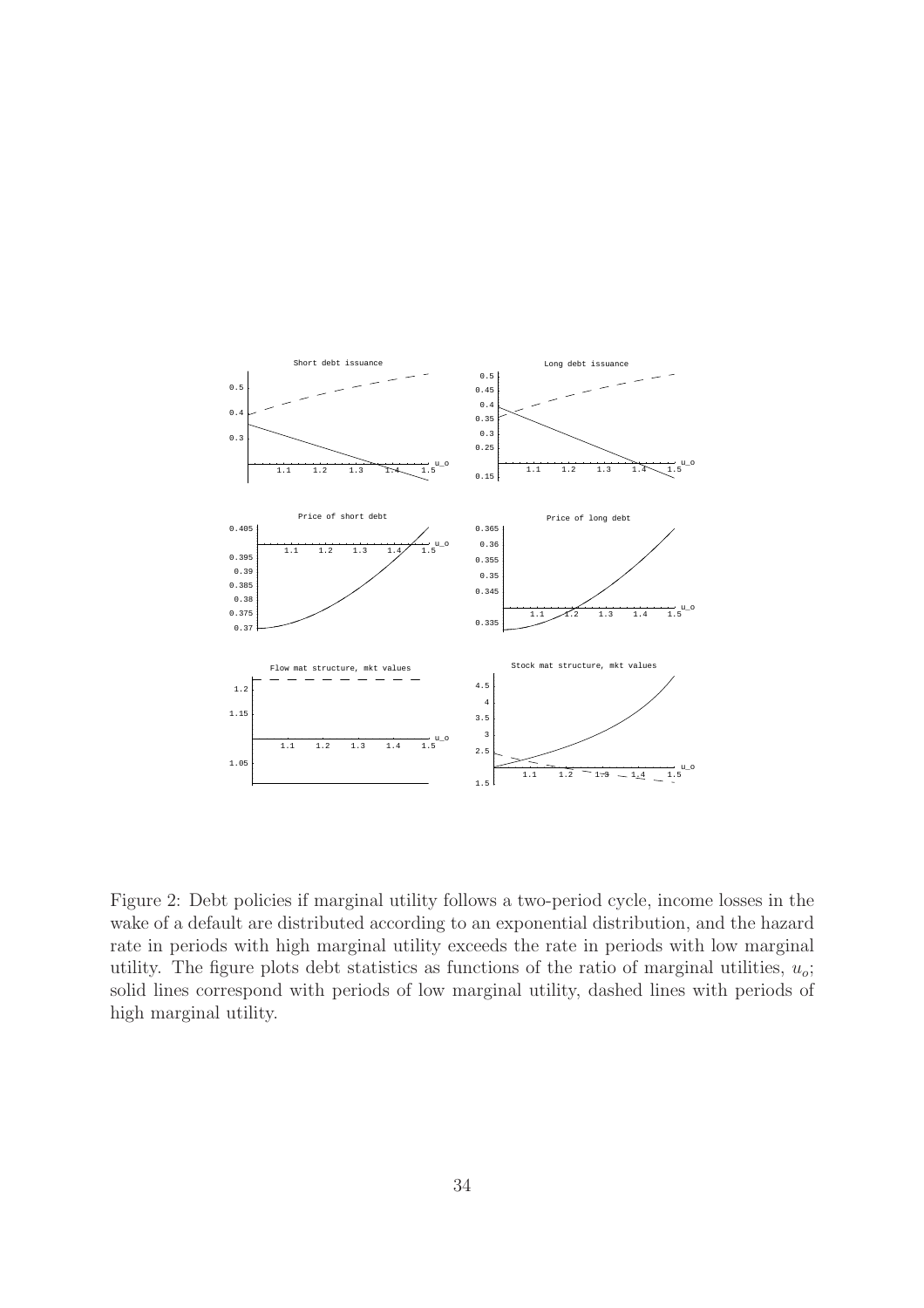Figure 2: Debt policies if marginal utility follows a two-period cycle, income losses in the wake of a default are distributed according to an exponential distribution, and the hazard rate in periods with high marginal utility exceeds the rate in periods with low marginal utility. The figure plots debt statistics as functions of the ratio of marginal utilities, $u_o$; solid lines correspond with periods of low marginal utility, dashed lines with periods of high marginal utility.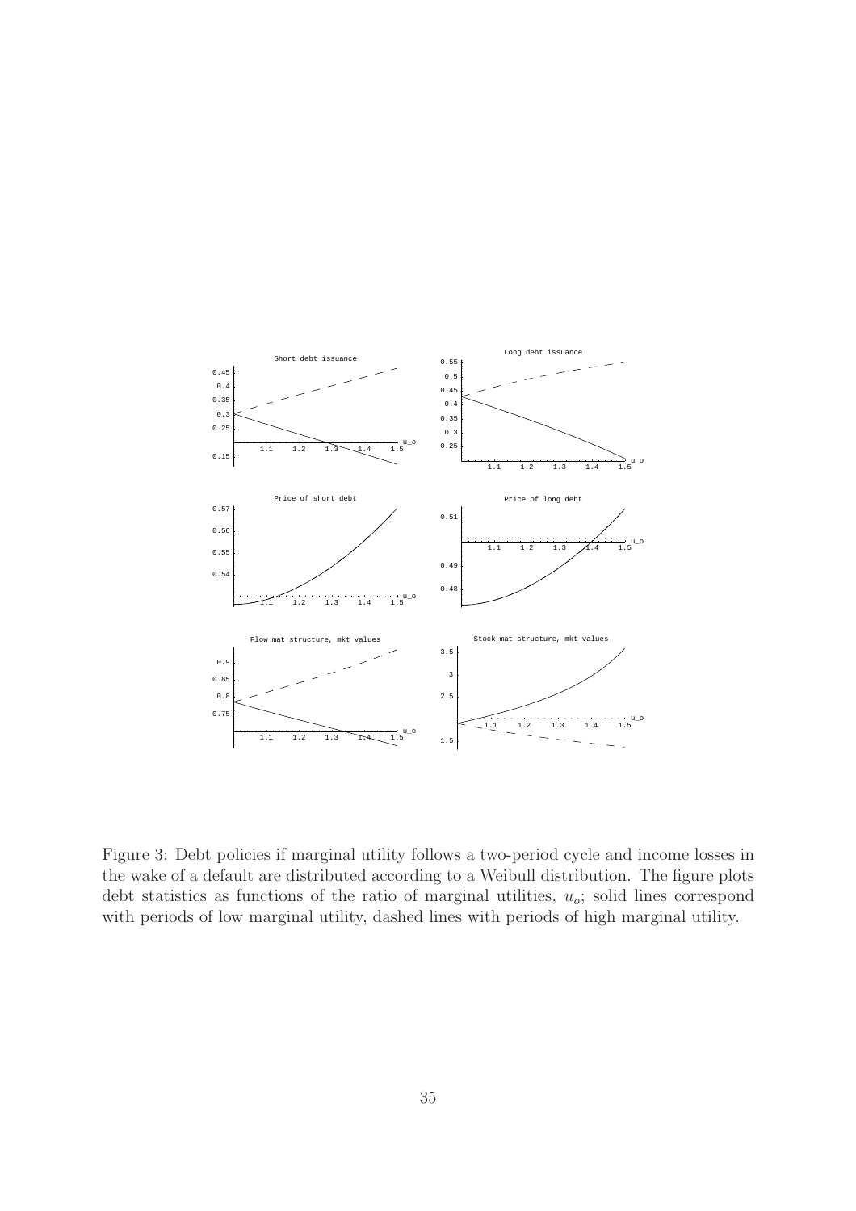Figure 3: Debt policies if marginal utility follows a two-period cycle and income losses in the wake of a default are distributed according to a Weibull distribution. The figure plots debt statistics as functions of the ratio of marginal utilities, $u_o$; solid lines correspond with periods of low marginal utility, dashed lines with periods of high marginal utility.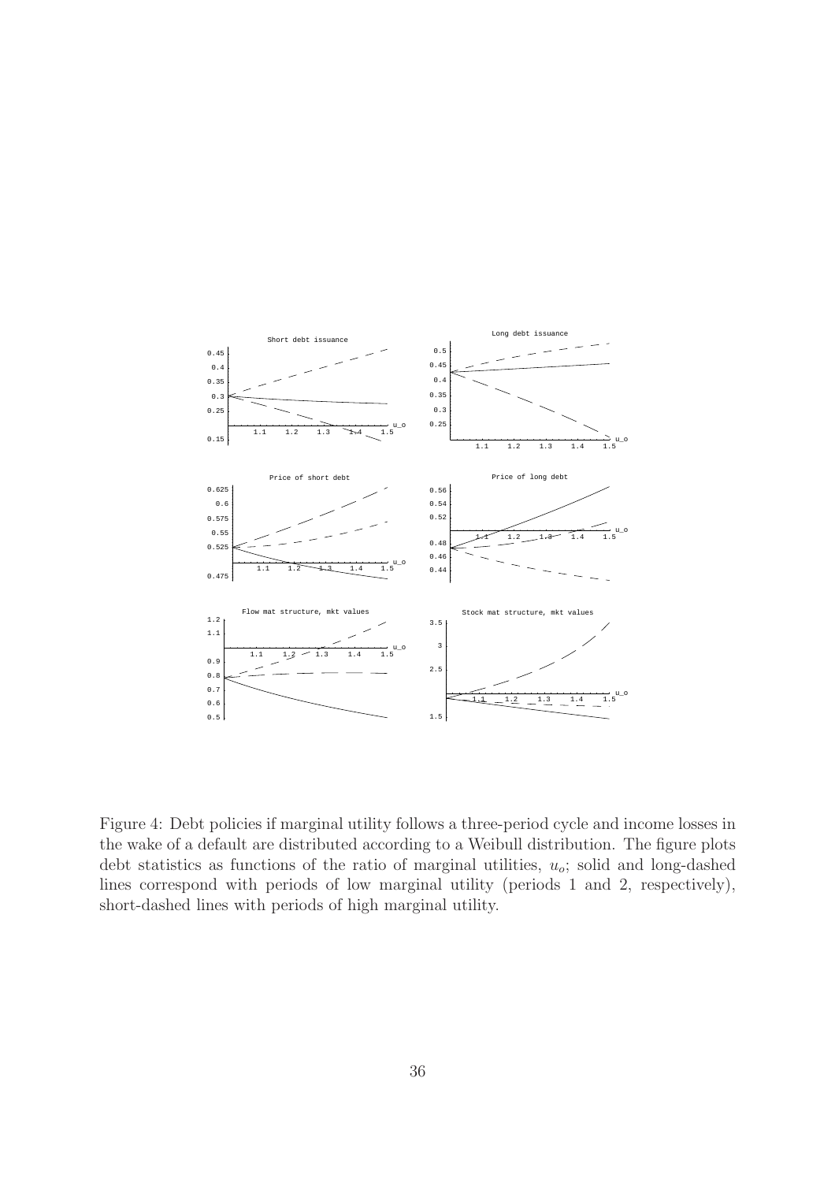Figure 4: Debt policies if marginal utility follows a three-period cycle and income losses in the wake of a default are distributed according to a Weibull distribution. The figure plots debt statistics as functions of the ratio of marginal utilities, $u_o$; solid and long-dashed lines correspond with periods of low marginal utility (periods 1 and 2, respectively), short-dashed lines with periods of high marginal utility.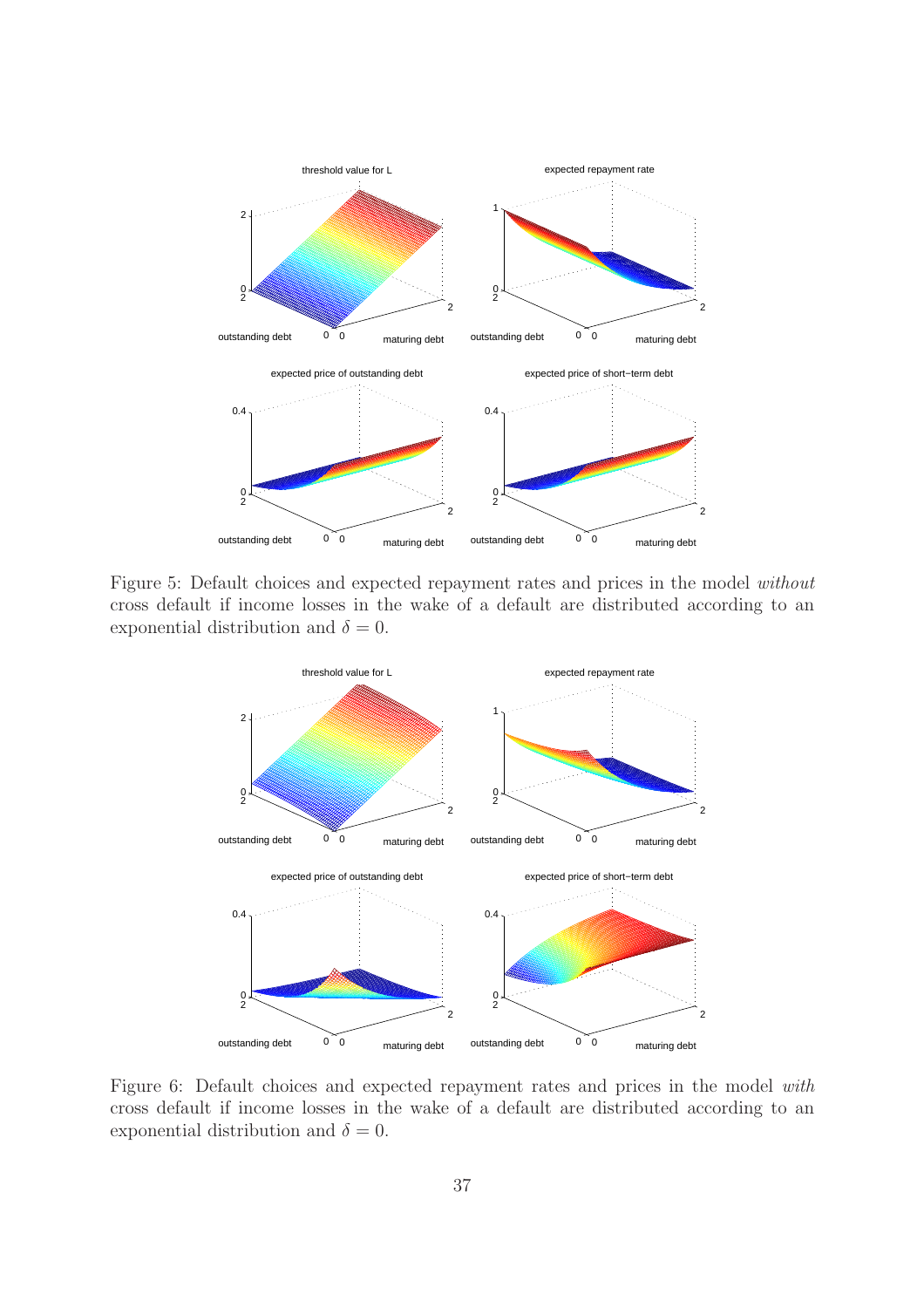Figure 5: Default choices and expected repayment rates and prices in the model *without* cross default if income losses in the wake of a default are distributed according to an exponential distribution and $\delta = 0$.

Figure 6: Default choices and expected repayment rates and prices in the model *with* cross default if income losses in the wake of a default are distributed according to an exponential distribution and $\delta = 0$.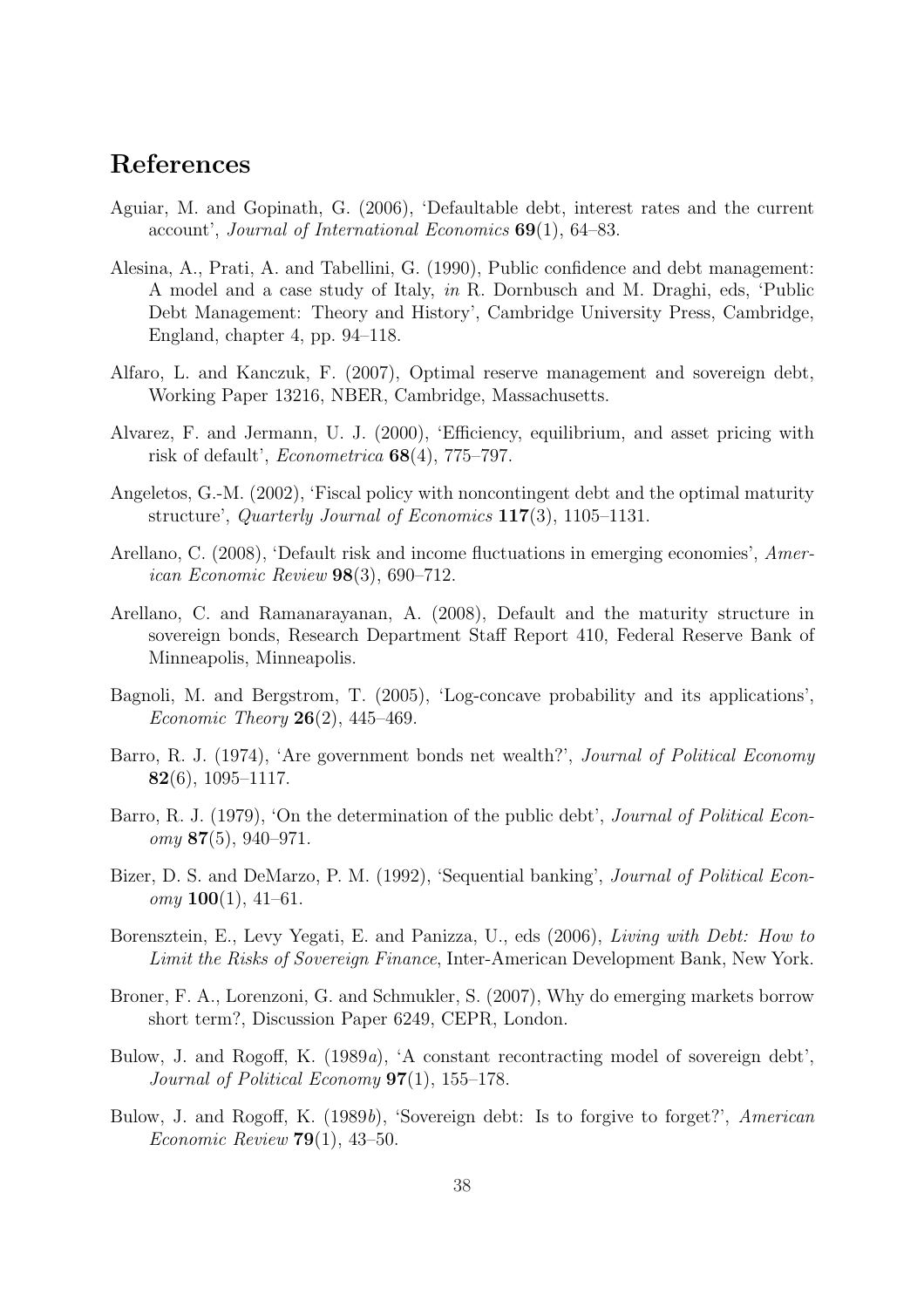## References

Aguiar, M. and Gopinath, G. (2006), 'Defaultable debt, interest rates and the current account', *Journal of International Economics* **69**(1), 64–83.

Alesina, A., Prati, A. and Tabellini, G. (1990), Public confidence and debt management: A model and a case study of Italy, *in* R. Dornbusch and M. Draghi, eds, 'Public Debt Management: Theory and History', Cambridge University Press, Cambridge, England, chapter 4, pp. 94–118.

Alfaro, L. and Kanczuk, F. (2007), Optimal reserve management and sovereign debt, Working Paper 13216, NBER, Cambridge, Massachusetts.

Alvarez, F. and Jermann, U. J. (2000), 'Efficiency, equilibrium, and asset pricing with risk of default', *Econometrica* **68**(4), 775–797.

Angeletos, G.-M. (2002), 'Fiscal policy with noncontingent debt and the optimal maturity structure', *Quarterly Journal of Economics* **117**(3), 1105–1131.

Arellano, C. (2008), 'Default risk and income fluctuations in emerging economies', *American Economic Review* **98**(3), 690–712.

Arellano, C. and Ramanarayanan, A. (2008), Default and the maturity structure in sovereign bonds, Research Department Staff Report 410, Federal Reserve Bank of Minneapolis, Minneapolis.

Bagnoli, M. and Bergstrom, T. (2005), 'Log-concave probability and its applications', *Economic Theory* **26**(2), 445–469.

Barro, R. J. (1974), 'Are government bonds net wealth?', *Journal of Political Economy* **82**(6), 1095–1117.

Barro, R. J. (1979), 'On the determination of the public debt', *Journal of Political Economy* **87**(5), 940–971.

Bizer, D. S. and DeMarzo, P. M. (1992), 'Sequential banking', *Journal of Political Economy* **100**(1), 41–61.

Borensztein, E., Levy Yegati, E. and Panizza, U., eds (2006), *Living with Debt: How to Limit the Risks of Sovereign Finance*, Inter-American Development Bank, New York.

Broner, F. A., Lorenzoni, G. and Schmukler, S. (2007), Why do emerging markets borrow short term?, Discussion Paper 6249, CEPR, London.

Bulow, J. and Rogoff, K. (1989*a*), 'A constant recontracting model of sovereign debt', *Journal of Political Economy* **97**(1), 155–178.

Bulow, J. and Rogoff, K. (1989*b*), 'Sovereign debt: Is to forgive to forget?', *American Economic Review* **79**(1), 43–50.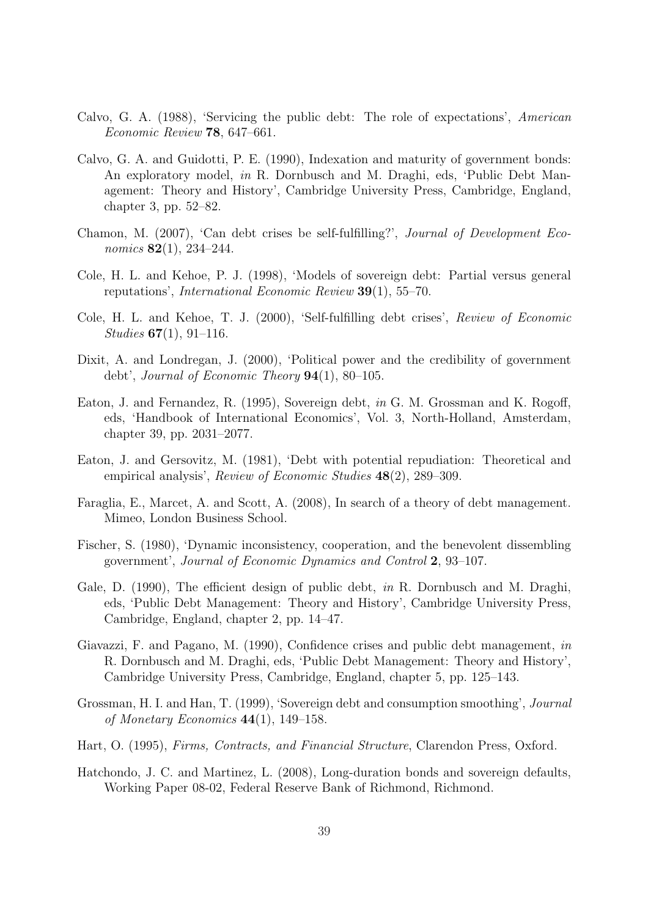Calvo, G. A. (1988), 'Servicing the public debt: The role of expectations', *American Economic Review* **78**, 647–661.

Calvo, G. A. and Guidotti, P. E. (1990), Indexation and maturity of government bonds: An exploratory model, *in* R. Dornbusch and M. Draghi, eds, 'Public Debt Management: Theory and History', Cambridge University Press, Cambridge, England, chapter 3, pp. 52–82.

Chamon, M. (2007), 'Can debt crises be self-fulfilling?', *Journal of Development Economics* **82**(1), 234–244.

Cole, H. L. and Kehoe, P. J. (1998), 'Models of sovereign debt: Partial versus general reputations', *International Economic Review* **39**(1), 55–70.

Cole, H. L. and Kehoe, T. J. (2000), 'Self-fulfilling debt crises', *Review of Economic Studies* **67**(1), 91–116.

Dixit, A. and Londregan, J. (2000), 'Political power and the credibility of government debt', *Journal of Economic Theory* **94**(1), 80–105.

Eaton, J. and Fernandez, R. (1995), Sovereign debt, *in* G. M. Grossman and K. Rogoff, eds, 'Handbook of International Economics', Vol. 3, North-Holland, Amsterdam, chapter 39, pp. 2031–2077.

Eaton, J. and Gersovitz, M. (1981), 'Debt with potential repudiation: Theoretical and empirical analysis', *Review of Economic Studies* **48**(2), 289–309.

Faraglia, E., Marcet, A. and Scott, A. (2008), In search of a theory of debt management. Mimeo, London Business School.

Fischer, S. (1980), 'Dynamic inconsistency, cooperation, and the benevolent dissembling government', *Journal of Economic Dynamics and Control* **2**, 93–107.

Gale, D. (1990), The efficient design of public debt, *in* R. Dornbusch and M. Draghi, eds, 'Public Debt Management: Theory and History', Cambridge University Press, Cambridge, England, chapter 2, pp. 14–47.

Giavazzi, F. and Pagano, M. (1990), Confidence crises and public debt management, *in* R. Dornbusch and M. Draghi, eds, 'Public Debt Management: Theory and History', Cambridge University Press, Cambridge, England, chapter 5, pp. 125–143.

Grossman, H. I. and Han, T. (1999), 'Sovereign debt and consumption smoothing', *Journal of Monetary Economics* **44**(1), 149–158.

Hart, O. (1995), *Firms, Contracts, and Financial Structure*, Clarendon Press, Oxford.

Hatchondo, J. C. and Martinez, L. (2008), Long-duration bonds and sovereign defaults, Working Paper 08-02, Federal Reserve Bank of Richmond, Richmond.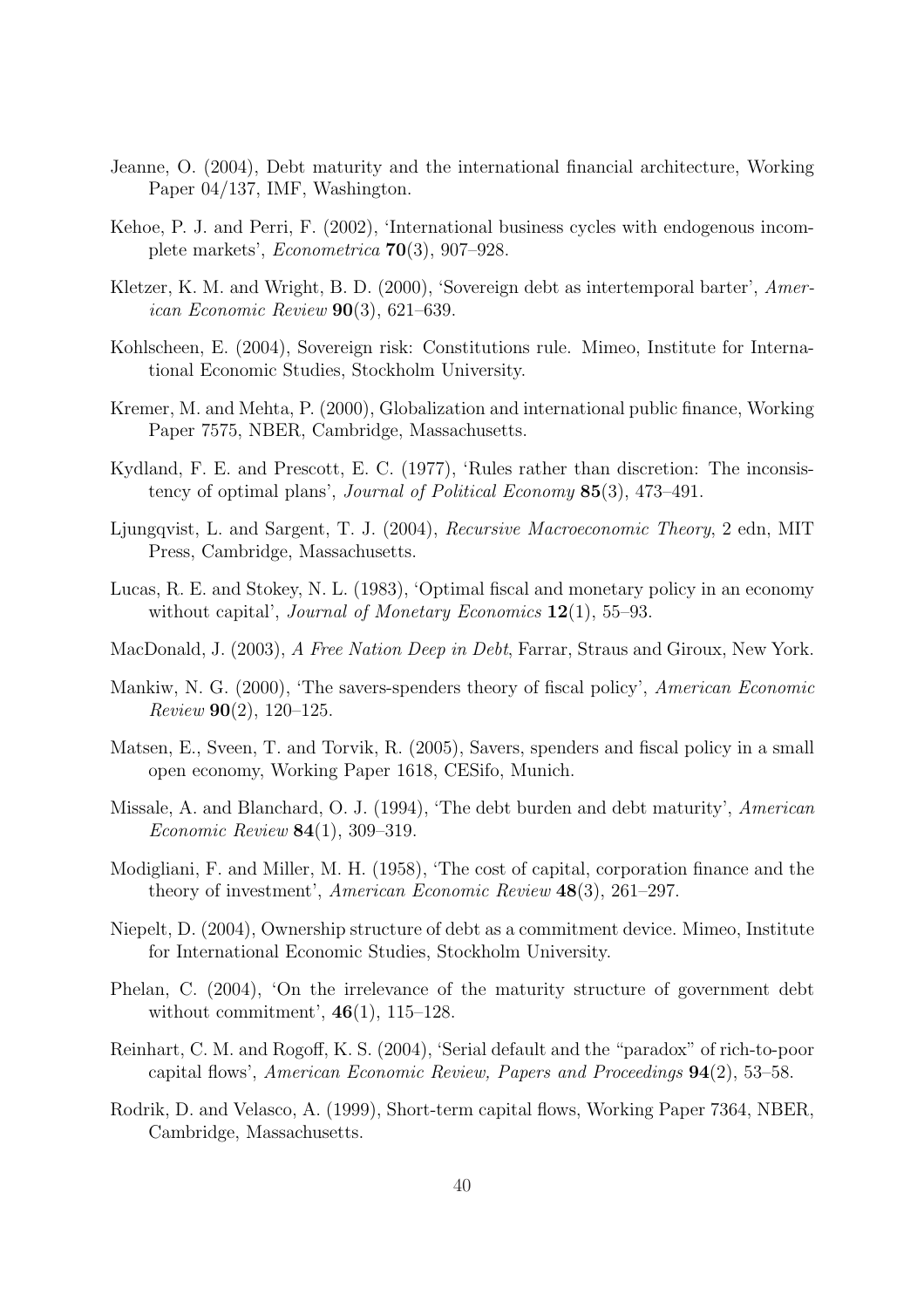Jeanne, O. (2004), Debt maturity and the international financial architecture, Working Paper 04/137, IMF, Washington.

Kehoe, P. J. and Perri, F. (2002), 'International business cycles with endogenous incomplete markets', *Econometrica* **70**(3), 907–928.

Kletzer, K. M. and Wright, B. D. (2000), 'Sovereign debt as intertemporal barter', *American Economic Review* **90**(3), 621–639.

Kohlscheen, E. (2004), Sovereign risk: Constitutions rule. Mimeo, Institute for International Economic Studies, Stockholm University.

Kremer, M. and Mehta, P. (2000), Globalization and international public finance, Working Paper 7575, NBER, Cambridge, Massachusetts.

Kydland, F. E. and Prescott, E. C. (1977), 'Rules rather than discretion: The inconsistency of optimal plans', *Journal of Political Economy* **85**(3), 473–491.

Ljungqvist, L. and Sargent, T. J. (2004), *Recursive Macroeconomic Theory*, 2 edn, MIT Press, Cambridge, Massachusetts.

Lucas, R. E. and Stokey, N. L. (1983), 'Optimal fiscal and monetary policy in an economy without capital', *Journal of Monetary Economics* **12**(1), 55–93.

MacDonald, J. (2003), *A Free Nation Deep in Debt*, Farrar, Straus and Giroux, New York.

Mankiw, N. G. (2000), 'The savers-spenders theory of fiscal policy', *American Economic Review* **90**(2), 120–125.

Matsen, E., Sveen, T. and Torvik, R. (2005), Savers, spenders and fiscal policy in a small open economy, Working Paper 1618, CESifo, Munich.

Missale, A. and Blanchard, O. J. (1994), 'The debt burden and debt maturity', *American Economic Review* **84**(1), 309–319.

Modigliani, F. and Miller, M. H. (1958), 'The cost of capital, corporation finance and the theory of investment', *American Economic Review* **48**(3), 261–297.

Niepelt, D. (2004), Ownership structure of debt as a commitment device. Mimeo, Institute for International Economic Studies, Stockholm University.

Phelan, C. (2004), 'On the irrelevance of the maturity structure of government debt without commitment', **46**(1), 115–128.

Reinhart, C. M. and Rogoff, K. S. (2004), 'Serial default and the "paradox" of rich-to-poor capital flows', *American Economic Review, Papers and Proceedings* **94**(2), 53–58.

Rodrik, D. and Velasco, A. (1999), Short-term capital flows, Working Paper 7364, NBER, Cambridge, Massachusetts.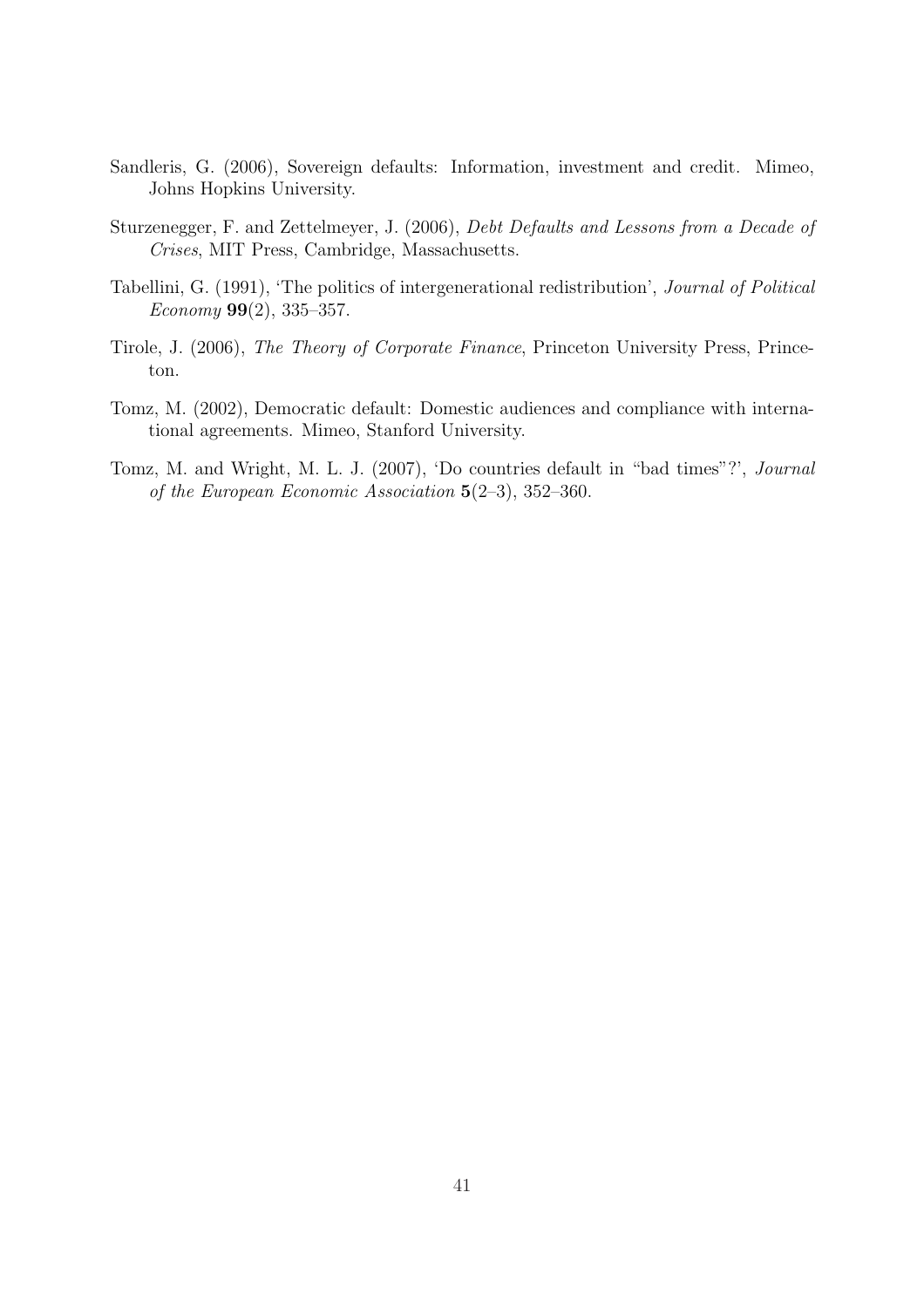Sandleris, G. (2006), Sovereign defaults: Information, investment and credit. Mimeo, Johns Hopkins University.

Sturzenegger, F. and Zettelmeyer, J. (2006), *Debt Defaults and Lessons from a Decade of Crises*, MIT Press, Cambridge, Massachusetts.

Tabellini, G. (1991), 'The politics of intergenerational redistribution', *Journal of Political Economy* **99**(2), 335–357.

Tirole, J. (2006), *The Theory of Corporate Finance*, Princeton University Press, Princeton.

Tomz, M. (2002), Democratic default: Domestic audiences and compliance with international agreements. Mimeo, Stanford University.

Tomz, M. and Wright, M. L. J. (2007), 'Do countries default in "bad times"?', *Journal of the European Economic Association* **5**(2–3), 352–360.